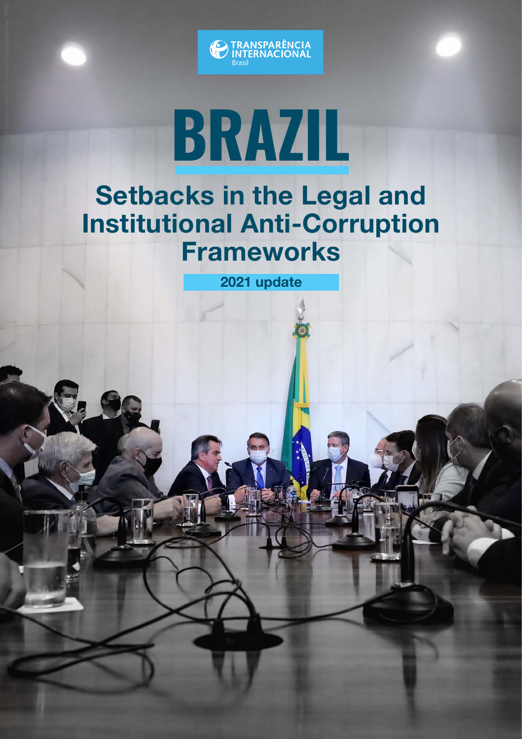TRANSPARÊNCIA INTERNACIONAL
Brasil

# BRAZIL

## Setbacks in the Legal and Institutional Anti-Corruption Frameworks

**2021 update**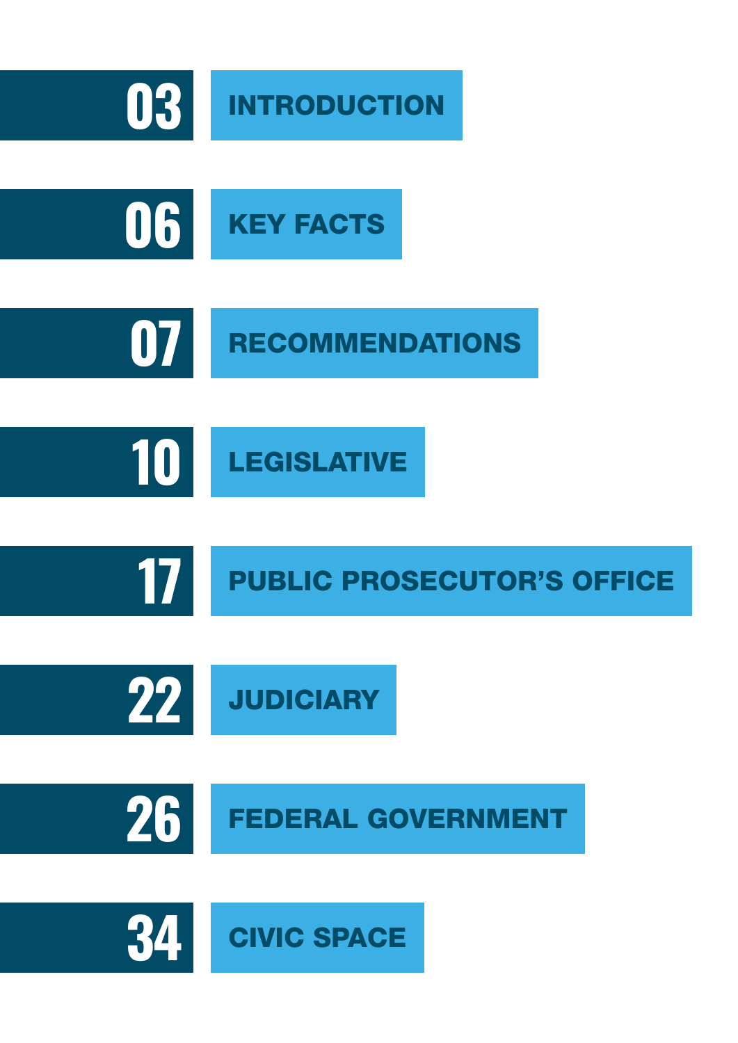| Page | Section |
| --- | --- |
| 03 | INTRODUCTION |
| 06 | KEY FACTS |
| 07 | RECOMMENDATIONS |
| 10 | LEGISLATIVE |
| 17 | PUBLIC PROSECUTOR'S OFFICE |
| 22 | JUDICIARY |
| 26 | FEDERAL GOVERNMENT |
| 34 | CIVIC SPACE |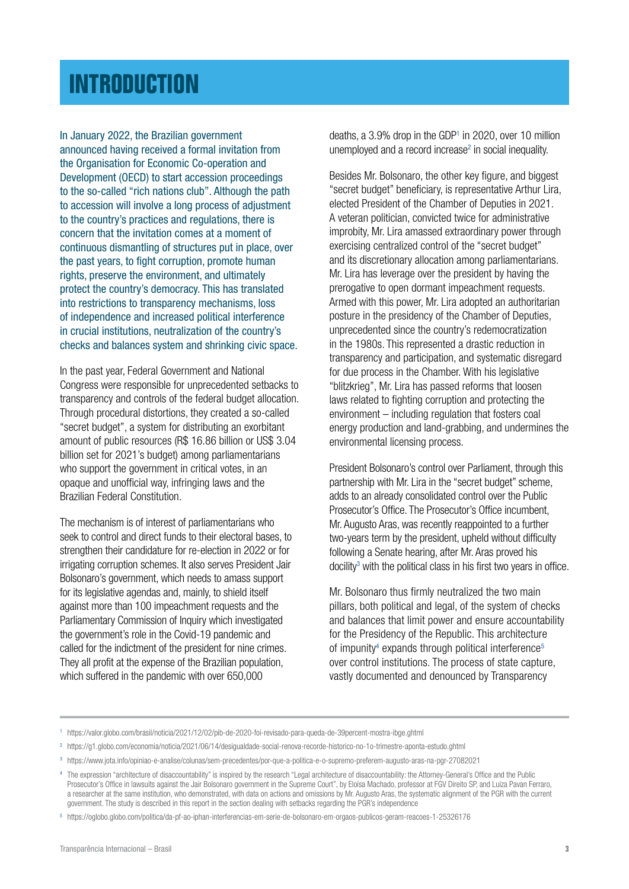# INTRODUCTION

In January 2022, the Brazilian government announced having received a formal invitation from the Organisation for Economic Co-operation and Development (OECD) to start accession proceedings to the so-called "rich nations club". Although the path to accession will involve a long process of adjustment to the country's practices and regulations, there is concern that the invitation comes at a moment of continuous dismantling of structures put in place, over the past years, to fight corruption, promote human rights, preserve the environment, and ultimately protect the country's democracy. This has translated into restrictions to transparency mechanisms, loss of independence and increased political interference in crucial institutions, neutralization of the country's checks and balances system and shrinking civic space.

In the past year, Federal Government and National Congress were responsible for unprecedented setbacks to transparency and controls of the federal budget allocation. Through procedural distortions, they created a so-called "secret budget", a system for distributing an exorbitant amount of public resources (R$ 16.86 billion or US$ 3.04 billion set for 2021's budget) among parliamentarians who support the government in critical votes, in an opaque and unofficial way, infringing laws and the Brazilian Federal Constitution.

The mechanism is of interest of parliamentarians who seek to control and direct funds to their electoral bases, to strengthen their candidature for re-election in 2022 or for irrigating corruption schemes. It also serves President Jair Bolsonaro's government, which needs to amass support for its legislative agendas and, mainly, to shield itself against more than 100 impeachment requests and the Parliamentary Commission of Inquiry which investigated the government's role in the Covid-19 pandemic and called for the indictment of the president for nine crimes. They all profit at the expense of the Brazilian population, which suffered in the pandemic with over 650,000 deaths, a 3.9% drop in the GDP[1] in 2020, over 10 million unemployed and a record increase[2] in social inequality.

Besides Mr. Bolsonaro, the other key figure, and biggest "secret budget" beneficiary, is representative Arthur Lira, elected President of the Chamber of Deputies in 2021. A veteran politician, convicted twice for administrative improbity, Mr. Lira amassed extraordinary power through exercising centralized control of the "secret budget" and its discretionary allocation among parliamentarians. Mr. Lira has leverage over the president by having the prerogative to open dormant impeachment requests. Armed with this power, Mr. Lira adopted an authoritarian posture in the presidency of the Chamber of Deputies, unprecedented since the country's redemocratization in the 1980s. This represented a drastic reduction in transparency and participation, and systematic disregard for due process in the Chamber. With his legislative "blitzkrieg", Mr. Lira has passed reforms that loosen laws related to fighting corruption and protecting the environment – including regulation that fosters coal energy production and land-grabbing, and undermines the environmental licensing process.

President Bolsonaro's control over Parliament, through this partnership with Mr. Lira in the "secret budget" scheme, adds to an already consolidated control over the Public Prosecutor's Office. The Prosecutor's Office incumbent, Mr. Augusto Aras, was recently reappointed to a further two-years term by the president, upheld without difficulty following a Senate hearing, after Mr. Aras proved his docility[3] with the political class in his first two years in office.

Mr. Bolsonaro thus firmly neutralized the two main pillars, both political and legal, of the system of checks and balances that limit power and ensure accountability for the Presidency of the Republic. This architecture of impunity[4] expands through political interference[5] over control institutions. The process of state capture, vastly documented and denounced by Transparency

---

[1] https://valor.globo.com/brasil/noticia/2021/12/02/pib-de-2020-foi-revisado-para-queda-de-39percent-mostra-ibge.ghtml

[2] https://g1.globo.com/economia/noticia/2021/06/14/desigualdade-social-renova-recorde-historico-no-1o-trimestre-aponta-estudo.ghtml

[3] https://www.jota.info/opiniao-e-analise/colunas/sem-precedentes/por-que-a-politica-e-o-supremo-preferem-augusto-aras-na-pgr-27082021

[4] The expression "architecture of disaccountability" is inspired by the research "Legal architecture of disaccountability: the Attorney-General's Office and the Public Prosecutor's Office in lawsuits against the Jair Bolsonaro government in the Supreme Court", by Eloisa Machado, professor at FGV Direito SP, and Luiza Pavan Ferraro, a researcher at the same institution, who demonstrated, with data on actions and omissions by Mr. Augusto Aras, the systematic alignment of the PGR with the current government. The study is described in this report in the section dealing with setbacks regarding the PGR's independence

[5] https://oglobo.globo.com/politica/da-pf-ao-iphan-interferencias-em-serie-de-bolsonaro-em-orgaos-publicos-geram-reacoes-1-25326176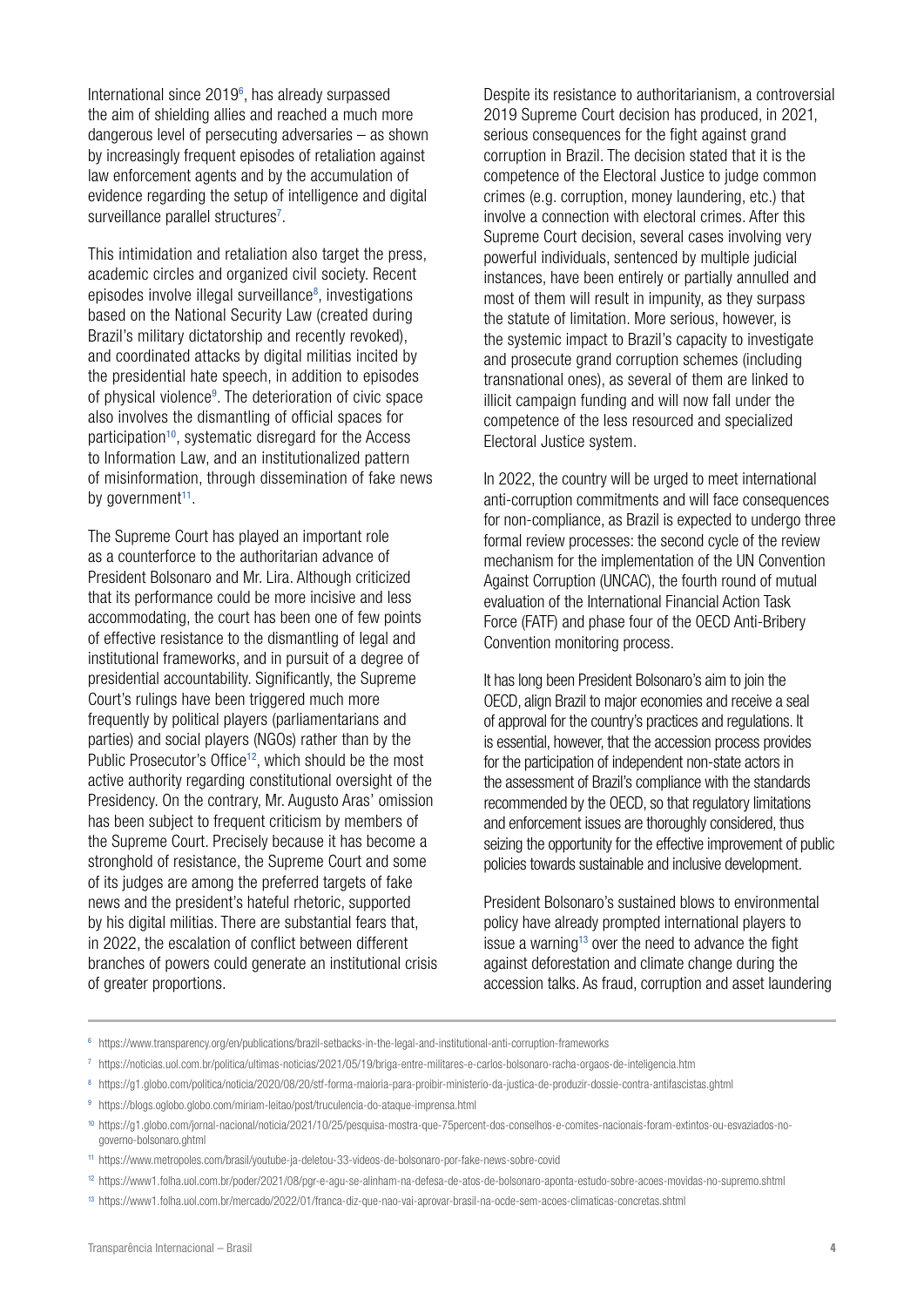International since 2019[6], has already surpassed the aim of shielding allies and reached a much more dangerous level of persecuting adversaries – as shown by increasingly frequent episodes of retaliation against law enforcement agents and by the accumulation of evidence regarding the setup of intelligence and digital surveillance parallel structures[7].

This intimidation and retaliation also target the press, academic circles and organized civil society. Recent episodes involve illegal surveillance[8], investigations based on the National Security Law (created during Brazil's military dictatorship and recently revoked), and coordinated attacks by digital militias incited by the presidential hate speech, in addition to episodes of physical violence[9]. The deterioration of civic space also involves the dismantling of official spaces for participation[10], systematic disregard for the Access to Information Law, and an institutionalized pattern of misinformation, through dissemination of fake news by government[11].

The Supreme Court has played an important role as a counterforce to the authoritarian advance of President Bolsonaro and Mr. Lira. Although criticized that its performance could be more incisive and less accommodating, the court has been one of few points of effective resistance to the dismantling of legal and institutional frameworks, and in pursuit of a degree of presidential accountability. Significantly, the Supreme Court's rulings have been triggered much more frequently by political players (parliamentarians and parties) and social players (NGOs) rather than by the Public Prosecutor's Office[12], which should be the most active authority regarding constitutional oversight of the Presidency. On the contrary, Mr. Augusto Aras' omission has been subject to frequent criticism by members of the Supreme Court. Precisely because it has become a stronghold of resistance, the Supreme Court and some of its judges are among the preferred targets of fake news and the president's hateful rhetoric, supported by his digital militias. There are substantial fears that, in 2022, the escalation of conflict between different branches of powers could generate an institutional crisis of greater proportions.

Despite its resistance to authoritarianism, a controversial 2019 Supreme Court decision has produced, in 2021, serious consequences for the fight against grand corruption in Brazil. The decision stated that it is the competence of the Electoral Justice to judge common crimes (e.g. corruption, money laundering, etc.) that involve a connection with electoral crimes. After this Supreme Court decision, several cases involving very powerful individuals, sentenced by multiple judicial instances, have been entirely or partially annulled and most of them will result in impunity, as they surpass the statute of limitation. More serious, however, is the systemic impact to Brazil's capacity to investigate and prosecute grand corruption schemes (including transnational ones), as several of them are linked to illicit campaign funding and will now fall under the competence of the less resourced and specialized Electoral Justice system.

In 2022, the country will be urged to meet international anti-corruption commitments and will face consequences for non-compliance, as Brazil is expected to undergo three formal review processes: the second cycle of the review mechanism for the implementation of the UN Convention Against Corruption (UNCAC), the fourth round of mutual evaluation of the International Financial Action Task Force (FATF) and phase four of the OECD Anti-Bribery Convention monitoring process.

It has long been President Bolsonaro's aim to join the OECD, align Brazil to major economies and receive a seal of approval for the country's practices and regulations. It is essential, however, that the accession process provides for the participation of independent non-state actors in the assessment of Brazil's compliance with the standards recommended by the OECD, so that regulatory limitations and enforcement issues are thoroughly considered, thus seizing the opportunity for the effective improvement of public policies towards sustainable and inclusive development.

President Bolsonaro's sustained blows to environmental policy have already prompted international players to issue a warning[13] over the need to advance the fight against deforestation and climate change during the accession talks. As fraud, corruption and asset laundering

---

[6] https://www.transparency.org/en/publications/brazil-setbacks-in-the-legal-and-institutional-anti-corruption-frameworks

[7] https://noticias.uol.com.br/politica/ultimas-noticias/2021/05/19/briga-entre-militares-e-carlos-bolsonaro-racha-orgaos-de-inteligencia.htm

[8] https://g1.globo.com/politica/noticia/2020/08/20/stf-forma-maioria-para-proibir-ministerio-da-justica-de-produzir-dossie-contra-antifascistas.ghtml

[9] https://blogs.oglobo.globo.com/miriam-leitao/post/truculencia-do-ataque-imprensa.html

[10] https://g1.globo.com/jornal-nacional/noticia/2021/10/25/pesquisa-mostra-que-75percent-dos-conselhos-e-comites-nacionais-foram-extintos-ou-esvaziados-no-governo-bolsonaro.ghtml

[11] https://www.metropoles.com/brasil/youtube-ja-deletou-33-videos-de-bolsonaro-por-fake-news-sobre-covid

[12] https://www1.folha.uol.com.br/poder/2021/08/pgr-e-agu-se-alinham-na-defesa-de-atos-de-bolsonaro-aponta-estudo-sobre-acoes-movidas-no-supremo.shtml

[13] https://www1.folha.uol.com.br/mercado/2022/01/franca-diz-que-nao-vai-aprovar-brasil-na-ocde-sem-acoes-climaticas-concretas.shtml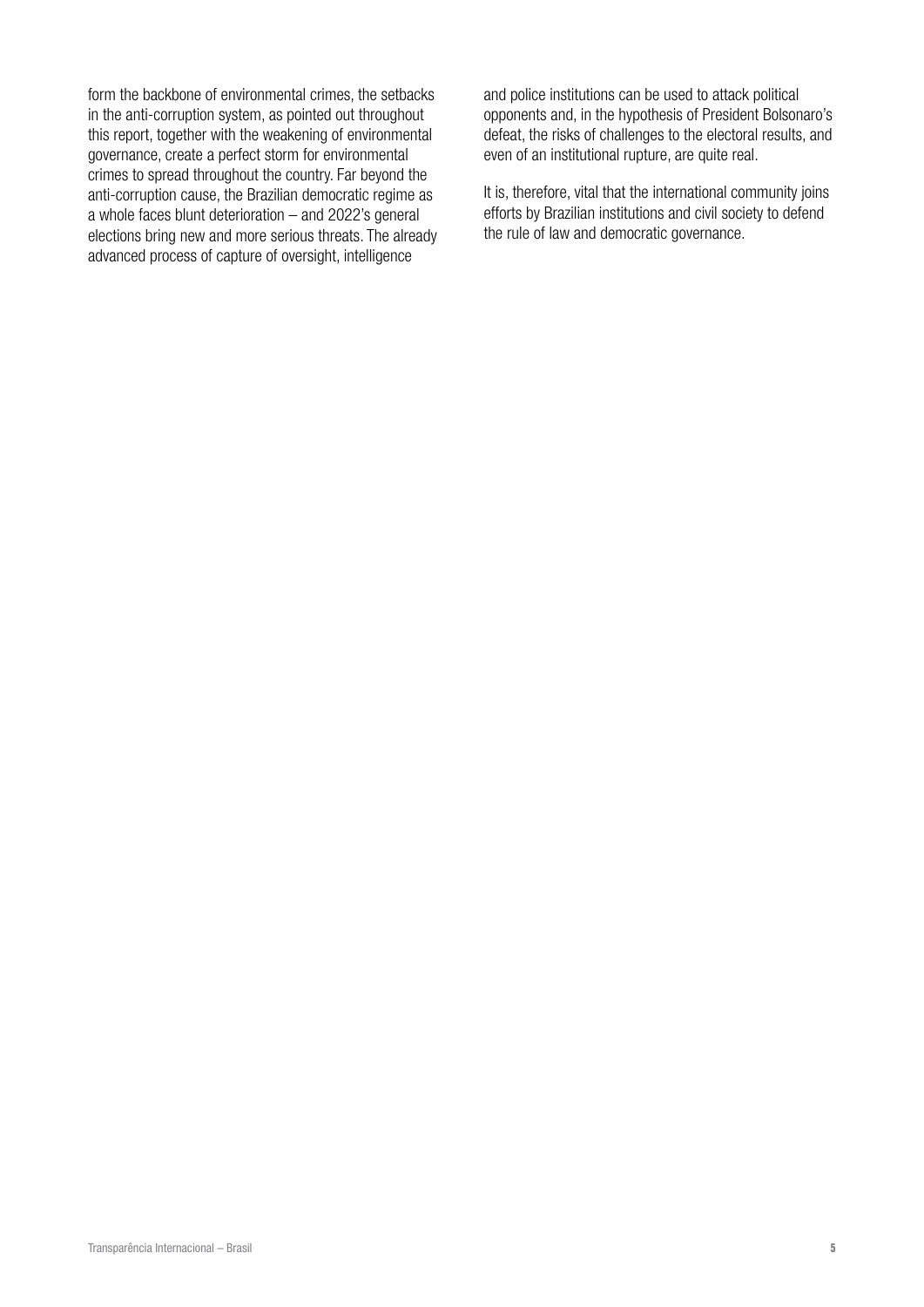form the backbone of environmental crimes, the setbacks in the anti-corruption system, as pointed out throughout this report, together with the weakening of environmental governance, create a perfect storm for environmental crimes to spread throughout the country. Far beyond the anti-corruption cause, the Brazilian democratic regime as a whole faces blunt deterioration – and 2022's general elections bring new and more serious threats. The already advanced process of capture of oversight, intelligence and police institutions can be used to attack political opponents and, in the hypothesis of President Bolsonaro's defeat, the risks of challenges to the electoral results, and even of an institutional rupture, are quite real.

It is, therefore, vital that the international community joins efforts by Brazilian institutions and civil society to defend the rule of law and democratic governance.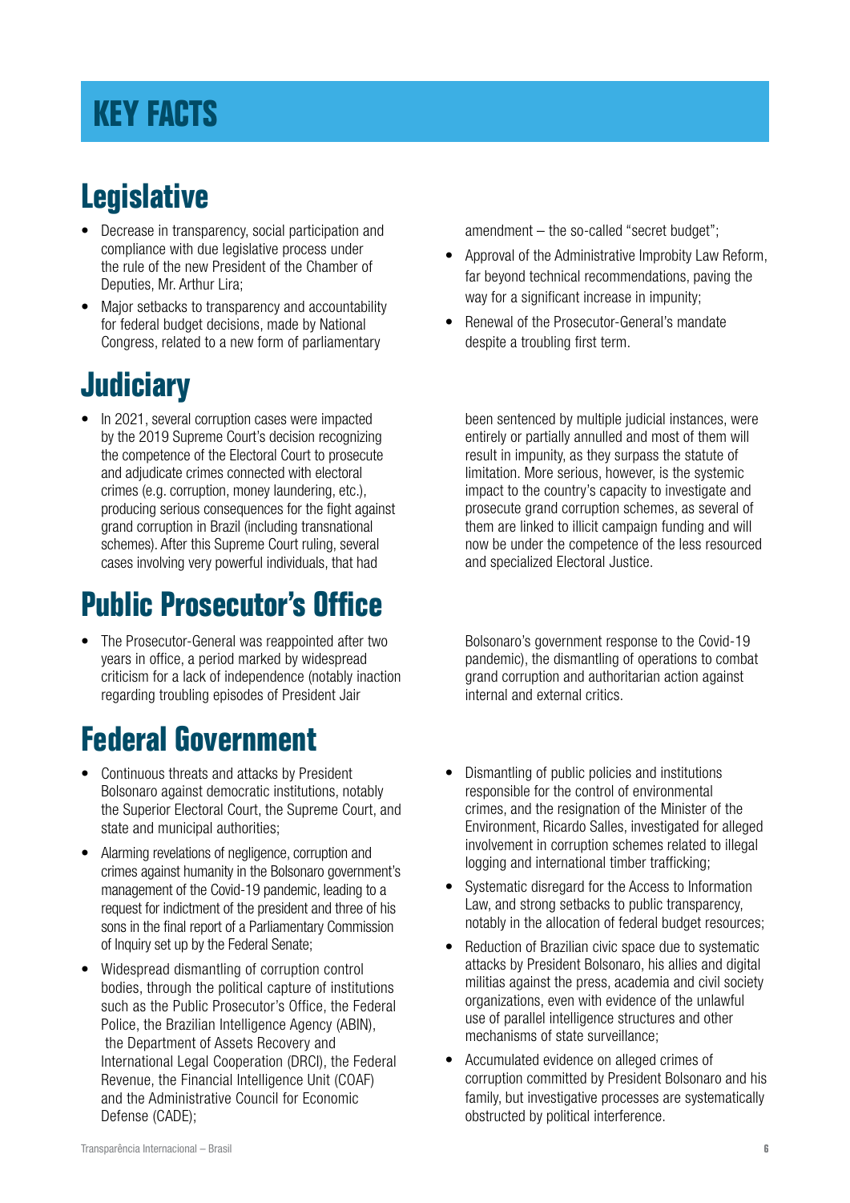# KEY FACTS

## Legislative

- Decrease in transparency, social participation and compliance with due legislative process under the rule of the new President of the Chamber of Deputies, Mr. Arthur Lira;
- Major setbacks to transparency and accountability for federal budget decisions, made by National Congress, related to a new form of parliamentary amendment – the so-called "secret budget";
- Approval of the Administrative Improbity Law Reform, far beyond technical recommendations, paving the way for a significant increase in impunity;
- Renewal of the Prosecutor-General's mandate despite a troubling first term.

## Judiciary

- In 2021, several corruption cases were impacted by the 2019 Supreme Court's decision recognizing the competence of the Electoral Court to prosecute and adjudicate crimes connected with electoral crimes (e.g. corruption, money laundering, etc.), producing serious consequences for the fight against grand corruption in Brazil (including transnational schemes). After this Supreme Court ruling, several cases involving very powerful individuals, that had been sentenced by multiple judicial instances, were entirely or partially annulled and most of them will result in impunity, as they surpass the statute of limitation. More serious, however, is the systemic impact to the country's capacity to investigate and prosecute grand corruption schemes, as several of them are linked to illicit campaign funding and will now be under the competence of the less resourced and specialized Electoral Justice.

## Public Prosecutor's Office

- The Prosecutor-General was reappointed after two years in office, a period marked by widespread criticism for a lack of independence (notably inaction regarding troubling episodes of President Jair Bolsonaro's government response to the Covid-19 pandemic), the dismantling of operations to combat grand corruption and authoritarian action against internal and external critics.

## Federal Government

- Continuous threats and attacks by President Bolsonaro against democratic institutions, notably the Superior Electoral Court, the Supreme Court, and state and municipal authorities;
- Alarming revelations of negligence, corruption and crimes against humanity in the Bolsonaro government's management of the Covid-19 pandemic, leading to a request for indictment of the president and three of his sons in the final report of a Parliamentary Commission of Inquiry set up by the Federal Senate;
- Widespread dismantling of corruption control bodies, through the political capture of institutions such as the Public Prosecutor's Office, the Federal Police, the Brazilian Intelligence Agency (ABIN), the Department of Assets Recovery and International Legal Cooperation (DRCI), the Federal Revenue, the Financial Intelligence Unit (COAF) and the Administrative Council for Economic Defense (CADE);
- Dismantling of public policies and institutions responsible for the control of environmental crimes, and the resignation of the Minister of the Environment, Ricardo Salles, investigated for alleged involvement in corruption schemes related to illegal logging and international timber trafficking;
- Systematic disregard for the Access to Information Law, and strong setbacks to public transparency, notably in the allocation of federal budget resources;
- Reduction of Brazilian civic space due to systematic attacks by President Bolsonaro, his allies and digital militias against the press, academia and civil society organizations, even with evidence of the unlawful use of parallel intelligence structures and other mechanisms of state surveillance;
- Accumulated evidence on alleged crimes of corruption committed by President Bolsonaro and his family, but investigative processes are systematically obstructed by political interference.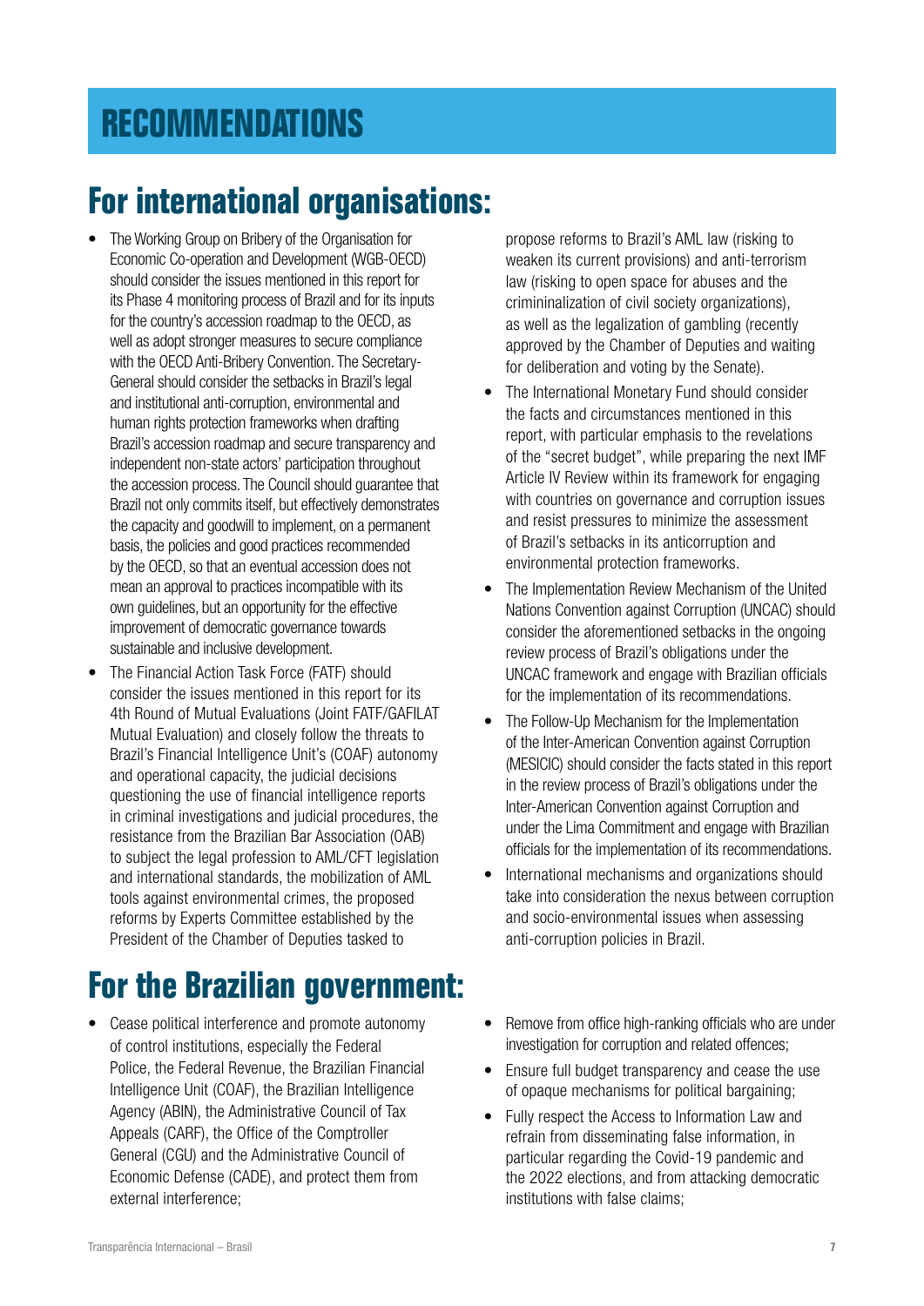# RECOMMENDATIONS

## For international organisations:

- The Working Group on Bribery of the Organisation for Economic Co-operation and Development (WGB-OECD) should consider the issues mentioned in this report for its Phase 4 monitoring process of Brazil and for its inputs for the country's accession roadmap to the OECD, as well as adopt stronger measures to secure compliance with the OECD Anti-Bribery Convention. The Secretary-General should consider the setbacks in Brazil's legal and institutional anti-corruption, environmental and human rights protection frameworks when drafting Brazil's accession roadmap and secure transparency and independent non-state actors' participation throughout the accession process. The Council should guarantee that Brazil not only commits itself, but effectively demonstrates the capacity and goodwill to implement, on a permanent basis, the policies and good practices recommended by the OECD, so that an eventual accession does not mean an approval to practices incompatible with its own guidelines, but an opportunity for the effective improvement of democratic governance towards sustainable and inclusive development.
- The Financial Action Task Force (FATF) should consider the issues mentioned in this report for its 4th Round of Mutual Evaluations (Joint FATF/GAFILAT Mutual Evaluation) and closely follow the threats to Brazil's Financial Intelligence Unit's (COAF) autonomy and operational capacity, the judicial decisions questioning the use of financial intelligence reports in criminal investigations and judicial procedures, the resistance from the Brazilian Bar Association (OAB) to subject the legal profession to AML/CFT legislation and international standards, the mobilization of AML tools against environmental crimes, the proposed reforms by Experts Committee established by the President of the Chamber of Deputies tasked to propose reforms to Brazil's AML law (risking to weaken its current provisions) and anti-terrorism law (risking to open space for abuses and the crimininalization of civil society organizations), as well as the legalization of gambling (recently approved by the Chamber of Deputies and waiting for deliberation and voting by the Senate).
- The International Monetary Fund should consider the facts and circumstances mentioned in this report, with particular emphasis to the revelations of the "secret budget", while preparing the next IMF Article IV Review within its framework for engaging with countries on governance and corruption issues and resist pressures to minimize the assessment of Brazil's setbacks in its anticorruption and environmental protection frameworks.
- The Implementation Review Mechanism of the United Nations Convention against Corruption (UNCAC) should consider the aforementioned setbacks in the ongoing review process of Brazil's obligations under the UNCAC framework and engage with Brazilian officials for the implementation of its recommendations.
- The Follow-Up Mechanism for the Implementation of the Inter-American Convention against Corruption (MESICIC) should consider the facts stated in this report in the review process of Brazil's obligations under the Inter-American Convention against Corruption and under the Lima Commitment and engage with Brazilian officials for the implementation of its recommendations.
- International mechanisms and organizations should take into consideration the nexus between corruption and socio-environmental issues when assessing anti-corruption policies in Brazil.

## For the Brazilian government:

- Cease political interference and promote autonomy of control institutions, especially the Federal Police, the Federal Revenue, the Brazilian Financial Intelligence Unit (COAF), the Brazilian Intelligence Agency (ABIN), the Administrative Council of Tax Appeals (CARF), the Office of the Comptroller General (CGU) and the Administrative Council of Economic Defense (CADE), and protect them from external interference;
- Remove from office high-ranking officials who are under investigation for corruption and related offences;
- Ensure full budget transparency and cease the use of opaque mechanisms for political bargaining;
- Fully respect the Access to Information Law and refrain from disseminating false information, in particular regarding the Covid-19 pandemic and the 2022 elections, and from attacking democratic institutions with false claims;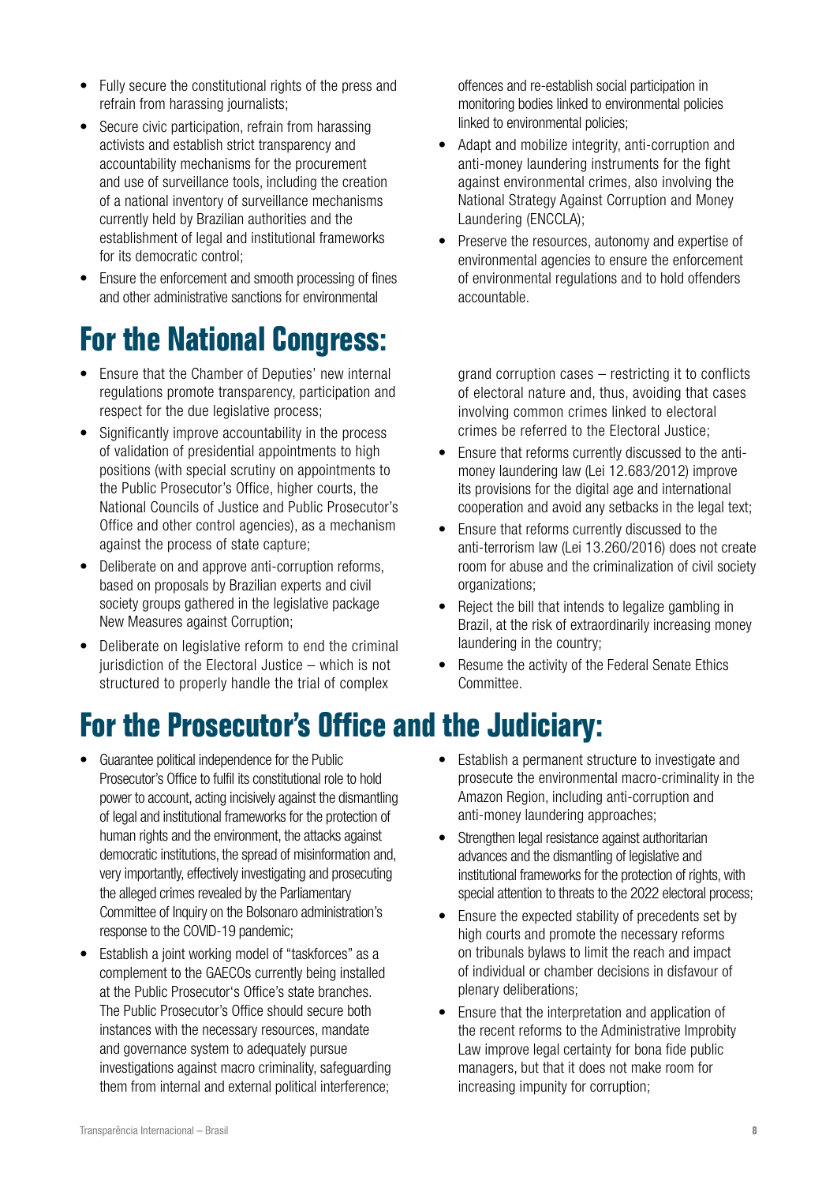- Fully secure the constitutional rights of the press and refrain from harassing journalists;
- Secure civic participation, refrain from harassing activists and establish strict transparency and accountability mechanisms for the procurement and use of surveillance tools, including the creation of a national inventory of surveillance mechanisms currently held by Brazilian authorities and the establishment of legal and institutional frameworks for its democratic control;
- Ensure the enforcement and smooth processing of fines and other administrative sanctions for environmental offences and re-establish social participation in monitoring bodies linked to environmental policies linked to environmental policies;
- Adapt and mobilize integrity, anti-corruption and anti-money laundering instruments for the fight against environmental crimes, also involving the National Strategy Against Corruption and Money Laundering (ENCCLA);
- Preserve the resources, autonomy and expertise of environmental agencies to ensure the enforcement of environmental regulations and to hold offenders accountable.

# For the National Congress:

- Ensure that the Chamber of Deputies' new internal regulations promote transparency, participation and respect for the due legislative process;
- Significantly improve accountability in the process of validation of presidential appointments to high positions (with special scrutiny on appointments to the Public Prosecutor's Office, higher courts, the National Councils of Justice and Public Prosecutor's Office and other control agencies), as a mechanism against the process of state capture;
- Deliberate on and approve anti-corruption reforms, based on proposals by Brazilian experts and civil society groups gathered in the legislative package New Measures against Corruption;
- Deliberate on legislative reform to end the criminal jurisdiction of the Electoral Justice – which is not structured to properly handle the trial of complex grand corruption cases – restricting it to conflicts of electoral nature and, thus, avoiding that cases involving common crimes linked to electoral crimes be referred to the Electoral Justice;
- Ensure that reforms currently discussed to the anti-money laundering law (Lei 12.683/2012) improve its provisions for the digital age and international cooperation and avoid any setbacks in the legal text;
- Ensure that reforms currently discussed to the anti-terrorism law (Lei 13.260/2016) does not create room for abuse and the criminalization of civil society organizations;
- Reject the bill that intends to legalize gambling in Brazil, at the risk of extraordinarily increasing money laundering in the country;
- Resume the activity of the Federal Senate Ethics Committee.

# For the Prosecutor's Office and the Judiciary:

- Guarantee political independence for the Public Prosecutor's Office to fulfil its constitutional role to hold power to account, acting incisively against the dismantling of legal and institutional frameworks for the protection of human rights and the environment, the attacks against democratic institutions, the spread of misinformation and, very importantly, effectively investigating and prosecuting the alleged crimes revealed by the Parliamentary Committee of Inquiry on the Bolsonaro administration's response to the COVID-19 pandemic;
- Establish a joint working model of "taskforces" as a complement to the GAECOs currently being installed at the Public Prosecutor's Office's state branches. The Public Prosecutor's Office should secure both instances with the necessary resources, mandate and governance system to adequately pursue investigations against macro criminality, safeguarding them from internal and external political interference;
- Establish a permanent structure to investigate and prosecute the environmental macro-criminality in the Amazon Region, including anti-corruption and anti-money laundering approaches;
- Strengthen legal resistance against authoritarian advances and the dismantling of legislative and institutional frameworks for the protection of rights, with special attention to threats to the 2022 electoral process;
- Ensure the expected stability of precedents set by high courts and promote the necessary reforms on tribunals bylaws to limit the reach and impact of individual or chamber decisions in disfavour of plenary deliberations;
- Ensure that the interpretation and application of the recent reforms to the Administrative Improbity Law improve legal certainty for bona fide public managers, but that it does not make room for increasing impunity for corruption;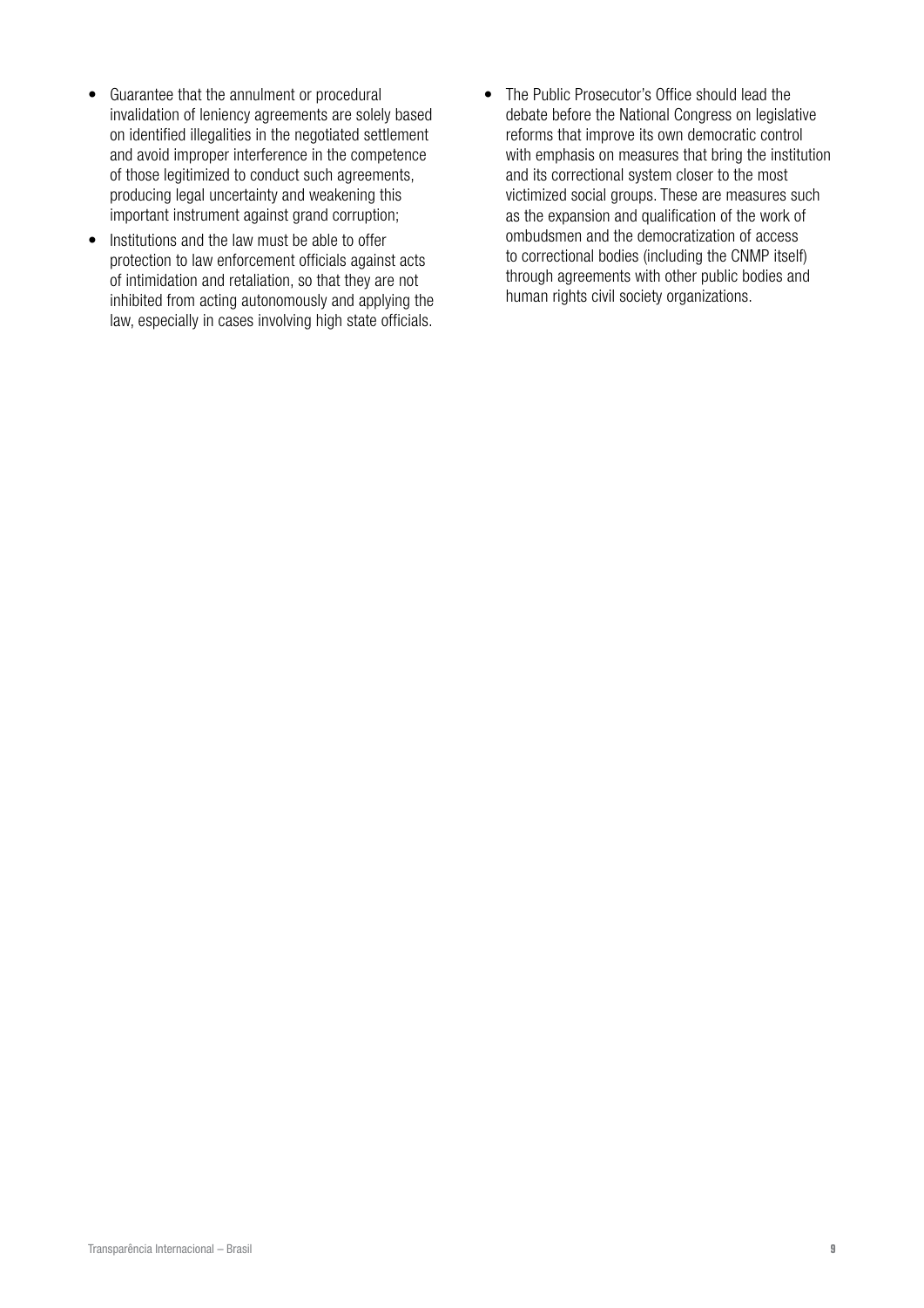- Guarantee that the annulment or procedural invalidation of leniency agreements are solely based on identified illegalities in the negotiated settlement and avoid improper interference in the competence of those legitimized to conduct such agreements, producing legal uncertainty and weakening this important instrument against grand corruption;
- Institutions and the law must be able to offer protection to law enforcement officials against acts of intimidation and retaliation, so that they are not inhibited from acting autonomously and applying the law, especially in cases involving high state officials.
- The Public Prosecutor's Office should lead the debate before the National Congress on legislative reforms that improve its own democratic control with emphasis on measures that bring the institution and its correctional system closer to the most victimized social groups. These are measures such as the expansion and qualification of the work of ombudsmen and the democratization of access to correctional bodies (including the CNMP itself) through agreements with other public bodies and human rights civil society organizations.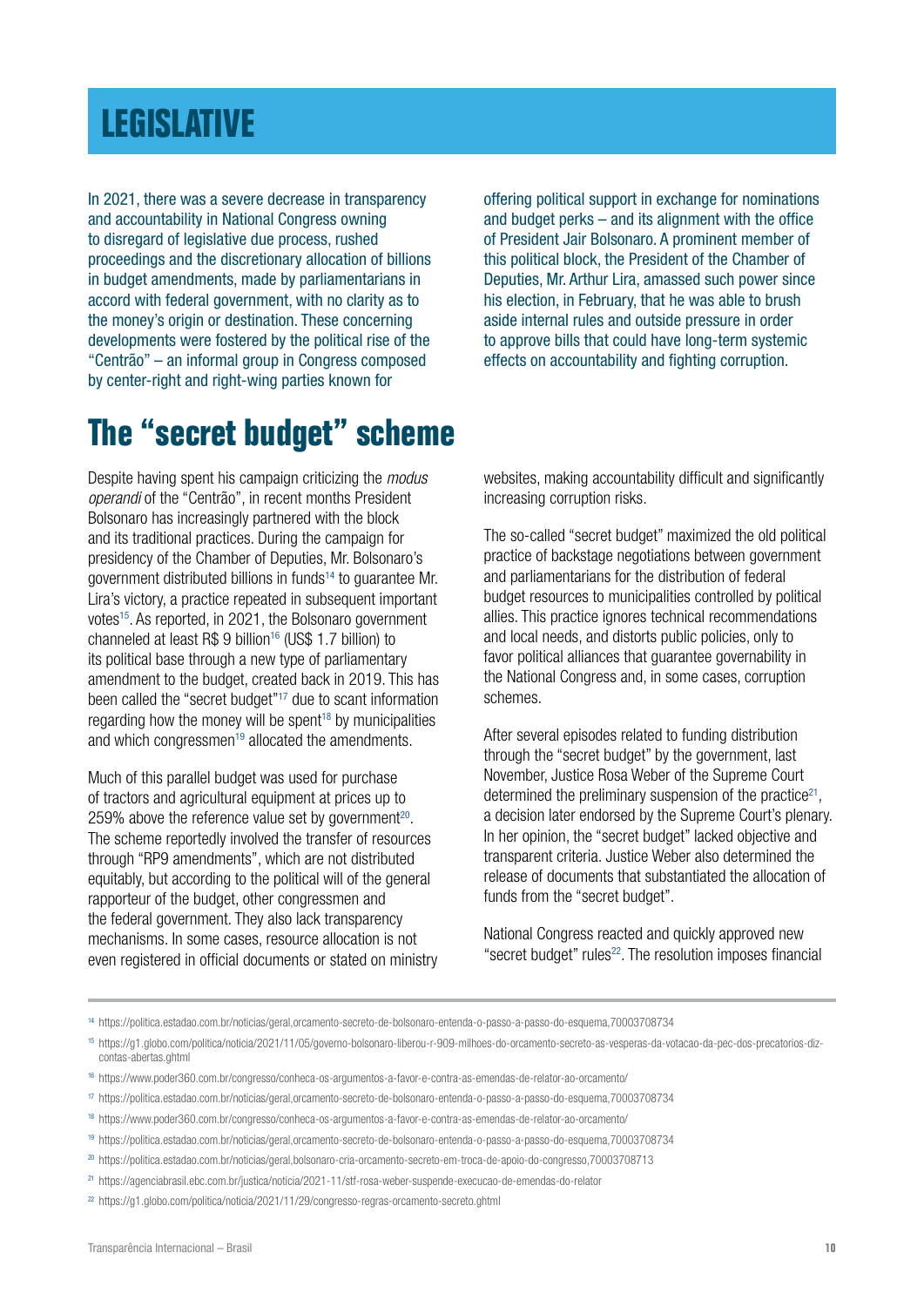# LEGISLATIVE

In 2021, there was a severe decrease in transparency and accountability in National Congress owning to disregard of legislative due process, rushed proceedings and the discretionary allocation of billions in budget amendments, made by parliamentarians in accord with federal government, with no clarity as to the money's origin or destination. These concerning developments were fostered by the political rise of the "Centrão" – an informal group in Congress composed by center-right and right-wing parties known for offering political support in exchange for nominations and budget perks – and its alignment with the office of President Jair Bolsonaro. A prominent member of this political block, the President of the Chamber of Deputies, Mr. Arthur Lira, amassed such power since his election, in February, that he was able to brush aside internal rules and outside pressure in order to approve bills that could have long-term systemic effects on accountability and fighting corruption.

## The "secret budget" scheme

Despite having spent his campaign criticizing the *modus operandi* of the "Centrão", in recent months President Bolsonaro has increasingly partnered with the block and its traditional practices. During the campaign for presidency of the Chamber of Deputies, Mr. Bolsonaro's government distributed billions in funds[14] to guarantee Mr. Lira's victory, a practice repeated in subsequent important votes[15]. As reported, in 2021, the Bolsonaro government channeled at least R$ 9 billion[16] (US$ 1.7 billion) to its political base through a new type of parliamentary amendment to the budget, created back in 2019. This has been called the "secret budget"[17] due to scant information regarding how the money will be spent[18] by municipalities and which congressmen[19] allocated the amendments.

Much of this parallel budget was used for purchase of tractors and agricultural equipment at prices up to 259% above the reference value set by government[20]. The scheme reportedly involved the transfer of resources through "RP9 amendments", which are not distributed equitably, but according to the political will of the general rapporteur of the budget, other congressmen and the federal government. They also lack transparency mechanisms. In some cases, resource allocation is not even registered in official documents or stated on ministry websites, making accountability difficult and significantly increasing corruption risks.

The so-called "secret budget" maximized the old political practice of backstage negotiations between government and parliamentarians for the distribution of federal budget resources to municipalities controlled by political allies. This practice ignores technical recommendations and local needs, and distorts public policies, only to favor political alliances that guarantee governability in the National Congress and, in some cases, corruption schemes.

After several episodes related to funding distribution through the "secret budget" by the government, last November, Justice Rosa Weber of the Supreme Court determined the preliminary suspension of the practice[21], a decision later endorsed by the Supreme Court's plenary. In her opinion, the "secret budget" lacked objective and transparent criteria. Justice Weber also determined the release of documents that substantiated the allocation of funds from the "secret budget".

National Congress reacted and quickly approved new "secret budget" rules[22]. The resolution imposes financial

---

[14] https://politica.estadao.com.br/noticias/geral,orcamento-secreto-de-bolsonaro-entenda-o-passo-a-passo-do-esquema,70003708734

[15] https://g1.globo.com/politica/noticia/2021/11/05/governo-bolsonaro-liberou-r-909-milhoes-do-orcamento-secreto-as-vesperas-da-votacao-da-pec-dos-precatorios-diz-contas-abertas.ghtml

[16] https://www.poder360.com.br/congresso/conheca-os-argumentos-a-favor-e-contra-as-emendas-de-relator-ao-orcamento/

[17] https://politica.estadao.com.br/noticias/geral,orcamento-secreto-de-bolsonaro-entenda-o-passo-a-passo-do-esquema,70003708734

[18] https://www.poder360.com.br/congresso/conheca-os-argumentos-a-favor-e-contra-as-emendas-de-relator-ao-orcamento/

[19] https://politica.estadao.com.br/noticias/geral,orcamento-secreto-de-bolsonaro-entenda-o-passo-a-passo-do-esquema,70003708734

[20] https://politica.estadao.com.br/noticias/geral,bolsonaro-cria-orcamento-secreto-em-troca-de-apoio-do-congresso,70003708713

[21] https://agenciabrasil.ebc.com.br/justica/noticia/2021-11/stf-rosa-weber-suspende-execucao-de-emendas-do-relator

[22] https://g1.globo.com/politica/noticia/2021/11/29/congresso-regras-orcamento-secreto.ghtml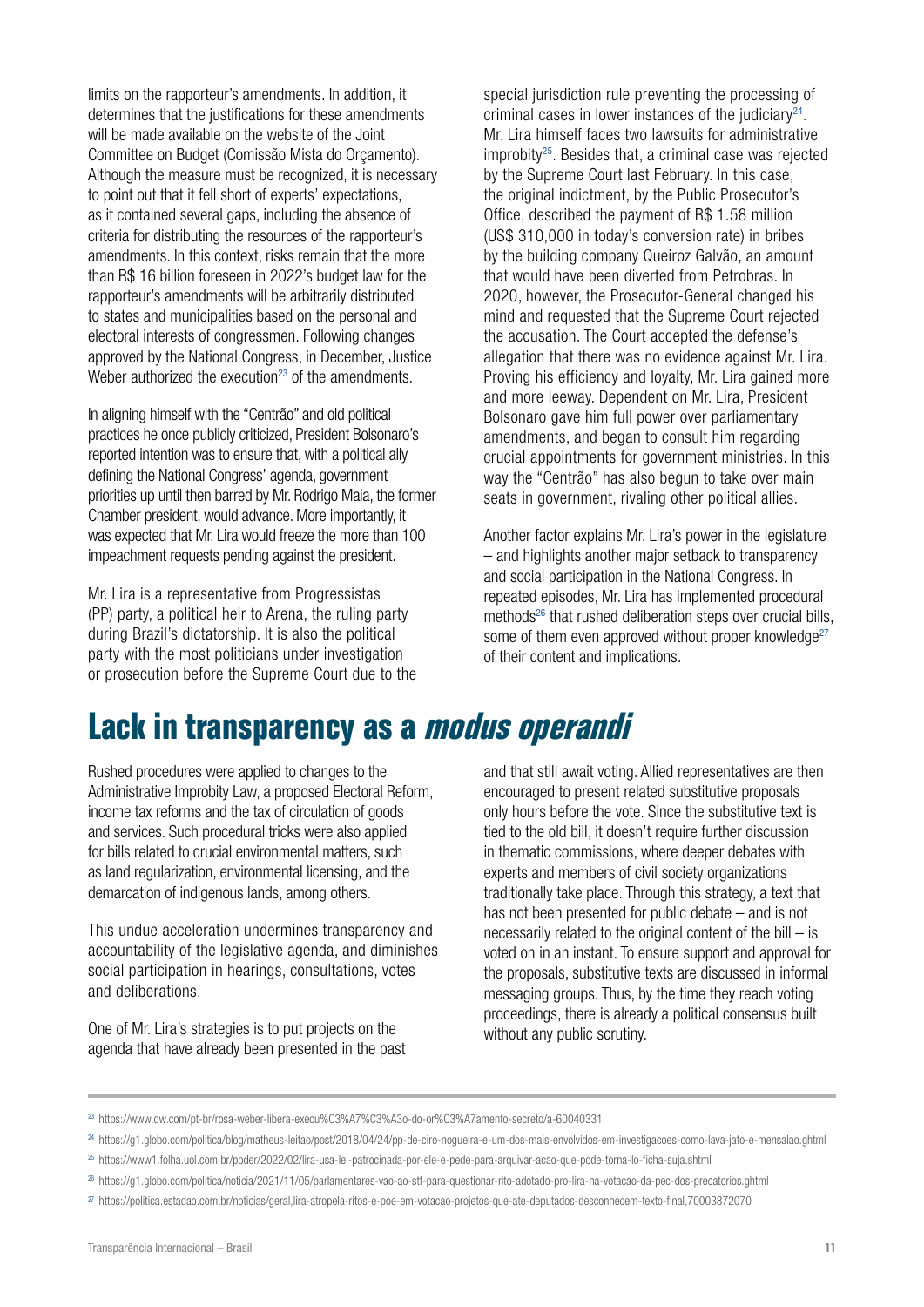limits on the rapporteur's amendments. In addition, it determines that the justifications for these amendments will be made available on the website of the Joint Committee on Budget (Comissão Mista do Orçamento). Although the measure must be recognized, it is necessary to point out that it fell short of experts' expectations, as it contained several gaps, including the absence of criteria for distributing the resources of the rapporteur's amendments. In this context, risks remain that the more than R$ 16 billion foreseen in 2022's budget law for the rapporteur's amendments will be arbitrarily distributed to states and municipalities based on the personal and electoral interests of congressmen. Following changes approved by the National Congress, in December, Justice Weber authorized the execution[23] of the amendments.

In aligning himself with the "Centrão" and old political practices he once publicly criticized, President Bolsonaro's reported intention was to ensure that, with a political ally defining the National Congress' agenda, government priorities up until then barred by Mr. Rodrigo Maia, the former Chamber president, would advance. More importantly, it was expected that Mr. Lira would freeze the more than 100 impeachment requests pending against the president.

Mr. Lira is a representative from Progressistas (PP) party, a political heir to Arena, the ruling party during Brazil's dictatorship. It is also the political party with the most politicians under investigation or prosecution before the Supreme Court due to the special jurisdiction rule preventing the processing of criminal cases in lower instances of the judiciary[24]. Mr. Lira himself faces two lawsuits for administrative improbity[25]. Besides that, a criminal case was rejected by the Supreme Court last February. In this case, the original indictment, by the Public Prosecutor's Office, described the payment of R$ 1.58 million (US$ 310,000 in today's conversion rate) in bribes by the building company Queiroz Galvão, an amount that would have been diverted from Petrobras. In 2020, however, the Prosecutor-General changed his mind and requested that the Supreme Court rejected the accusation. The Court accepted the defense's allegation that there was no evidence against Mr. Lira. Proving his efficiency and loyalty, Mr. Lira gained more and more leverage. Dependent on Mr. Lira, President Bolsonaro gave him full power over parliamentary amendments, and began to consult him regarding crucial appointments for government ministries. In this way the "Centrão" has also begun to take over main seats in government, rivaling other political allies.

Another factor explains Mr. Lira's power in the legislature – and highlights another major setback to transparency and social participation in the National Congress. In repeated episodes, Mr. Lira has implemented procedural methods[26] that rushed deliberation steps over crucial bills, some of them even approved without proper knowledge[27] of their content and implications.

# Lack in transparency as a *modus operandi*

Rushed procedures were applied to changes to the Administrative Improbity Law, a proposed Electoral Reform, income tax reforms and the tax of circulation of goods and services. Such procedural tricks were also applied for bills related to crucial environmental matters, such as land regularization, environmental licensing, and the demarcation of indigenous lands, among others.

This undue acceleration undermines transparency and accountability of the legislative agenda, and diminishes social participation in hearings, consultations, votes and deliberations.

One of Mr. Lira's strategies is to put projects on the agenda that have already been presented in the past and that still await voting. Allied representatives are then encouraged to present related substitutive proposals only hours before the vote. Since the substitutive text is tied to the old bill, it doesn't require further discussion in thematic commissions, where deeper debates with experts and members of civil society organizations traditionally take place. Through this strategy, a text that has not been presented for public debate – and is not necessarily related to the original content of the bill – is voted on in an instant. To ensure support and approval for the proposals, substitutive texts are discussed in informal messaging groups. Thus, by the time they reach voting proceedings, there is already a political consensus built without any public scrutiny.

---

[23] https://www.dw.com/pt-br/rosa-weber-libera-execu%C3%A7%C3%A3o-do-or%C3%A7amento-secreto/a-60040331

[24] https://g1.globo.com/politica/blog/matheus-leitao/post/2018/04/24/pp-de-ciro-nogueira-e-um-dos-mais-envolvidos-em-investigacoes-como-lava-jato-e-mensalao.ghtml

[25] https://www1.folha.uol.com.br/poder/2022/02/lira-usa-lei-patrocinada-por-ele-e-pede-para-arquivar-acao-que-pode-torna-lo-ficha-suja.shtml

[26] https://g1.globo.com/politica/noticia/2021/11/05/parlamentares-vao-ao-stf-para-questionar-rito-adotado-pro-lira-na-votacao-da-pec-dos-precatorios.ghtml

[27] https://politica.estadao.com.br/noticias/geral,lira-atropela-ritos-e-poe-em-votacao-projetos-que-ate-deputados-desconhecem-texto-final,70003872070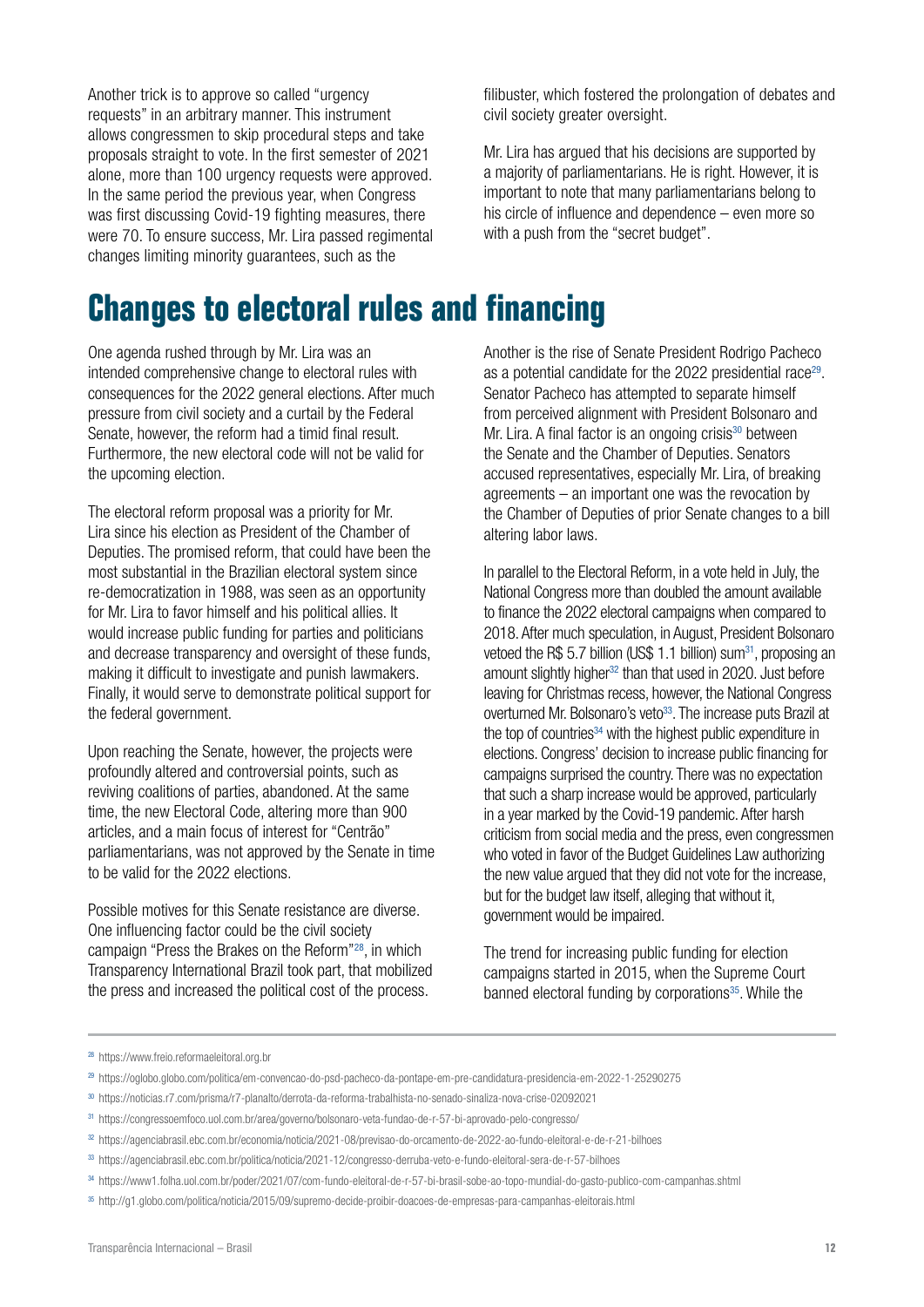Another trick is to approve so called "urgency requests" in an arbitrary manner. This instrument allows congressmen to skip procedural steps and take proposals straight to vote. In the first semester of 2021 alone, more than 100 urgency requests were approved. In the same period the previous year, when Congress was first discussing Covid-19 fighting measures, there were 70. To ensure success, Mr. Lira passed regimental changes limiting minority guarantees, such as the filibuster, which fostered the prolongation of debates and civil society greater oversight.

Mr. Lira has argued that his decisions are supported by a majority of parliamentarians. He is right. However, it is important to note that many parliamentarians belong to his circle of influence and dependence – even more so with a push from the "secret budget".

# Changes to electoral rules and financing

One agenda rushed through by Mr. Lira was an intended comprehensive change to electoral rules with consequences for the 2022 general elections. After much pressure from civil society and a curtail by the Federal Senate, however, the reform had a timid final result. Furthermore, the new electoral code will not be valid for the upcoming election.

The electoral reform proposal was a priority for Mr. Lira since his election as President of the Chamber of Deputies. The promised reform, that could have been the most substantial in the Brazilian electoral system since re-democratization in 1988, was seen as an opportunity for Mr. Lira to favor himself and his political allies. It would increase public funding for parties and politicians and decrease transparency and oversight of these funds, making it difficult to investigate and punish lawmakers. Finally, it would serve to demonstrate political support for the federal government.

Upon reaching the Senate, however, the projects were profoundly altered and controversial points, such as reviving coalitions of parties, abandoned. At the same time, the new Electoral Code, altering more than 900 articles, and a main focus of interest for "Centrão" parliamentarians, was not approved by the Senate in time to be valid for the 2022 elections.

Possible motives for this Senate resistance are diverse. One influencing factor could be the civil society campaign "Press the Brakes on the Reform"[28], in which Transparency International Brazil took part, that mobilized the press and increased the political cost of the process.

Another is the rise of Senate President Rodrigo Pacheco as a potential candidate for the 2022 presidential race[29]. Senator Pacheco has attempted to separate himself from perceived alignment with President Bolsonaro and Mr. Lira. A final factor is an ongoing crisis[30] between the Senate and the Chamber of Deputies. Senators accused representatives, especially Mr. Lira, of breaking agreements – an important one was the revocation by the Chamber of Deputies of prior Senate changes to a bill altering labor laws.

In parallel to the Electoral Reform, in a vote held in July, the National Congress more than doubled the amount available to finance the 2022 electoral campaigns when compared to 2018. After much speculation, in August, President Bolsonaro vetoed the R$ 5.7 billion (US$ 1.1 billion) sum[31], proposing an amount slightly higher[32] than that used in 2020. Just before leaving for Christmas recess, however, the National Congress overturned Mr. Bolsonaro's veto[33]. The increase puts Brazil at the top of countries[34] with the highest public expenditure in elections. Congress' decision to increase public financing for campaigns surprised the country. There was no expectation that such a sharp increase would be approved, particularly in a year marked by the Covid-19 pandemic. After harsh criticism from social media and the press, even congressmen who voted in favor of the Budget Guidelines Law authorizing the new value argued that they did not vote for the increase, but for the budget law itself, alleging that without it, government would be impaired.

The trend for increasing public funding for election campaigns started in 2015, when the Supreme Court banned electoral funding by corporations[35]. While the

[28] https://www.freio.reformaeleitoral.org.br

[29] https://oglobo.globo.com/politica/em-convencao-do-psd-pacheco-da-pontape-em-pre-candidatura-presidencia-em-2022-1-25290275

[30] https://noticias.r7.com/prisma/r7-planalto/derrota-da-reforma-trabalhista-no-senado-sinaliza-nova-crise-02092021

[31] https://congressoemfoco.uol.com.br/area/governo/bolsonaro-veta-fundao-de-r-57-bi-aprovado-pelo-congresso/

[32] https://agenciabrasil.ebc.com.br/economia/noticia/2021-08/previsao-do-orcamento-de-2022-ao-fundo-eleitoral-e-de-r-21-bilhoes

[33] https://agenciabrasil.ebc.com.br/politica/noticia/2021-12/congresso-derruba-veto-e-fundo-eleitoral-sera-de-r-57-bilhoes

[34] https://www1.folha.uol.com.br/poder/2021/07/com-fundo-eleitoral-de-r-57-bi-brasil-sobe-ao-topo-mundial-do-gasto-publico-com-campanhas.shtml

[35] http://g1.globo.com/politica/noticia/2015/09/supremo-decide-proibir-doacoes-de-empresas-para-campanhas-eleitorais.html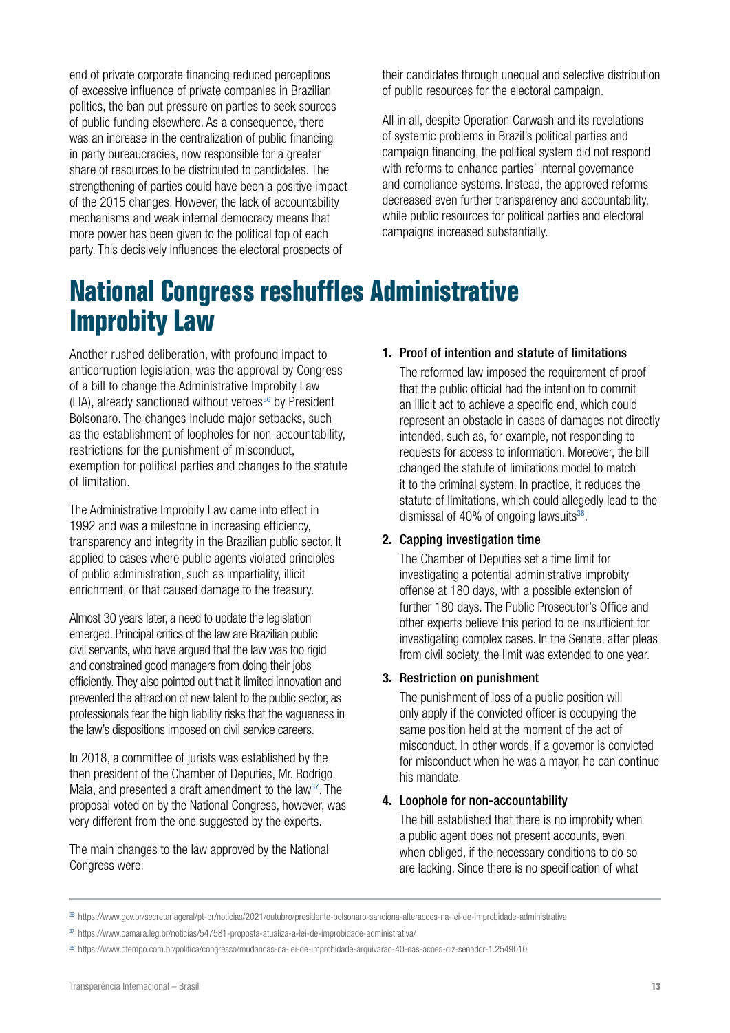end of private corporate financing reduced perceptions of excessive influence of private companies in Brazilian politics, the ban put pressure on parties to seek sources of public funding elsewhere. As a consequence, there was an increase in the centralization of public financing in party bureaucracies, now responsible for a greater share of resources to be distributed to candidates. The strengthening of parties could have been a positive impact of the 2015 changes. However, the lack of accountability mechanisms and weak internal democracy means that more power has been given to the political top of each party. This decisively influences the electoral prospects of their candidates through unequal and selective distribution of public resources for the electoral campaign.

All in all, despite Operation Carwash and its revelations of systemic problems in Brazil's political parties and campaign financing, the political system did not respond with reforms to enhance parties' internal governance and compliance systems. Instead, the approved reforms decreased even further transparency and accountability, while public resources for political parties and electoral campaigns increased substantially.

# National Congress reshuffles Administrative Improbity Law

Another rushed deliberation, with profound impact to anticorruption legislation, was the approval by Congress of a bill to change the Administrative Improbity Law (LIA), already sanctioned without vetoes[36] by President Bolsonaro. The changes include major setbacks, such as the establishment of loopholes for non-accountability, restrictions for the punishment of misconduct, exemption for political parties and changes to the statute of limitation.

The Administrative Improbity Law came into effect in 1992 and was a milestone in increasing efficiency, transparency and integrity in the Brazilian public sector. It applied to cases where public agents violated principles of public administration, such as impartiality, illicit enrichment, or that caused damage to the treasury.

Almost 30 years later, a need to update the legislation emerged. Principal critics of the law are Brazilian public civil servants, who have argued that the law was too rigid and constrained good managers from doing their jobs efficiently. They also pointed out that it limited innovation and prevented the attraction of new talent to the public sector, as professionals fear the high liability risks that the vagueness in the law's dispositions imposed on civil service careers.

In 2018, a committee of jurists was established by the then president of the Chamber of Deputies, Mr. Rodrigo Maia, and presented a draft amendment to the law[37]. The proposal voted on by the National Congress, however, was very different from the one suggested by the experts.

The main changes to the law approved by the National Congress were:

1. **Proof of intention and statute of limitations**

   The reformed law imposed the requirement of proof that the public official had the intention to commit an illicit act to achieve a specific end, which could represent an obstacle in cases of damages not directly intended, such as, for example, not responding to requests for access to information. Moreover, the bill changed the statute of limitations model to match it to the criminal system. In practice, it reduces the statute of limitations, which could allegedly lead to the dismissal of 40% of ongoing lawsuits[38].

2. **Capping investigation time**

   The Chamber of Deputies set a time limit for investigating a potential administrative improbity offense at 180 days, with a possible extension of further 180 days. The Public Prosecutor's Office and other experts believe this period to be insufficient for investigating complex cases. In the Senate, after pleas from civil society, the limit was extended to one year.

3. **Restriction on punishment**

   The punishment of loss of a public position will only apply if the convicted officer is occupying the same position held at the moment of the act of misconduct. In other words, if a governor is convicted for misconduct when he was a mayor, he can continue his mandate.

4. **Loophole for non-accountability**

   The bill established that there is no improbity when a public agent does not present accounts, even when obliged, if the necessary conditions to do so are lacking. Since there is no specification of what

---

[36] https://www.gov.br/secretariageral/pt-br/noticias/2021/outubro/presidente-bolsonaro-sanciona-alteracoes-na-lei-de-improbidade-administrativa

[37] https://www.camara.leg.br/noticias/547581-proposta-atualiza-a-lei-de-improbidade-administrativa/

[38] https://www.otempo.com.br/politica/congresso/mudancas-na-lei-de-improbidade-arquivarao-40-das-acoes-diz-senador-1.2549010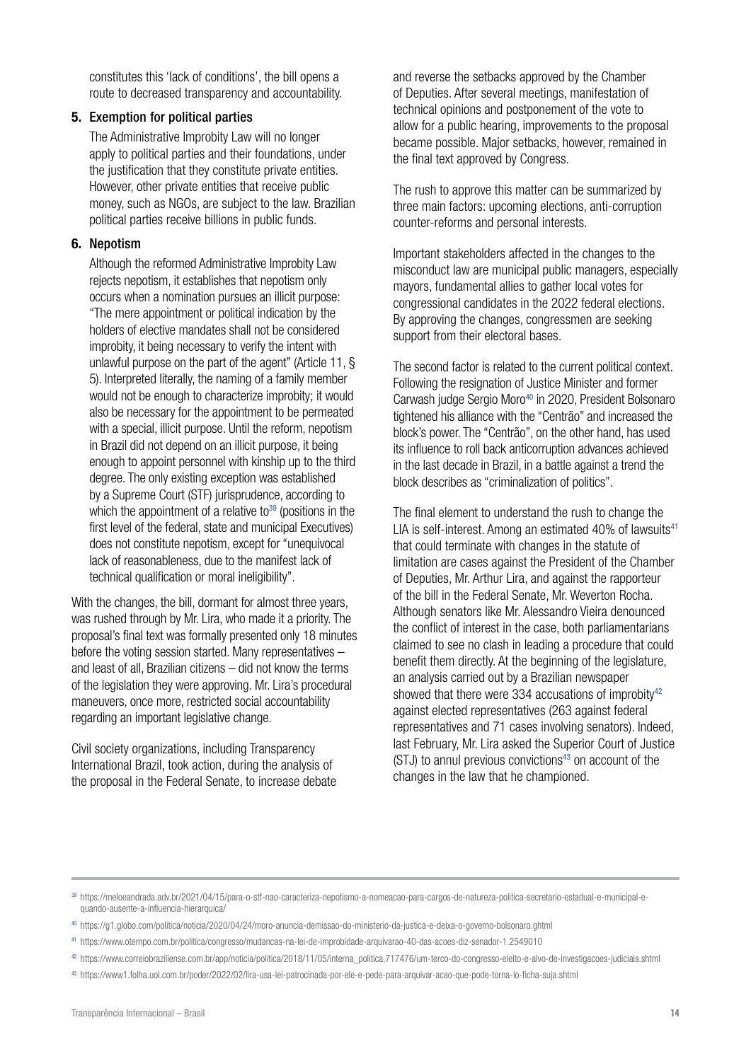constitutes this 'lack of conditions', the bill opens a route to decreased transparency and accountability.

5. **Exemption for political parties**

   The Administrative Improbity Law will no longer apply to political parties and their foundations, under the justification that they constitute private entities. However, other private entities that receive public money, such as NGOs, are subject to the law. Brazilian political parties receive billions in public funds.

6. **Nepotism**

   Although the reformed Administrative Improbity Law rejects nepotism, it establishes that nepotism only occurs when a nomination pursues an illicit purpose: "The mere appointment or political indication by the holders of elective mandates shall not be considered improbity, it being necessary to verify the intent with unlawful purpose on the part of the agent" (Article 11, § 5). Interpreted literally, the naming of a family member would not be enough to characterize improbity; it would also be necessary for the appointment to be permeated with a special, illicit purpose. Until the reform, nepotism in Brazil did not depend on an illicit purpose, it being enough to appoint personnel with kinship up to the third degree. The only existing exception was established by a Supreme Court (STF) jurisprudence, according to which the appointment of a relative to[39] (positions in the first level of the federal, state and municipal Executives) does not constitute nepotism, except for "unequivocal lack of reasonableness, due to the manifest lack of technical qualification or moral ineligibility".

With the changes, the bill, dormant for almost three years, was rushed through by Mr. Lira, who made it a priority. The proposal's final text was formally presented only 18 minutes before the voting session started. Many representatives – and least of all, Brazilian citizens – did not know the terms of the legislation they were approving. Mr. Lira's procedural maneuvers, once more, restricted social accountability regarding an important legislative change.

Civil society organizations, including Transparency International Brazil, took action, during the analysis of the proposal in the Federal Senate, to increase debate and reverse the setbacks approved by the Chamber of Deputies. After several meetings, manifestation of technical opinions and postponement of the vote to allow for a public hearing, improvements to the proposal became possible. Major setbacks, however, remained in the final text approved by Congress.

The rush to approve this matter can be summarized by three main factors: upcoming elections, anti-corruption counter-reforms and personal interests.

Important stakeholders affected in the changes to the misconduct law are municipal public managers, especially mayors, fundamental allies to gather local votes for congressional candidates in the 2022 federal elections. By approving the changes, congressmen are seeking support from their electoral bases.

The second factor is related to the current political context. Following the resignation of Justice Minister and former Carwash judge Sergio Moro[40] in 2020, President Bolsonaro tightened his alliance with the "Centrão" and increased the block's power. The "Centrão", on the other hand, has used its influence to roll back anticorruption advances achieved in the last decade in Brazil, in a battle against a trend the block describes as "criminalization of politics".

The final element to understand the rush to change the LIA is self-interest. Among an estimated 40% of lawsuits[41] that could terminate with changes in the statute of limitation are cases against the President of the Chamber of Deputies, Mr. Arthur Lira, and against the rapporteur of the bill in the Federal Senate, Mr. Weverton Rocha. Although senators like Mr. Alessandro Vieira denounced the conflict of interest in the case, both parliamentarians claimed to see no clash in leading a procedure that could benefit them directly. At the beginning of the legislature, an analysis carried out by a Brazilian newspaper showed that there were 334 accusations of improbity[42] against elected representatives (263 against federal representatives and 71 cases involving senators). Indeed, last February, Mr. Lira asked the Superior Court of Justice (STJ) to annul previous convictions[43] on account of the changes in the law that he championed.

---

[39] https://meloeandrada.adv.br/2021/04/15/para-o-stf-nao-caracteriza-nepotismo-a-nomeacao-para-cargos-de-natureza-politica-secretario-estadual-e-municipal-e-quando-ausente-a-influencia-hierarquica/

[40] https://g1.globo.com/politica/noticia/2020/04/24/moro-anuncia-demissao-do-ministerio-da-justica-e-deixa-o-governo-bolsonaro.ghtml

[41] https://www.otempo.com.br/politica/congresso/mudancas-na-lei-de-improbidade-arquivarao-40-das-acoes-diz-senador-1.2549010

[42] https://www.correiobraziliense.com.br/app/noticia/politica/2018/11/05/interna_politica,717476/um-terco-do-congresso-eleito-e-alvo-de-investigacoes-judiciais.shtml

[43] https://www1.folha.uol.com.br/poder/2022/02/lira-usa-lei-patrocinada-por-ele-e-pede-para-arquivar-acao-que-pode-torna-lo-ficha-suja.shtml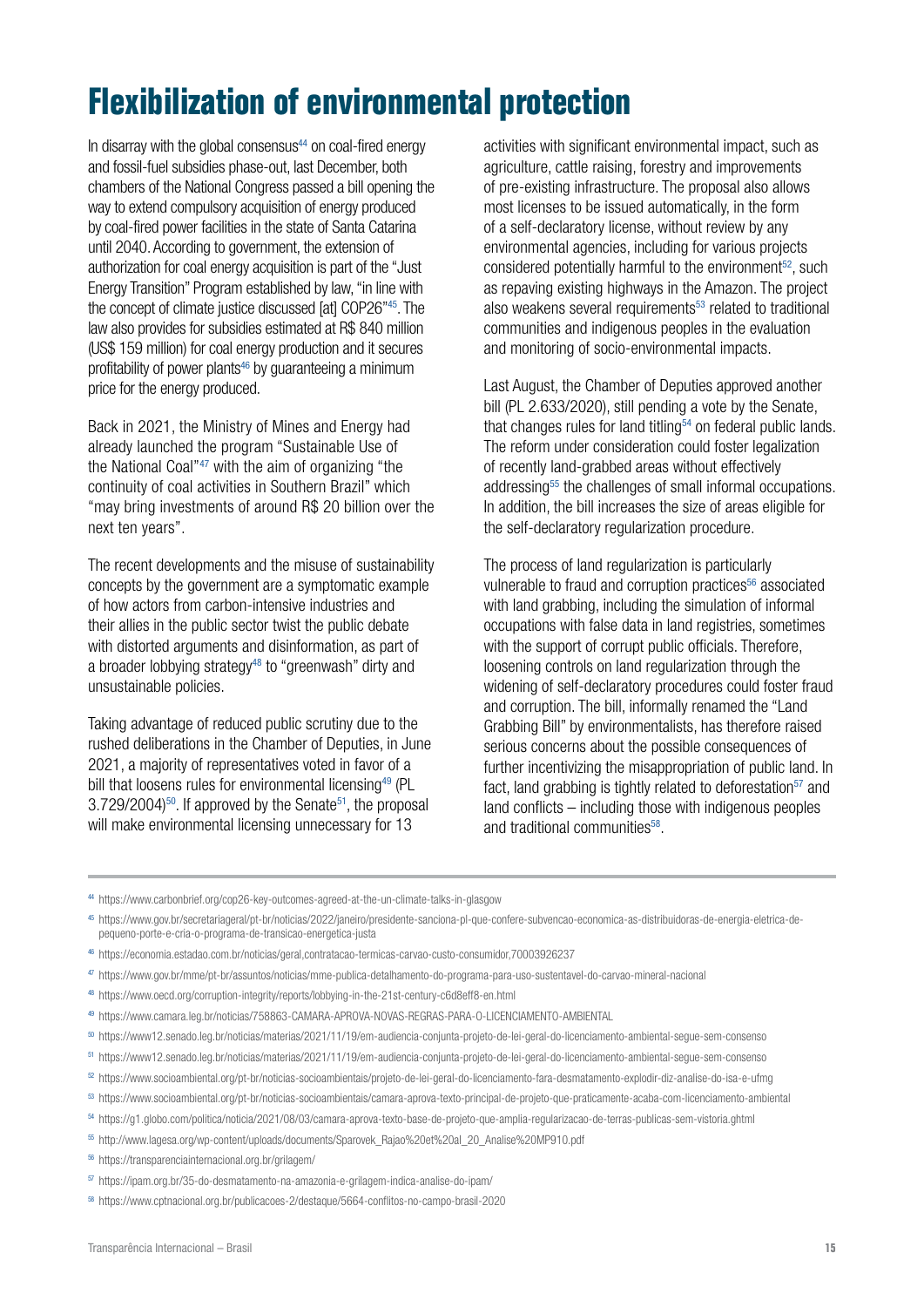# Flexibilization of environmental protection

In disarray with the global consensus[44] on coal-fired energy and fossil-fuel subsidies phase-out, last December, both chambers of the National Congress passed a bill opening the way to extend compulsory acquisition of energy produced by coal-fired power facilities in the state of Santa Catarina until 2040. According to government, the extension of authorization for coal energy acquisition is part of the "Just Energy Transition" Program established by law, "in line with the concept of climate justice discussed [at] COP26"[45]. The law also provides for subsidies estimated at R$ 840 million (US$ 159 million) for coal energy production and it secures profitability of power plants[46] by guaranteeing a minimum price for the energy produced.

Back in 2021, the Ministry of Mines and Energy had already launched the program "Sustainable Use of the National Coal"[47] with the aim of organizing "the continuity of coal activities in Southern Brazil" which "may bring investments of around R$ 20 billion over the next ten years".

The recent developments and the misuse of sustainability concepts by the government are a symptomatic example of how actors from carbon-intensive industries and their allies in the public sector twist the public debate with distorted arguments and disinformation, as part of a broader lobbying strategy[48] to "greenwash" dirty and unsustainable policies.

Taking advantage of reduced public scrutiny due to the rushed deliberations in the Chamber of Deputies, in June 2021, a majority of representatives voted in favor of a bill that loosens rules for environmental licensing[49] (PL 3.729/2004)[50]. If approved by the Senate[51], the proposal will make environmental licensing unnecessary for 13 activities with significant environmental impact, such as agriculture, cattle raising, forestry and improvements of pre-existing infrastructure. The proposal also allows most licenses to be issued automatically, in the form of a self-declaratory license, without review by any environmental agencies, including for various projects considered potentially harmful to the environment[52], such as repaving existing highways in the Amazon. The project also weakens several requirements[53] related to traditional communities and indigenous peoples in the evaluation and monitoring of socio-environmental impacts.

Last August, the Chamber of Deputies approved another bill (PL 2.633/2020), still pending a vote by the Senate, that changes rules for land titling[54] on federal public lands. The reform under consideration could foster legalization of recently land-grabbed areas without effectively addressing[55] the challenges of small informal occupations. In addition, the bill increases the size of areas eligible for the self-declaratory regularization procedure.

The process of land regularization is particularly vulnerable to fraud and corruption practices[56] associated with land grabbing, including the simulation of informal occupations with false data in land registries, sometimes with the support of corrupt public officials. Therefore, loosening controls on land regularization through the widening of self-declaratory procedures could foster fraud and corruption. The bill, informally renamed the "Land Grabbing Bill" by environmentalists, has therefore raised serious concerns about the possible consequences of further incentivizing the misappropriation of public land. In fact, land grabbing is tightly related to deforestation[57] and land conflicts – including those with indigenous peoples and traditional communities[58].

---

[44] https://www.carbonbrief.org/cop26-key-outcomes-agreed-at-the-un-climate-talks-in-glasgow

[45] https://www.gov.br/secretariageral/pt-br/noticias/2022/janeiro/presidente-sanciona-pl-que-confere-subvencao-economica-as-distribuidoras-de-energia-eletrica-de-pequeno-porte-e-cria-o-programa-de-transicao-energetica-justa

[46] https://economia.estadao.com.br/noticias/geral,contratacao-termicas-carvao-custo-consumidor,70003926237

[47] https://www.gov.br/mme/pt-br/assuntos/noticias/mme-publica-detalhamento-do-programa-para-uso-sustentavel-do-carvao-mineral-nacional

[48] https://www.oecd.org/corruption-integrity/reports/lobbying-in-the-21st-century-c6d8eff8-en.html

[49] https://www.camara.leg.br/noticias/758863-CAMARA-APROVA-NOVAS-REGRAS-PARA-O-LICENCIAMENTO-AMBIENTAL

[50] https://www12.senado.leg.br/noticias/materias/2021/11/19/em-audiencia-conjunta-projeto-de-lei-geral-do-licenciamento-ambiental-segue-sem-consenso

[51] https://www12.senado.leg.br/noticias/materias/2021/11/19/em-audiencia-conjunta-projeto-de-lei-geral-do-licenciamento-ambiental-segue-sem-consenso

[52] https://www.socioambiental.org/pt-br/noticias-socioambientais/projeto-de-lei-geral-do-licenciamento-fara-desmatamento-explodir-diz-analise-do-isa-e-ufmg

[53] https://www.socioambiental.org/pt-br/noticias-socioambientais/camara-aprova-texto-principal-de-projeto-que-praticamente-acaba-com-licenciamento-ambiental

[54] https://g1.globo.com/politica/noticia/2021/08/03/camara-aprova-texto-base-de-projeto-que-amplia-regularizacao-de-terras-publicas-sem-vistoria.ghtml

[55] http://www.lagesa.org/wp-content/uploads/documents/Sparovek_Rajao%20et%20al_20_Analise%20MP910.pdf

[56] https://transparenciainternacional.org.br/grilagem/

[57] https://ipam.org.br/35-do-desmatamento-na-amazonia-e-grilagem-indica-analise-do-ipam/

[58] https://www.cptnacional.org.br/publicacoes-2/destaque/5664-conflitos-no-campo-brasil-2020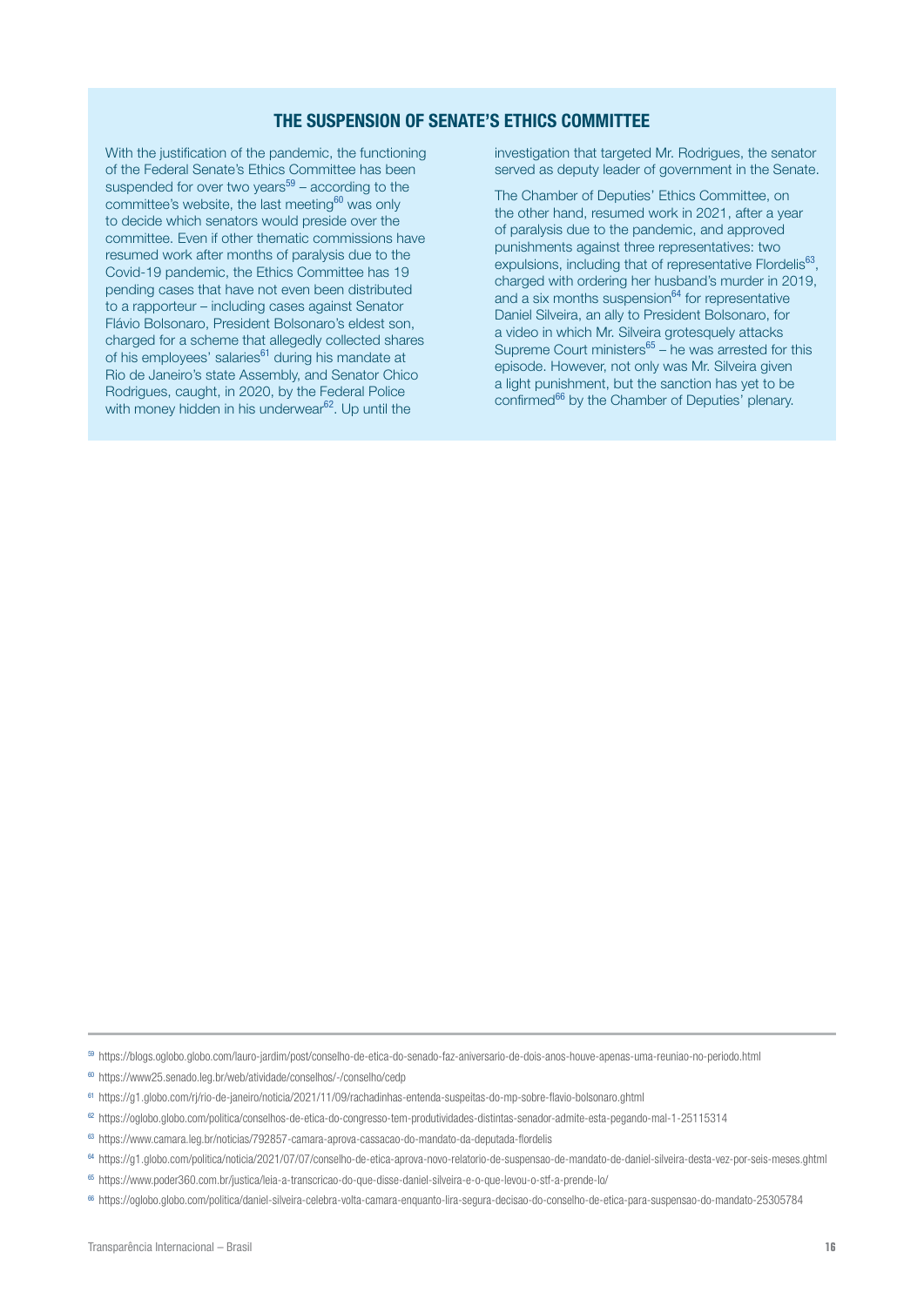## THE SUSPENSION OF SENATE'S ETHICS COMMITTEE

With the justification of the pandemic, the functioning of the Federal Senate's Ethics Committee has been suspended for over two years[59] – according to the committee's website, the last meeting[60] was only to decide which senators would preside over the committee. Even if other thematic commissions have resumed work after months of paralysis due to the Covid-19 pandemic, the Ethics Committee has 19 pending cases that have not even been distributed to a rapporteur – including cases against Senator Flávio Bolsonaro, President Bolsonaro's eldest son, charged for a scheme that allegedly collected shares of his employees' salaries[61] during his mandate at Rio de Janeiro's state Assembly, and Senator Chico Rodrigues, caught, in 2020, by the Federal Police with money hidden in his underwear[62]. Up until the investigation that targeted Mr. Rodrigues, the senator served as deputy leader of government in the Senate.

The Chamber of Deputies' Ethics Committee, on the other hand, resumed work in 2021, after a year of paralysis due to the pandemic, and approved punishments against three representatives: two expulsions, including that of representative Flordelis[63], charged with ordering her husband's murder in 2019, and a six months suspension[64] for representative Daniel Silveira, an ally to President Bolsonaro, for a video in which Mr. Silveira grotesquely attacks Supreme Court ministers[65] – he was arrested for this episode. However, not only was Mr. Silveira given a light punishment, but the sanction has yet to be confirmed[66] by the Chamber of Deputies' plenary.

---

[59] https://blogs.oglobo.globo.com/lauro-jardim/post/conselho-de-etica-do-senado-faz-aniversario-de-dois-anos-houve-apenas-uma-reuniao-no-periodo.html

[60] https://www25.senado.leg.br/web/atividade/conselhos/-/conselho/cedp

[61] https://g1.globo.com/rj/rio-de-janeiro/noticia/2021/11/09/rachadinhas-entenda-suspeitas-do-mp-sobre-flavio-bolsonaro.ghtml

[62] https://oglobo.globo.com/politica/conselhos-de-etica-do-congresso-tem-produtividades-distintas-senador-admite-esta-pegando-mal-1-25115314

[63] https://www.camara.leg.br/noticias/792857-camara-aprova-cassacao-do-mandato-da-deputada-flordelis

[64] https://g1.globo.com/politica/noticia/2021/07/07/conselho-de-etica-aprova-novo-relatorio-de-suspensao-de-mandato-de-daniel-silveira-desta-vez-por-seis-meses.ghtml

[65] https://www.poder360.com.br/justica/leia-a-transcricao-do-que-disse-daniel-silveira-e-o-que-levou-o-stf-a-prende-lo/

[66] https://oglobo.globo.com/politica/daniel-silveira-celebra-volta-camara-enquanto-lira-segura-decisao-do-conselho-de-etica-para-suspensao-do-mandato-25305784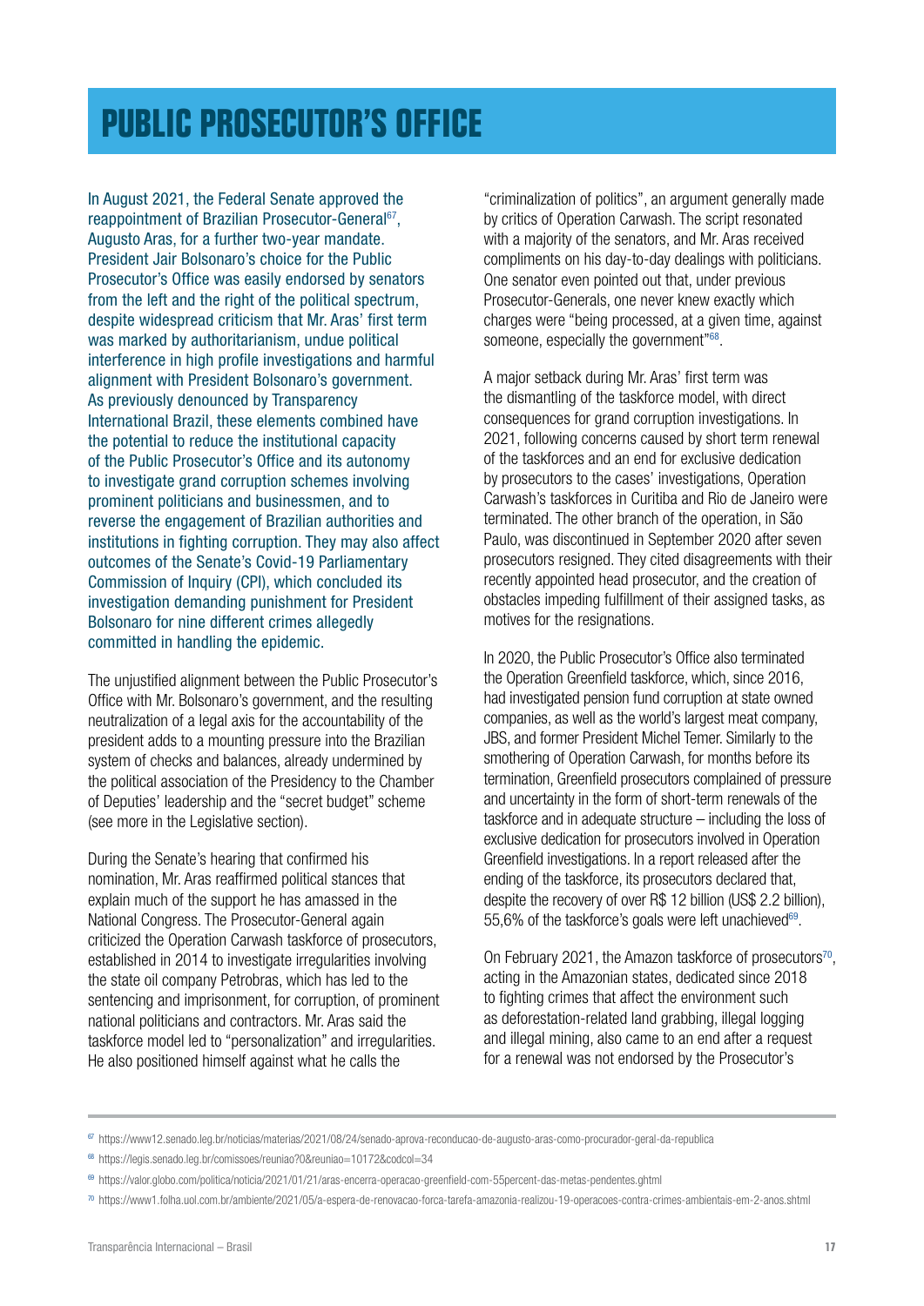# PUBLIC PROSECUTOR'S OFFICE

In August 2021, the Federal Senate approved the reappointment of Brazilian Prosecutor-General[67], Augusto Aras, for a further two-year mandate. President Jair Bolsonaro's choice for the Public Prosecutor's Office was easily endorsed by senators from the left and the right of the political spectrum, despite widespread criticism that Mr. Aras' first term was marked by authoritarianism, undue political interference in high profile investigations and harmful alignment with President Bolsonaro's government. As previously denounced by Transparency International Brazil, these elements combined have the potential to reduce the institutional capacity of the Public Prosecutor's Office and its autonomy to investigate grand corruption schemes involving prominent politicians and businessmen, and to reverse the engagement of Brazilian authorities and institutions in fighting corruption. They may also affect outcomes of the Senate's Covid-19 Parliamentary Commission of Inquiry (CPI), which concluded its investigation demanding punishment for President Bolsonaro for nine different crimes allegedly committed in handling the epidemic.

The unjustified alignment between the Public Prosecutor's Office with Mr. Bolsonaro's government, and the resulting neutralization of a legal axis for the accountability of the president adds to a mounting pressure into the Brazilian system of checks and balances, already undermined by the political association of the Presidency to the Chamber of Deputies' leadership and the "secret budget" scheme (see more in the Legislative section).

During the Senate's hearing that confirmed his nomination, Mr. Aras reaffirmed political stances that explain much of the support he has amassed in the National Congress. The Prosecutor-General again criticized the Operation Carwash taskforce of prosecutors, established in 2014 to investigate irregularities involving the state oil company Petrobras, which has led to the sentencing and imprisonment, for corruption, of prominent national politicians and contractors. Mr. Aras said the taskforce model led to "personalization" and irregularities. He also positioned himself against what he calls the "criminalization of politics", an argument generally made by critics of Operation Carwash. The script resonated with a majority of the senators, and Mr. Aras received compliments on his day-to-day dealings with politicians. One senator even pointed out that, under previous Prosecutor-Generals, one never knew exactly which charges were "being processed, at a given time, against someone, especially the government"[68].

A major setback during Mr. Aras' first term was the dismantling of the taskforce model, with direct consequences for grand corruption investigations. In 2021, following concerns caused by short term renewal of the taskforces and an end for exclusive dedication by prosecutors to the cases' investigations, Operation Carwash's taskforces in Curitiba and Rio de Janeiro were terminated. The other branch of the operation, in São Paulo, was discontinued in September 2020 after seven prosecutors resigned. They cited disagreements with their recently appointed head prosecutor, and the creation of obstacles impeding fulfillment of their assigned tasks, as motives for the resignations.

In 2020, the Public Prosecutor's Office also terminated the Operation Greenfield taskforce, which, since 2016, had investigated pension fund corruption at state owned companies, as well as the world's largest meat company, JBS, and former President Michel Temer. Similarly to the smothering of Operation Carwash, for months before its termination, Greenfield prosecutors complained of pressure and uncertainty in the form of short-term renewals of the taskforce and in adequate structure – including the loss of exclusive dedication for prosecutors involved in Operation Greenfield investigations. In a report released after the ending of the taskforce, its prosecutors declared that, despite the recovery of over R$ 12 billion (US$ 2.2 billion), 55,6% of the taskforce's goals were left unachieved[69].

On February 2021, the Amazon taskforce of prosecutors[70], acting in the Amazonian states, dedicated since 2018 to fighting crimes that affect the environment such as deforestation-related land grabbing, illegal logging and illegal mining, also came to an end after a request for a renewal was not endorsed by the Prosecutor's

---

[67] https://www12.senado.leg.br/noticias/materias/2021/08/24/senado-aprova-reconducao-de-augusto-aras-como-procurador-geral-da-republica

[68] https://legis.senado.leg.br/comissoes/reuniao?0&reuniao=10172&codcol=34

[69] https://valor.globo.com/politica/noticia/2021/01/21/aras-encerra-operacao-greenfield-com-55percent-das-metas-pendentes.ghtml

[70] https://www1.folha.uol.com.br/ambiente/2021/05/a-espera-de-renovacao-forca-tarefa-amazonia-realizou-19-operacoes-contra-crimes-ambientais-em-2-anos.shtml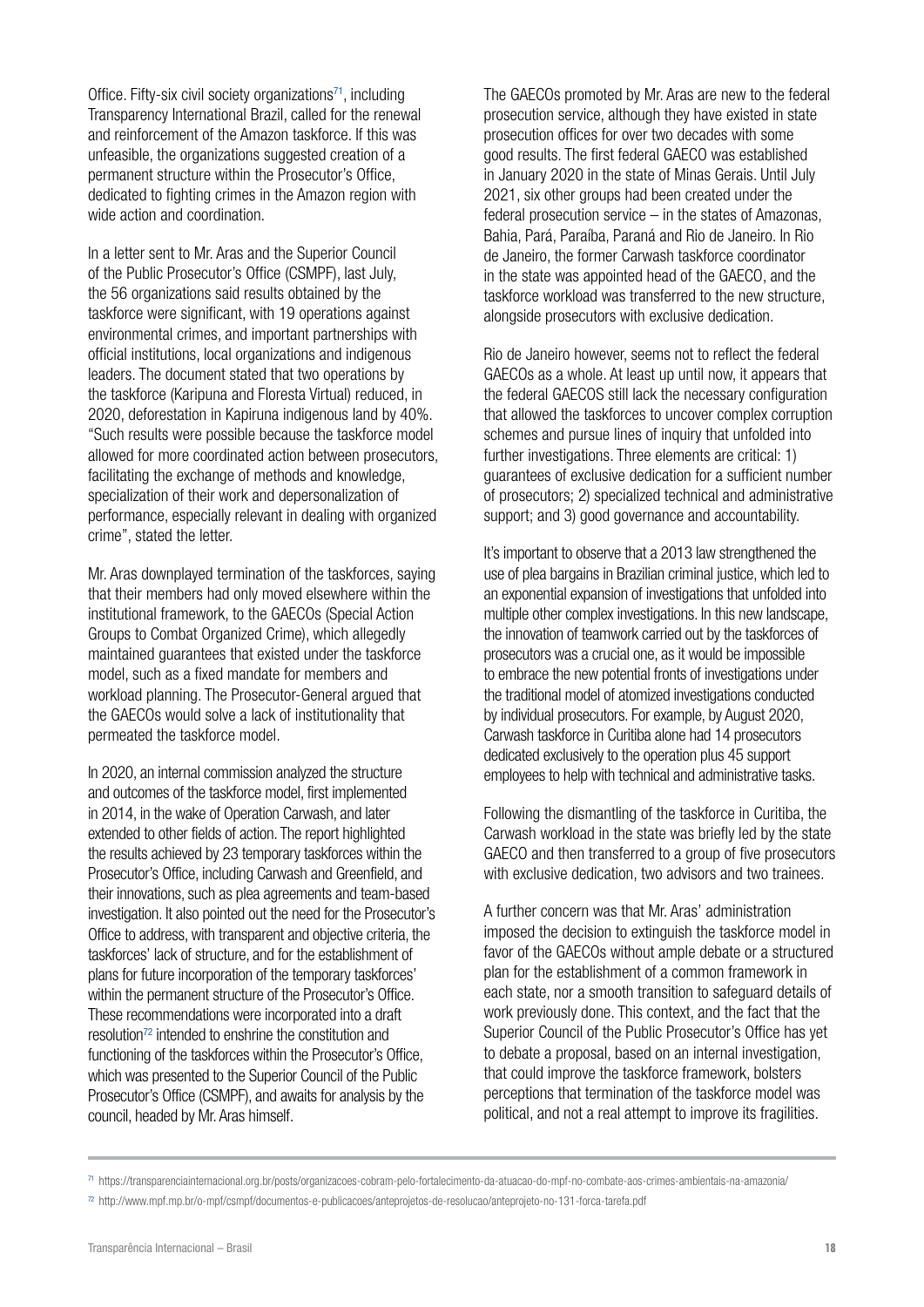Office. Fifty-six civil society organizations[71], including Transparency International Brazil, called for the renewal and reinforcement of the Amazon taskforce. If this was unfeasible, the organizations suggested creation of a permanent structure within the Prosecutor's Office, dedicated to fighting crimes in the Amazon region with wide action and coordination.

In a letter sent to Mr. Aras and the Superior Council of the Public Prosecutor's Office (CSMPF), last July, the 56 organizations said results obtained by the taskforce were significant, with 19 operations against environmental crimes, and important partnerships with official institutions, local organizations and indigenous leaders. The document stated that two operations by the taskforce (Karipuna and Floresta Virtual) reduced, in 2020, deforestation in Kapiruna indigenous land by 40%. "Such results were possible because the taskforce model allowed for more coordinated action between prosecutors, facilitating the exchange of methods and knowledge, specialization of their work and depersonalization of performance, especially relevant in dealing with organized crime", stated the letter.

Mr. Aras downplayed termination of the taskforces, saying that their members had only moved elsewhere within the institutional framework, to the GAECOs (Special Action Groups to Combat Organized Crime), which allegedly maintained guarantees that existed under the taskforce model, such as a fixed mandate for members and workload planning. The Prosecutor-General argued that the GAECOs would solve a lack of institutionality that permeated the taskforce model.

In 2020, an internal commission analyzed the structure and outcomes of the taskforce model, first implemented in 2014, in the wake of Operation Carwash, and later extended to other fields of action. The report highlighted the results achieved by 23 temporary taskforces within the Prosecutor's Office, including Carwash and Greenfield, and their innovations, such as plea agreements and team-based investigation. It also pointed out the need for the Prosecutor's Office to address, with transparent and objective criteria, the taskforces' lack of structure, and for the establishment of plans for future incorporation of the temporary taskforces' within the permanent structure of the Prosecutor's Office. These recommendations were incorporated into a draft resolution[72] intended to enshrine the constitution and functioning of the taskforces within the Prosecutor's Office, which was presented to the Superior Council of the Public Prosecutor's Office (CSMPF), and awaits for analysis by the council, headed by Mr. Aras himself.

The GAECOs promoted by Mr. Aras are new to the federal prosecution service, although they have existed in state prosecution offices for over two decades with some good results. The first federal GAECO was established in January 2020 in the state of Minas Gerais. Until July 2021, six other groups had been created under the federal prosecution service – in the states of Amazonas, Bahia, Pará, Paraíba, Paraná and Rio de Janeiro. In Rio de Janeiro, the former Carwash taskforce coordinator in the state was appointed head of the GAECO, and the taskforce workload was transferred to the new structure, alongside prosecutors with exclusive dedication.

Rio de Janeiro however, seems not to reflect the federal GAECOs as a whole. At least up until now, it appears that the federal GAECOS still lack the necessary configuration that allowed the taskforces to uncover complex corruption schemes and pursue lines of inquiry that unfolded into further investigations. Three elements are critical: 1) guarantees of exclusive dedication for a sufficient number of prosecutors; 2) specialized technical and administrative support; and 3) good governance and accountability.

It's important to observe that a 2013 law strengthened the use of plea bargains in Brazilian criminal justice, which led to an exponential expansion of investigations that unfolded into multiple other complex investigations. In this new landscape, the innovation of teamwork carried out by the taskforces of prosecutors was a crucial one, as it would be impossible to embrace the new potential fronts of investigations under the traditional model of atomized investigations conducted by individual prosecutors. For example, by August 2020, Carwash taskforce in Curitiba alone had 14 prosecutors dedicated exclusively to the operation plus 45 support employees to help with technical and administrative tasks.

Following the dismantling of the taskforce in Curitiba, the Carwash workload in the state was briefly led by the state GAECO and then transferred to a group of five prosecutors with exclusive dedication, two advisors and two trainees.

A further concern was that Mr. Aras' administration imposed the decision to extinguish the taskforce model in favor of the GAECOs without ample debate or a structured plan for the establishment of a common framework in each state, nor a smooth transition to safeguard details of work previously done. This context, and the fact that the Superior Council of the Public Prosecutor's Office has yet to debate a proposal, based on an internal investigation, that could improve the taskforce framework, bolsters perceptions that termination of the taskforce model was political, and not a real attempt to improve its fragilities.

[71] https://transparenciainternacional.org.br/posts/organizacoes-cobram-pelo-fortalecimento-da-atuacao-do-mpf-no-combate-aos-crimes-ambientais-na-amazonia/

[72] http://www.mpf.mp.br/o-mpf/csmpf/documentos-e-publicacoes/anteprojetos-de-resolucao/anteprojeto-no-131-forca-tarefa.pdf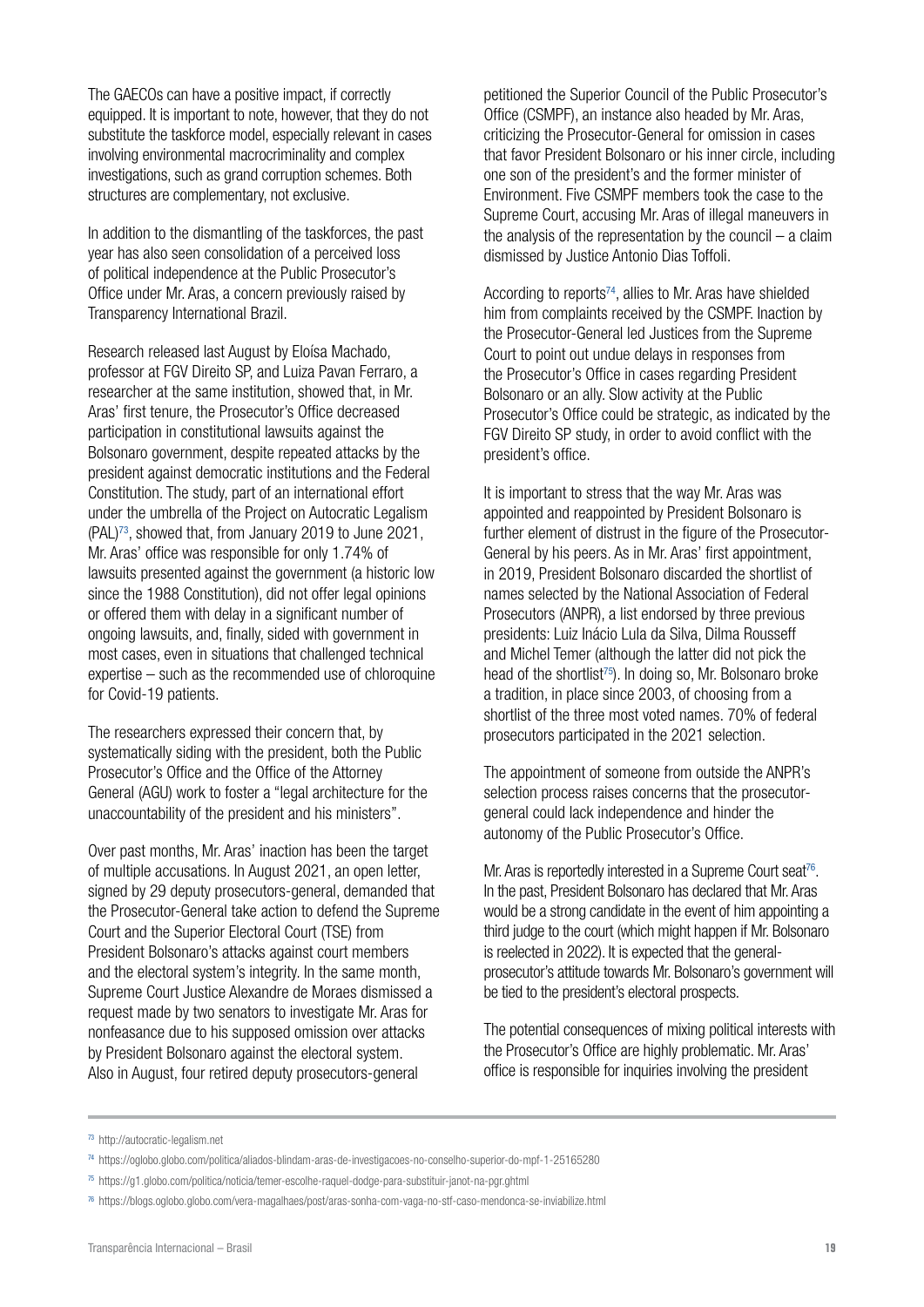The GAECOs can have a positive impact, if correctly equipped. It is important to note, however, that they do not substitute the taskforce model, especially relevant in cases involving environmental macrocriminality and complex investigations, such as grand corruption schemes. Both structures are complementary, not exclusive.

In addition to the dismantling of the taskforces, the past year has also seen consolidation of a perceived loss of political independence at the Public Prosecutor's Office under Mr. Aras, a concern previously raised by Transparency International Brazil.

Research released last August by Eloísa Machado, professor at FGV Direito SP, and Luiza Pavan Ferraro, a researcher at the same institution, showed that, in Mr. Aras' first tenure, the Prosecutor's Office decreased participation in constitutional lawsuits against the Bolsonaro government, despite repeated attacks by the president against democratic institutions and the Federal Constitution. The study, part of an international effort under the umbrella of the Project on Autocratic Legalism (PAL)[73], showed that, from January 2019 to June 2021, Mr. Aras' office was responsible for only 1.74% of lawsuits presented against the government (a historic low since the 1988 Constitution), did not offer legal opinions or offered them with delay in a significant number of ongoing lawsuits, and, finally, sided with government in most cases, even in situations that challenged technical expertise – such as the recommended use of chloroquine for Covid-19 patients.

The researchers expressed their concern that, by systematically siding with the president, both the Public Prosecutor's Office and the Office of the Attorney General (AGU) work to foster a "legal architecture for the unaccountability of the president and his ministers".

Over past months, Mr. Aras' inaction has been the target of multiple accusations. In August 2021, an open letter, signed by 29 deputy prosecutors-general, demanded that the Prosecutor-General take action to defend the Supreme Court and the Superior Electoral Court (TSE) from President Bolsonaro's attacks against court members and the electoral system's integrity. In the same month, Supreme Court Justice Alexandre de Moraes dismissed a request made by two senators to investigate Mr. Aras for nonfeasance due to his supposed omission over attacks by President Bolsonaro against the electoral system. Also in August, four retired deputy prosecutors-general petitioned the Superior Council of the Public Prosecutor's Office (CSMPF), an instance also headed by Mr. Aras, criticizing the Prosecutor-General for omission in cases that favor President Bolsonaro or his inner circle, including one son of the president's and the former minister of Environment. Five CSMPF members took the case to the Supreme Court, accusing Mr. Aras of illegal maneuvers in the analysis of the representation by the council – a claim dismissed by Justice Antonio Dias Toffoli.

According to reports[74], allies to Mr. Aras have shielded him from complaints received by the CSMPF. Inaction by the Prosecutor-General led Justices from the Supreme Court to point out undue delays in responses from the Prosecutor's Office in cases regarding President Bolsonaro or an ally. Slow activity at the Public Prosecutor's Office could be strategic, as indicated by the FGV Direito SP study, in order to avoid conflict with the president's office.

It is important to stress that the way Mr. Aras was appointed and reappointed by President Bolsonaro is further element of distrust in the figure of the Prosecutor-General by his peers. As in Mr. Aras' first appointment, in 2019, President Bolsonaro discarded the shortlist of names selected by the National Association of Federal Prosecutors (ANPR), a list endorsed by three previous presidents: Luiz Inácio Lula da Silva, Dilma Rousseff and Michel Temer (although the latter did not pick the head of the shortlist[75]). In doing so, Mr. Bolsonaro broke a tradition, in place since 2003, of choosing from a shortlist of the three most voted names. 70% of federal prosecutors participated in the 2021 selection.

The appointment of someone from outside the ANPR's selection process raises concerns that the prosecutor-general could lack independence and hinder the autonomy of the Public Prosecutor's Office.

Mr. Aras is reportedly interested in a Supreme Court seat[76]. In the past, President Bolsonaro has declared that Mr. Aras would be a strong candidate in the event of him appointing a third judge to the court (which might happen if Mr. Bolsonaro is reelected in 2022). It is expected that the general-prosecutor's attitude towards Mr. Bolsonaro's government will be tied to the president's electoral prospects.

The potential consequences of mixing political interests with the Prosecutor's Office are highly problematic. Mr. Aras' office is responsible for inquiries involving the president

---

[73] http://autocratic-legalism.net

[74] https://oglobo.globo.com/politica/aliados-blindam-aras-de-investigacoes-no-conselho-superior-do-mpf-1-25165280

[75] https://g1.globo.com/politica/noticia/temer-escolhe-raquel-dodge-para-substituir-janot-na-pgr.ghtml

[76] https://blogs.oglobo.globo.com/vera-magalhaes/post/aras-sonha-com-vaga-no-stf-caso-mendonca-se-inviabilize.html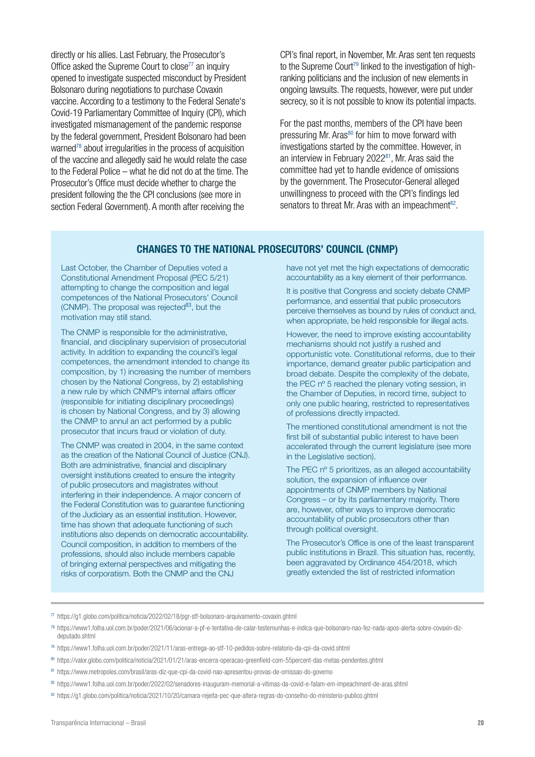directly or his allies. Last February, the Prosecutor's Office asked the Supreme Court to close[77] an inquiry opened to investigate suspected misconduct by President Bolsonaro during negotiations to purchase Covaxin vaccine. According to a testimony to the Federal Senate's Covid-19 Parliamentary Committee of Inquiry (CPI), which investigated mismanagement of the pandemic response by the federal government, President Bolsonaro had been warned[78] about irregularities in the process of acquisition of the vaccine and allegedly said he would relate the case to the Federal Police – what he did not do at the time. The Prosecutor's Office must decide whether to charge the president following the the CPI conclusions (see more in section Federal Government). A month after receiving the CPI's final report, in November, Mr. Aras sent ten requests to the Supreme Court[79] linked to the investigation of high-ranking politicians and the inclusion of new elements in ongoing lawsuits. The requests, however, were put under secrecy, so it is not possible to know its potential impacts.

For the past months, members of the CPI have been pressuring Mr. Aras[80] for him to move forward with investigations started by the committee. However, in an interview in February 2022[81], Mr. Aras said the committee had yet to handle evidence of omissions by the government. The Prosecutor-General alleged unwillingness to proceed with the CPI's findings led senators to threat Mr. Aras with an impeachment[82].

## CHANGES TO THE NATIONAL PROSECUTORS' COUNCIL (CNMP)

Last October, the Chamber of Deputies voted a Constitutional Amendment Proposal (PEC 5/21) attempting to change the composition and legal competences of the National Prosecutors' Council (CNMP). The proposal was rejected[83], but the motivation may still stand.

The CNMP is responsible for the administrative, financial, and disciplinary supervision of prosecutorial activity. In addition to expanding the council's legal competences, the amendment intended to change its composition, by 1) increasing the number of members chosen by the National Congress, by 2) establishing a new rule by which CNMP's internal affairs officer (responsible for initiating disciplinary proceedings) is chosen by National Congress, and by 3) allowing the CNMP to annul an act performed by a public prosecutor that incurs fraud or violation of duty.

The CNMP was created in 2004, in the same context as the creation of the National Council of Justice (CNJ). Both are administrative, financial and disciplinary oversight institutions created to ensure the integrity of public prosecutors and magistrates without interfering in their independence. A major concern of the Federal Constitution was to guarantee functioning of the Judiciary as an essential institution. However, time has shown that adequate functioning of such institutions also depends on democratic accountability. Council composition, in addition to members of the professions, should also include members capable of bringing external perspectives and mitigating the risks of corporatism. Both the CNMP and the CNJ have not yet met the high expectations of democratic accountability as a key element of their performance.

It is positive that Congress and society debate CNMP performance, and essential that public prosecutors perceive themselves as bound by rules of conduct and, when appropriate, be held responsible for illegal acts.

However, the need to improve existing accountability mechanisms should not justify a rushed and opportunistic vote. Constitutional reforms, due to their importance, demand greater public participation and broad debate. Despite the complexity of the debate, the PEC nº 5 reached the plenary voting session, in the Chamber of Deputies, in record time, subject to only one public hearing, restricted to representatives of professions directly impacted.

The mentioned constitutional amendment is not the first bill of substantial public interest to have been accelerated through the current legislature (see more in the Legislative section).

The PEC nº 5 prioritizes, as an alleged accountability solution, the expansion of influence over appointments of CNMP members by National Congress – or by its parliamentary majority. There are, however, other ways to improve democratic accountability of public prosecutors other than through political oversight.

The Prosecutor's Office is one of the least transparent public institutions in Brazil. This situation has, recently, been aggravated by Ordinance 454/2018, which greatly extended the list of restricted information

---

[77] https://g1.globo.com/politica/noticia/2022/02/18/pgr-stf-bolsonaro-arquivamento-covaxin.ghtml

[78] https://www1.folha.uol.com.br/poder/2021/06/acionar-a-pf-e-tentativa-de-calar-testemunhas-e-indica-que-bolsonaro-nao-fez-nada-apos-alerta-sobre-covaxin-diz-deputado.shtml

[79] https://www1.folha.uol.com.br/poder/2021/11/aras-entrega-ao-stf-10-pedidos-sobre-relatorio-da-cpi-da-covid.shtml

[80] https://valor.globo.com/politica/noticia/2021/01/21/aras-encerra-operacao-greenfield-com-55percent-das-metas-pendentes.ghtml

[81] https://www.metropoles.com/brasil/aras-diz-que-cpi-da-covid-nao-apresentou-provas-de-omissao-do-governo

[82] https://www1.folha.uol.com.br/poder/2022/02/senadores-inauguram-memorial-a-vitimas-da-covid-e-falam-em-impeachment-de-aras.shtml

[83] https://g1.globo.com/politica/noticia/2021/10/20/camara-rejeita-pec-que-altera-regras-do-conselho-do-ministerio-publico.ghtml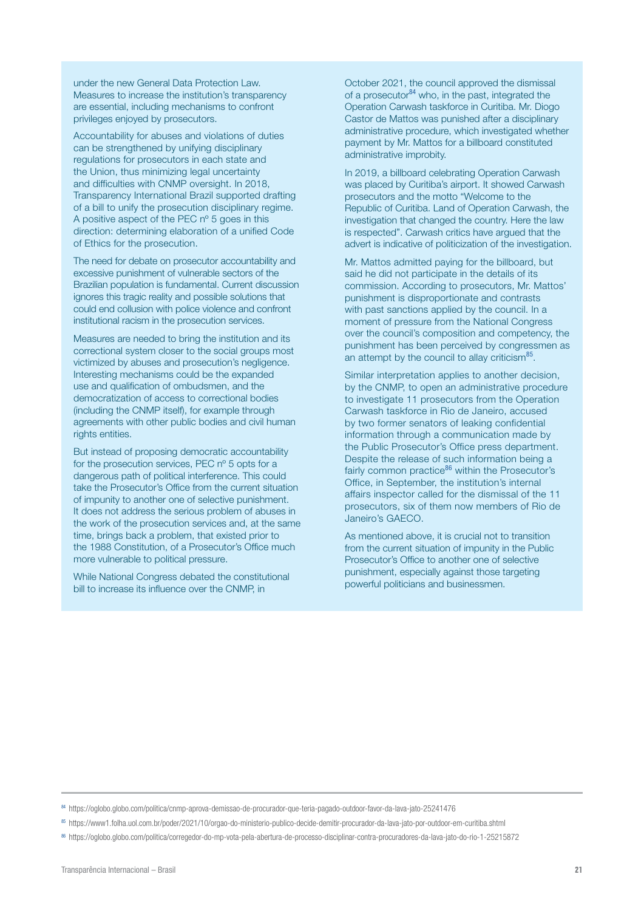under the new General Data Protection Law. Measures to increase the institution's transparency are essential, including mechanisms to confront privileges enjoyed by prosecutors.

Accountability for abuses and violations of duties can be strengthened by unifying disciplinary regulations for prosecutors in each state and the Union, thus minimizing legal uncertainty and difficulties with CNMP oversight. In 2018, Transparency International Brazil supported drafting of a bill to unify the prosecution disciplinary regime. A positive aspect of the PEC nº 5 goes in this direction: determining elaboration of a unified Code of Ethics for the prosecution.

The need for debate on prosecutor accountability and excessive punishment of vulnerable sectors of the Brazilian population is fundamental. Current discussion ignores this tragic reality and possible solutions that could end collusion with police violence and confront institutional racism in the prosecution services.

Measures are needed to bring the institution and its correctional system closer to the social groups most victimized by abuses and prosecution's negligence. Interesting mechanisms could be the expanded use and qualification of ombudsmen, and the democratization of access to correctional bodies (including the CNMP itself), for example through agreements with other public bodies and civil human rights entities.

But instead of proposing democratic accountability for the prosecution services, PEC nº 5 opts for a dangerous path of political interference. This could take the Prosecutor's Office from the current situation of impunity to another one of selective punishment. It does not address the serious problem of abuses in the work of the prosecution services and, at the same time, brings back a problem, that existed prior to the 1988 Constitution, of a Prosecutor's Office much more vulnerable to political pressure.

While National Congress debated the constitutional bill to increase its influence over the CNMP, in October 2021, the council approved the dismissal of a prosecutor[84] who, in the past, integrated the Operation Carwash taskforce in Curitiba. Mr. Diogo Castor de Mattos was punished after a disciplinary administrative procedure, which investigated whether payment by Mr. Mattos for a billboard constituted administrative improbity.

In 2019, a billboard celebrating Operation Carwash was placed by Curitiba's airport. It showed Carwash prosecutors and the motto "Welcome to the Republic of Curitiba. Land of Operation Carwash, the investigation that changed the country. Here the law is respected". Carwash critics have argued that the advert is indicative of politicization of the investigation.

Mr. Mattos admitted paying for the billboard, but said he did not participate in the details of its commission. According to prosecutors, Mr. Mattos' punishment is disproportionate and contrasts with past sanctions applied by the council. In a moment of pressure from the National Congress over the council's composition and competency, the punishment has been perceived by congressmen as an attempt by the council to allay criticism[85].

Similar interpretation applies to another decision, by the CNMP, to open an administrative procedure to investigate 11 prosecutors from the Operation Carwash taskforce in Rio de Janeiro, accused by two former senators of leaking confidential information through a communication made by the Public Prosecutor's Office press department. Despite the release of such information being a fairly common practice[86] within the Prosecutor's Office, in September, the institution's internal affairs inspector called for the dismissal of the 11 prosecutors, six of them now members of Rio de Janeiro's GAECO.

As mentioned above, it is crucial not to transition from the current situation of impunity in the Public Prosecutor's Office to another one of selective punishment, especially against those targeting powerful politicians and businessmen.

---

[84] https://oglobo.globo.com/politica/cnmp-aprova-demissao-de-procurador-que-teria-pagado-outdoor-favor-da-lava-jato-25241476

[85] https://www1.folha.uol.com.br/poder/2021/10/orgao-do-ministerio-publico-decide-demitir-procurador-da-lava-jato-por-outdoor-em-curitiba.shtml

[86] https://oglobo.globo.com/politica/corregedor-do-mp-vota-pela-abertura-de-processo-disciplinar-contra-procuradores-da-lava-jato-do-rio-1-25215872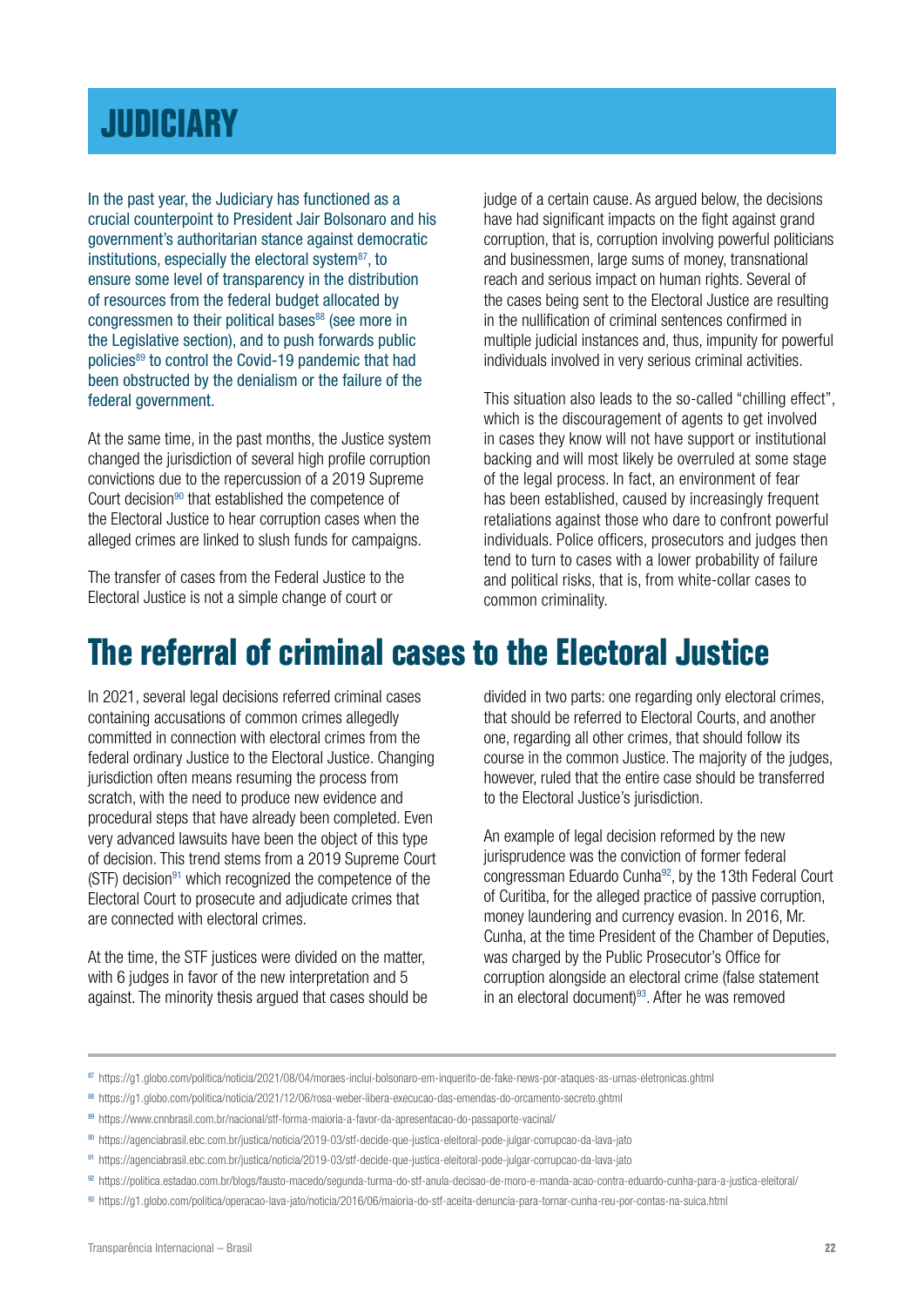# JUDICIARY

In the past year, the Judiciary has functioned as a crucial counterpoint to President Jair Bolsonaro and his government's authoritarian stance against democratic institutions, especially the electoral system[87], to ensure some level of transparency in the distribution of resources from the federal budget allocated by congressmen to their political bases[88] (see more in the Legislative section), and to push forwards public policies[89] to control the Covid-19 pandemic that had been obstructed by the denialism or the failure of the federal government.

At the same time, in the past months, the Justice system changed the jurisdiction of several high profile corruption convictions due to the repercussion of a 2019 Supreme Court decision[90] that established the competence of the Electoral Justice to hear corruption cases when the alleged crimes are linked to slush funds for campaigns.

The transfer of cases from the Federal Justice to the Electoral Justice is not a simple change of court or judge of a certain cause. As argued below, the decisions have had significant impacts on the fight against grand corruption, that is, corruption involving powerful politicians and businessmen, large sums of money, transnational reach and serious impact on human rights. Several of the cases being sent to the Electoral Justice are resulting in the nullification of criminal sentences confirmed in multiple judicial instances and, thus, impunity for powerful individuals involved in very serious criminal activities.

This situation also leads to the so-called "chilling effect", which is the discouragement of agents to get involved in cases they know will not have support or institutional backing and will most likely be overruled at some stage of the legal process. In fact, an environment of fear has been established, caused by increasingly frequent retaliations against those who dare to confront powerful individuals. Police officers, prosecutors and judges then tend to turn to cases with a lower probability of failure and political risks, that is, from white-collar cases to common criminality.

## The referral of criminal cases to the Electoral Justice

In 2021, several legal decisions referred criminal cases containing accusations of common crimes allegedly committed in connection with electoral crimes from the federal ordinary Justice to the Electoral Justice. Changing jurisdiction often means resuming the process from scratch, with the need to produce new evidence and procedural steps that have already been completed. Even very advanced lawsuits have been the object of this type of decision. This trend stems from a 2019 Supreme Court (STF) decision[91] which recognized the competence of the Electoral Court to prosecute and adjudicate crimes that are connected with electoral crimes.

At the time, the STF justices were divided on the matter, with 6 judges in favor of the new interpretation and 5 against. The minority thesis argued that cases should be divided in two parts: one regarding only electoral crimes, that should be referred to Electoral Courts, and another one, regarding all other crimes, that should follow its course in the common Justice. The majority of the judges, however, ruled that the entire case should be transferred to the Electoral Justice's jurisdiction.

An example of legal decision reformed by the new jurisprudence was the conviction of former federal congressman Eduardo Cunha[92], by the 13th Federal Court of Curitiba, for the alleged practice of passive corruption, money laundering and currency evasion. In 2016, Mr. Cunha, at the time President of the Chamber of Deputies, was charged by the Public Prosecutor's Office for corruption alongside an electoral crime (false statement in an electoral document)[93]. After he was removed

---

[87] https://g1.globo.com/politica/noticia/2021/08/04/moraes-inclui-bolsonaro-em-inquerito-de-fake-news-por-ataques-as-urnas-eletronicas.ghtml

[88] https://g1.globo.com/politica/noticia/2021/12/06/rosa-weber-libera-execucao-das-emendas-do-orcamento-secreto.ghtml

[89] https://www.cnnbrasil.com.br/nacional/stf-forma-maioria-a-favor-da-apresentacao-do-passaporte-vacinal/

[90] https://agenciabrasil.ebc.com.br/justica/noticia/2019-03/stf-decide-que-justica-eleitoral-pode-julgar-corrupcao-da-lava-jato

[91] https://agenciabrasil.ebc.com.br/justica/noticia/2019-03/stf-decide-que-justica-eleitoral-pode-julgar-corrupcao-da-lava-jato

[92] https://politica.estadao.com.br/blogs/fausto-macedo/segunda-turma-do-stf-anula-decisao-de-moro-e-manda-acao-contra-eduardo-cunha-para-a-justica-eleitoral/

[93] https://g1.globo.com/politica/operacao-lava-jato/noticia/2016/06/maioria-do-stf-aceita-denuncia-para-tornar-cunha-reu-por-contas-na-suica.html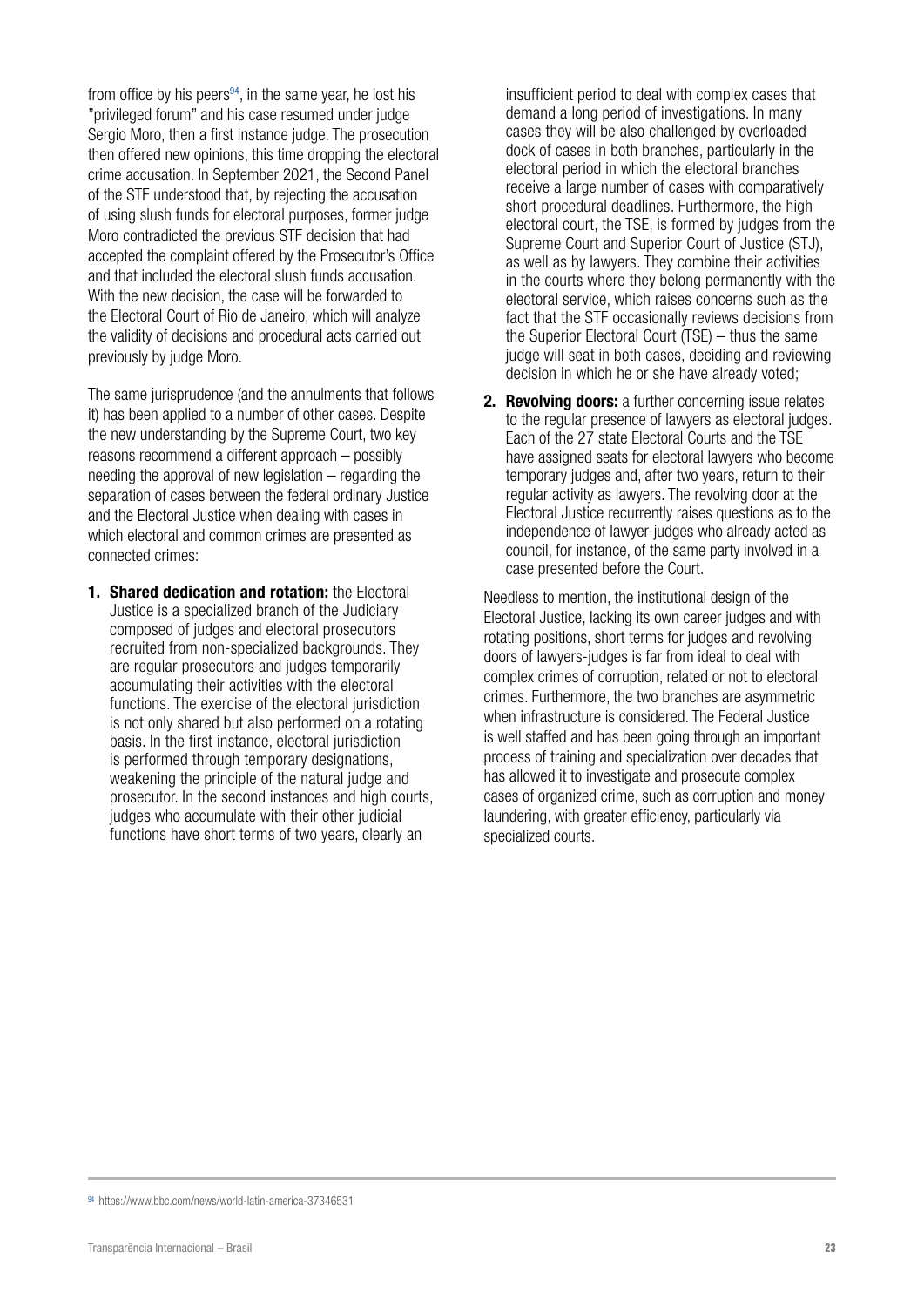from office by his peers[94], in the same year, he lost his "privileged forum" and his case resumed under judge Sergio Moro, then a first instance judge. The prosecution then offered new opinions, this time dropping the electoral crime accusation. In September 2021, the Second Panel of the STF understood that, by rejecting the accusation of using slush funds for electoral purposes, former judge Moro contradicted the previous STF decision that had accepted the complaint offered by the Prosecutor's Office and that included the electoral slush funds accusation. With the new decision, the case will be forwarded to the Electoral Court of Rio de Janeiro, which will analyze the validity of decisions and procedural acts carried out previously by judge Moro.

The same jurisprudence (and the annulments that follows it) has been applied to a number of other cases. Despite the new understanding by the Supreme Court, two key reasons recommend a different approach – possibly needing the approval of new legislation – regarding the separation of cases between the federal ordinary Justice and the Electoral Justice when dealing with cases in which electoral and common crimes are presented as connected crimes:

1. **Shared dedication and rotation:** the Electoral Justice is a specialized branch of the Judiciary composed of judges and electoral prosecutors recruited from non-specialized backgrounds. They are regular prosecutors and judges temporarily accumulating their activities with the electoral functions. The exercise of the electoral jurisdiction is not only shared but also performed on a rotating basis. In the first instance, electoral jurisdiction is performed through temporary designations, weakening the principle of the natural judge and prosecutor. In the second instances and high courts, judges who accumulate with their other judicial functions have short terms of two years, clearly an insufficient period to deal with complex cases that demand a long period of investigations. In many cases they will be also challenged by overloaded dock of cases in both branches, particularly in the electoral period in which the electoral branches receive a large number of cases with comparatively short procedural deadlines. Furthermore, the high electoral court, the TSE, is formed by judges from the Supreme Court and Superior Court of Justice (STJ), as well as by lawyers. They combine their activities in the courts where they belong permanently with the electoral service, which raises concerns such as the fact that the STF occasionally reviews decisions from the Superior Electoral Court (TSE) – thus the same judge will seat in both cases, deciding and reviewing decision in which he or she have already voted;
2. **Revolving doors:** a further concerning issue relates to the regular presence of lawyers as electoral judges. Each of the 27 state Electoral Courts and the TSE have assigned seats for electoral lawyers who become temporary judges and, after two years, return to their regular activity as lawyers. The revolving door at the Electoral Justice recurrently raises questions as to the independence of lawyer-judges who already acted as council, for instance, of the same party involved in a case presented before the Court.

Needless to mention, the institutional design of the Electoral Justice, lacking its own career judges and with rotating positions, short terms for judges and revolving doors of lawyers-judges is far from ideal to deal with complex crimes of corruption, related or not to electoral crimes. Furthermore, the two branches are asymmetric when infrastructure is considered. The Federal Justice is well staffed and has been going through an important process of training and specialization over decades that has allowed it to investigate and prosecute complex cases of organized crime, such as corruption and money laundering, with greater efficiency, particularly via specialized courts.

[94] https://www.bbc.com/news/world-latin-america-37346531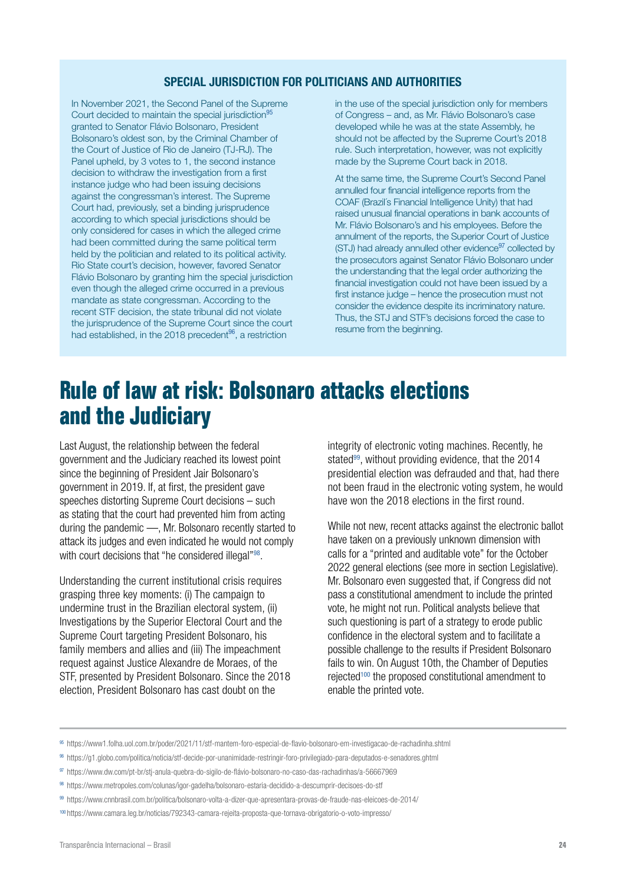### SPECIAL JURISDICTION FOR POLITICIANS AND AUTHORITIES

In November 2021, the Second Panel of the Supreme Court decided to maintain the special jurisdiction[95] granted to Senator Flávio Bolsonaro, President Bolsonaro's oldest son, by the Criminal Chamber of the Court of Justice of Rio de Janeiro (TJ-RJ). The Panel upheld, by 3 votes to 1, the second instance decision to withdraw the investigation from a first instance judge who had been issuing decisions against the congressman's interest. The Supreme Court had, previously, set a binding jurisprudence according to which special jurisdictions should be only considered for cases in which the alleged crime had been committed during the same political term held by the politician and related to its political activity. Rio State court's decision, however, favored Senator Flávio Bolsonaro by granting him the special jurisdiction even though the alleged crime occurred in a previous mandate as state congressman. According to the recent STF decision, the state tribunal did not violate the jurisprudence of the Supreme Court since the court had established, in the 2018 precedent[96], a restriction in the use of the special jurisdiction only for members of Congress – and, as Mr. Flávio Bolsonaro's case developed while he was at the state Assembly, he should not be affected by the Supreme Court's 2018 rule. Such interpretation, however, was not explicitly made by the Supreme Court back in 2018.

At the same time, the Supreme Court's Second Panel annulled four financial intelligence reports from the COAF (Brazil's Financial Intelligence Unity) that had raised unusual financial operations in bank accounts of Mr. Flávio Bolsonaro's and his employees. Before the annulment of the reports, the Superior Court of Justice (STJ) had already annulled other evidence[97] collected by the prosecutors against Senator Flávio Bolsonaro under the understanding that the legal order authorizing the financial investigation could not have been issued by a first instance judge – hence the prosecution must not consider the evidence despite its incriminatory nature. Thus, the STJ and STF's decisions forced the case to resume from the beginning.

## Rule of law at risk: Bolsonaro attacks elections and the Judiciary

Last August, the relationship between the federal government and the Judiciary reached its lowest point since the beginning of President Jair Bolsonaro's government in 2019. If, at first, the president gave speeches distorting Supreme Court decisions – such as stating that the court had prevented him from acting during the pandemic —, Mr. Bolsonaro recently started to attack its judges and even indicated he would not comply with court decisions that "he considered illegal"[98].

Understanding the current institutional crisis requires grasping three key moments: (i) The campaign to undermine trust in the Brazilian electoral system, (ii) Investigations by the Superior Electoral Court and the Supreme Court targeting President Bolsonaro, his family members and allies and (iii) The impeachment request against Justice Alexandre de Moraes, of the STF, presented by President Bolsonaro. Since the 2018 election, President Bolsonaro has cast doubt on the integrity of electronic voting machines. Recently, he stated[99], without providing evidence, that the 2014 presidential election was defrauded and that, had there not been fraud in the electronic voting system, he would have won the 2018 elections in the first round.

While not new, recent attacks against the electronic ballot have taken on a previously unknown dimension with calls for a "printed and auditable vote" for the October 2022 general elections (see more in section Legislative). Mr. Bolsonaro even suggested that, if Congress did not pass a constitutional amendment to include the printed vote, he might not run. Political analysts believe that such questioning is part of a strategy to erode public confidence in the electoral system and to facilitate a possible challenge to the results if President Bolsonaro fails to win. On August 10th, the Chamber of Deputies rejected[100] the proposed constitutional amendment to enable the printed vote.

---

[95] https://www1.folha.uol.com.br/poder/2021/11/stf-mantem-foro-especial-de-flavio-bolsonaro-em-investigacao-de-rachadinha.shtml

[96] https://g1.globo.com/politica/noticia/stf-decide-por-unanimidade-restringir-foro-privilegiado-para-deputados-e-senadores.ghtml

[97] https://www.dw.com/pt-br/stj-anula-quebra-do-sigilo-de-flávio-bolsonaro-no-caso-das-rachadinhas/a-56667969

[98] https://www.metropoles.com/colunas/igor-gadelha/bolsonaro-estaria-decidido-a-descumprir-decisoes-do-stf

[99] https://www.cnnbrasil.com.br/politica/bolsonaro-volta-a-dizer-que-apresentara-provas-de-fraude-nas-eleicoes-de-2014/

[100] https://www.camara.leg.br/noticias/792343-camara-rejeita-proposta-que-tornava-obrigatorio-o-voto-impresso/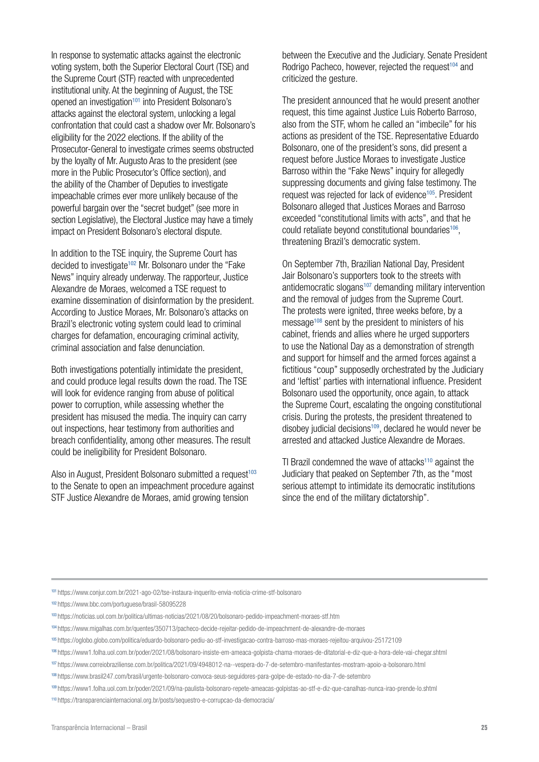In response to systematic attacks against the electronic voting system, both the Superior Electoral Court (TSE) and the Supreme Court (STF) reacted with unprecedented institutional unity. At the beginning of August, the TSE opened an investigation[101] into President Bolsonaro's attacks against the electoral system, unlocking a legal confrontation that could cast a shadow over Mr. Bolsonaro's eligibility for the 2022 elections. If the ability of the Prosecutor-General to investigate crimes seems obstructed by the loyalty of Mr. Augusto Aras to the president (see more in the Public Prosecutor's Office section), and the ability of the Chamber of Deputies to investigate impeachable crimes ever more unlikely because of the powerful bargain over the "secret budget" (see more in section Legislative), the Electoral Justice may have a timely impact on President Bolsonaro's electoral dispute.

In addition to the TSE inquiry, the Supreme Court has decided to investigate[102] Mr. Bolsonaro under the "Fake News" inquiry already underway. The rapporteur, Justice Alexandre de Moraes, welcomed a TSE request to examine dissemination of disinformation by the president. According to Justice Moraes, Mr. Bolsonaro's attacks on Brazil's electronic voting system could lead to criminal charges for defamation, encouraging criminal activity, criminal association and false denunciation.

Both investigations potentially intimidate the president, and could produce legal results down the road. The TSE will look for evidence ranging from abuse of political power to corruption, while assessing whether the president has misused the media. The inquiry can carry out inspections, hear testimony from authorities and breach confidentiality, among other measures. The result could be ineligibility for President Bolsonaro.

Also in August, President Bolsonaro submitted a request[103] to the Senate to open an impeachment procedure against STF Justice Alexandre de Moraes, amid growing tension between the Executive and the Judiciary. Senate President Rodrigo Pacheco, however, rejected the request[104] and criticized the gesture.

The president announced that he would present another request, this time against Justice Luis Roberto Barroso, also from the STF, whom he called an "imbecile" for his actions as president of the TSE. Representative Eduardo Bolsonaro, one of the president's sons, did present a request before Justice Moraes to investigate Justice Barroso within the "Fake News" inquiry for allegedly suppressing documents and giving false testimony. The request was rejected for lack of evidence[105]. President Bolsonaro alleged that Justices Moraes and Barroso exceeded "constitutional limits with acts", and that he could retaliate beyond constitutional boundaries[106], threatening Brazil's democratic system.

On September 7th, Brazilian National Day, President Jair Bolsonaro's supporters took to the streets with antidemocratic slogans[107] demanding military intervention and the removal of judges from the Supreme Court. The protests were ignited, three weeks before, by a message[108] sent by the president to ministers of his cabinet, friends and allies where he urged supporters to use the National Day as a demonstration of strength and support for himself and the armed forces against a fictitious "coup" supposedly orchestrated by the Judiciary and 'leftist' parties with international influence. President Bolsonaro used the opportunity, once again, to attack the Supreme Court, escalating the ongoing constitutional crisis. During the protests, the president threatened to disobey judicial decisions[109], declared he would never be arrested and attacked Justice Alexandre de Moraes.

TI Brazil condemned the wave of attacks[110] against the Judiciary that peaked on September 7th, as the "most serious attempt to intimidate its democratic institutions since the end of the military dictatorship".

---

[101] https://www.conjur.com.br/2021-ago-02/tse-instaura-inquerito-envia-noticia-crime-stf-bolsonaro

[102] https://www.bbc.com/portuguese/brasil-58095228

[103] https://noticias.uol.com.br/politica/ultimas-noticias/2021/08/20/bolsonaro-pedido-impeachment-moraes-stf.htm

[104] https://www.migalhas.com.br/quentes/350713/pacheco-decide-rejeitar-pedido-de-impeachment-de-alexandre-de-moraes

[105] https://oglobo.globo.com/politica/eduardo-bolsonaro-pediu-ao-stf-investigacao-contra-barroso-mas-moraes-rejeitou-arquivou-25172109

[106] https://www1.folha.uol.com.br/poder/2021/08/bolsonaro-insiste-em-ameaca-golpista-chama-moraes-de-ditatorial-e-diz-que-a-hora-dele-vai-chegar.shtml

[107] https://www.correiobraziliense.com.br/politica/2021/09/4948012-na--vespera-do-7-de-setembro-manifestantes-mostram-apoio-a-bolsonaro.html

[108] https://www.brasil247.com/brasil/urgente-bolsonaro-convoca-seus-seguidores-para-golpe-de-estado-no-dia-7-de-setembro

[109] https://www1.folha.uol.com.br/poder/2021/09/na-paulista-bolsonaro-repete-ameacas-golpistas-ao-stf-e-diz-que-canalhas-nunca-irao-prende-lo.shtml

[110] https://transparenciainternacional.org.br/posts/sequestro-e-corrupcao-da-democracia/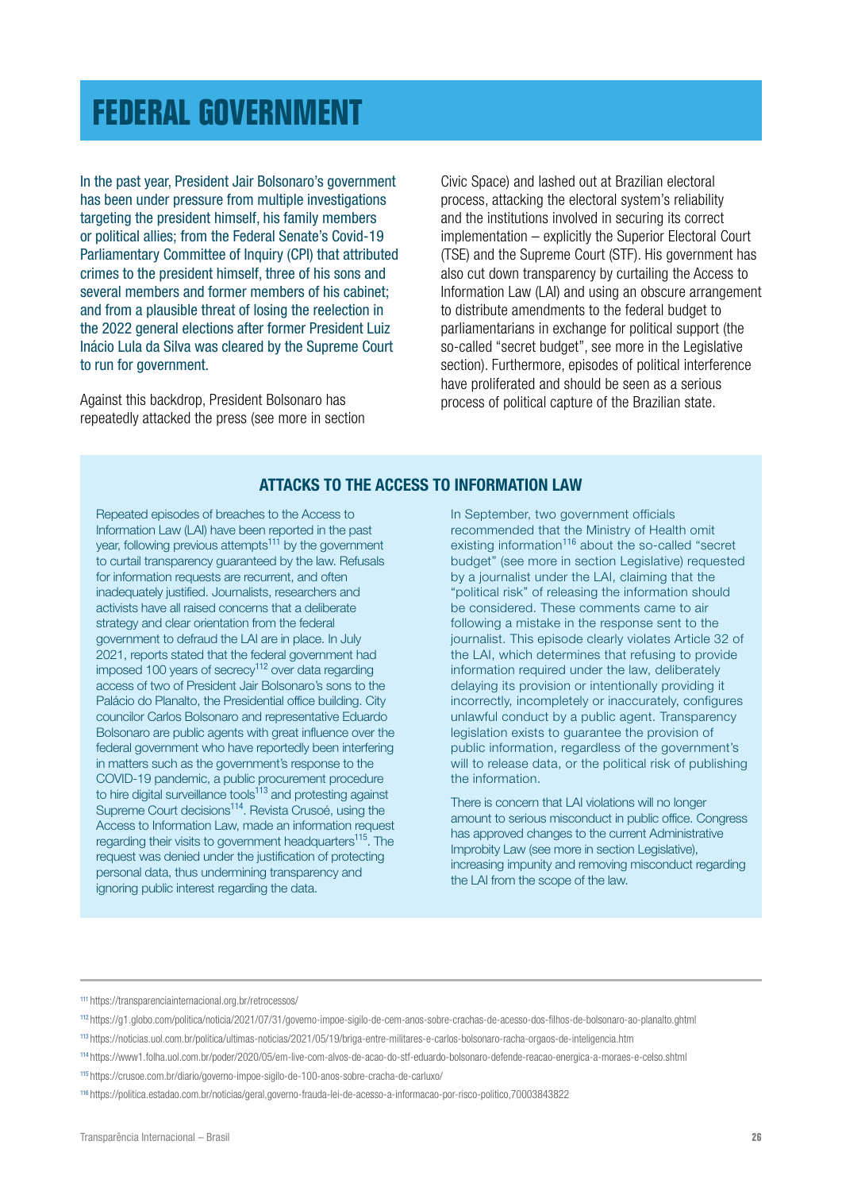# FEDERAL GOVERNMENT

In the past year, President Jair Bolsonaro's government has been under pressure from multiple investigations targeting the president himself, his family members or political allies; from the Federal Senate's Covid-19 Parliamentary Committee of Inquiry (CPI) that attributed crimes to the president himself, three of his sons and several members and former members of his cabinet; and from a plausible threat of losing the reelection in the 2022 general elections after former President Luiz Inácio Lula da Silva was cleared by the Supreme Court to run for government.

Against this backdrop, President Bolsonaro has repeatedly attacked the press (see more in section Civic Space) and lashed out at Brazilian electoral process, attacking the electoral system's reliability and the institutions involved in securing its correct implementation – explicitly the Superior Electoral Court (TSE) and the Supreme Court (STF). His government has also cut down transparency by curtailing the Access to Information Law (LAI) and using an obscure arrangement to distribute amendments to the federal budget to parliamentarians in exchange for political support (the so-called "secret budget", see more in the Legislative section). Furthermore, episodes of political interference have proliferated and should be seen as a serious process of political capture of the Brazilian state.

## ATTACKS TO THE ACCESS TO INFORMATION LAW

Repeated episodes of breaches to the Access to Information Law (LAI) have been reported in the past year, following previous attempts[111] by the government to curtail transparency guaranteed by the law. Refusals for information requests are recurrent, and often inadequately justified. Journalists, researchers and activists have all raised concerns that a deliberate strategy and clear orientation from the federal government to defraud the LAI are in place. In July 2021, reports stated that the federal government had imposed 100 years of secrecy[112] over data regarding access of two of President Jair Bolsonaro's sons to the Palácio do Planalto, the Presidential office building. City councilor Carlos Bolsonaro and representative Eduardo Bolsonaro are public agents with great influence over the federal government who have reportedly been interfering in matters such as the government's response to the COVID-19 pandemic, a public procurement procedure to hire digital surveillance tools[113] and protesting against Supreme Court decisions[114]. Revista Crusoé, using the Access to Information Law, made an information request regarding their visits to government headquarters[115]. The request was denied under the justification of protecting personal data, thus undermining transparency and ignoring public interest regarding the data.

In September, two government officials recommended that the Ministry of Health omit existing information[116] about the so-called "secret budget" (see more in section Legislative) requested by a journalist under the LAI, claiming that the "political risk" of releasing the information should be considered. These comments came to air following a mistake in the response sent to the journalist. This episode clearly violates Article 32 of the LAI, which determines that refusing to provide information required under the law, deliberately delaying its provision or intentionally providing it incorrectly, incompletely or inaccurately, configures unlawful conduct by a public agent. Transparency legislation exists to guarantee the provision of public information, regardless of the government's will to release data, or the political risk of publishing the information.

There is concern that LAI violations will no longer amount to serious misconduct in public office. Congress has approved changes to the current Administrative Improbity Law (see more in section Legislative), increasing impunity and removing misconduct regarding the LAI from the scope of the law.

---

[111] https://transparenciainternacional.org.br/retrocessos/

[112] https://g1.globo.com/politica/noticia/2021/07/31/governo-impoe-sigilo-de-cem-anos-sobre-crachas-de-acesso-dos-filhos-de-bolsonaro-ao-planalto.ghtml

[113] https://noticias.uol.com.br/politica/ultimas-noticias/2021/05/19/briga-entre-militares-e-carlos-bolsonaro-racha-orgaos-de-inteligencia.htm

[114] https://www1.folha.uol.com.br/poder/2020/05/em-live-com-alvos-de-acao-do-stf-eduardo-bolsonaro-defende-reacao-energica-a-moraes-e-celso.shtml

[115] https://crusoe.com.br/diario/governo-impoe-sigilo-de-100-anos-sobre-cracha-de-carluxo/

[116] https://politica.estadao.com.br/noticias/geral,governo-frauda-lei-de-acesso-a-informacao-por-risco-politico,70003843822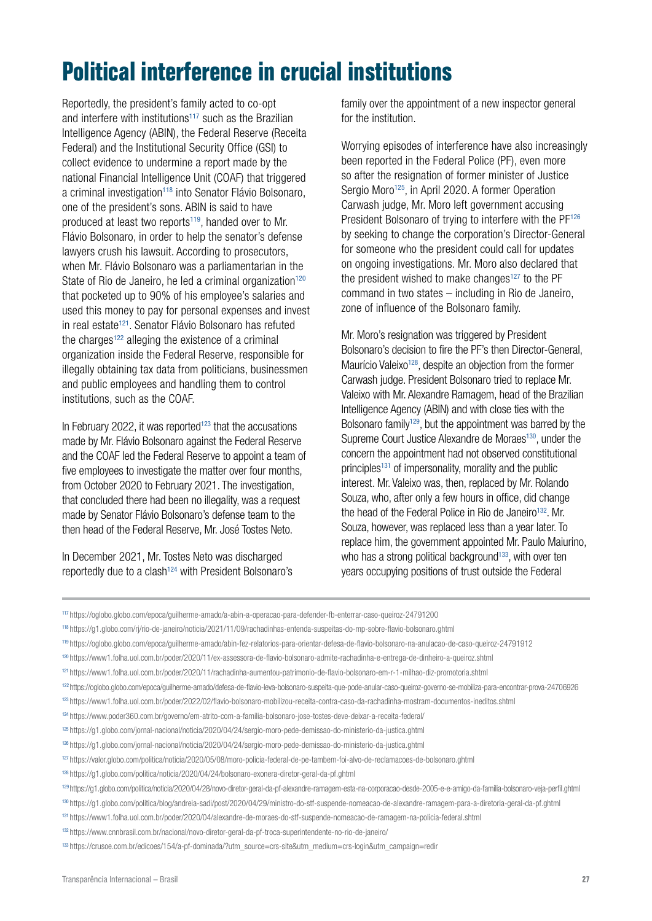# Political interference in crucial institutions

Reportedly, the president's family acted to co-opt and interfere with institutions[117] such as the Brazilian Intelligence Agency (ABIN), the Federal Reserve (Receita Federal) and the Institutional Security Office (GSI) to collect evidence to undermine a report made by the national Financial Intelligence Unit (COAF) that triggered a criminal investigation[118] into Senator Flávio Bolsonaro, one of the president's sons. ABIN is said to have produced at least two reports[119], handed over to Mr. Flávio Bolsonaro, in order to help the senator's defense lawyers crush his lawsuit. According to prosecutors, when Mr. Flávio Bolsonaro was a parliamentarian in the State of Rio de Janeiro, he led a criminal organization[120] that pocketed up to 90% of his employee's salaries and used this money to pay for personal expenses and invest in real estate[121]. Senator Flávio Bolsonaro has refuted the charges[122] alleging the existence of a criminal organization inside the Federal Reserve, responsible for illegally obtaining tax data from politicians, businessmen and public employees and handling them to control institutions, such as the COAF.

In February 2022, it was reported[123] that the accusations made by Mr. Flávio Bolsonaro against the Federal Reserve and the COAF led the Federal Reserve to appoint a team of five employees to investigate the matter over four months, from October 2020 to February 2021. The investigation, that concluded there had been no illegality, was a request made by Senator Flávio Bolsonaro's defense team to the then head of the Federal Reserve, Mr. José Tostes Neto.

In December 2021, Mr. Tostes Neto was discharged reportedly due to a clash[124] with President Bolsonaro's family over the appointment of a new inspector general for the institution.

Worrying episodes of interference have also increasingly been reported in the Federal Police (PF), even more so after the resignation of former minister of Justice Sergio Moro[125], in April 2020. A former Operation Carwash judge, Mr. Moro left government accusing President Bolsonaro of trying to interfere with the PF[126] by seeking to change the corporation's Director-General for someone who the president could call for updates on ongoing investigations. Mr. Moro also declared that the president wished to make changes[127] to the PF command in two states – including in Rio de Janeiro, zone of influence of the Bolsonaro family.

Mr. Moro's resignation was triggered by President Bolsonaro's decision to fire the PF's then Director-General, Maurício Valeixo[128], despite an objection from the former Carwash judge. President Bolsonaro tried to replace Mr. Valeixo with Mr. Alexandre Ramagem, head of the Brazilian Intelligence Agency (ABIN) and with close ties with the Bolsonaro family[129], but the appointment was barred by the Supreme Court Justice Alexandre de Moraes[130], under the concern the appointment had not observed constitutional principles[131] of impersonality, morality and the public interest. Mr. Valeixo was, then, replaced by Mr. Rolando Souza, who, after only a few hours in office, did change the head of the Federal Police in Rio de Janeiro[132]. Mr. Souza, however, was replaced less than a year later. To replace him, the government appointed Mr. Paulo Maiurino, who has a strong political background[133], with over ten years occupying positions of trust outside the Federal

---

[117] https://oglobo.globo.com/epoca/guilherme-amado/a-abin-a-operacao-para-defender-fb-enterrar-caso-queiroz-24791200

[118] https://g1.globo.com/rj/rio-de-janeiro/noticia/2021/11/09/rachadinhas-entenda-suspeitas-do-mp-sobre-flavio-bolsonaro.ghtml

[119] https://oglobo.globo.com/epoca/guilherme-amado/abin-fez-relatorios-para-orientar-defesa-de-flavio-bolsonaro-na-anulacao-de-caso-queiroz-24791912

[120] https://www1.folha.uol.com.br/poder/2020/11/ex-assessora-de-flavio-bolsonaro-admite-rachadinha-e-entrega-de-dinheiro-a-queiroz.shtml

[121] https://www1.folha.uol.com.br/poder/2020/11/rachadinha-aumentou-patrimonio-de-flavio-bolsonaro-em-r-1-milhao-diz-promotoria.shtml

[122] https://oglobo.globo.com/epoca/guilherme-amado/defesa-de-flavio-leva-bolsonaro-suspeita-que-pode-anular-caso-queiroz-governo-se-mobiliza-para-encontrar-prova-24706926

[123] https://www1.folha.uol.com.br/poder/2022/02/flavio-bolsonaro-mobilizou-receita-contra-caso-da-rachadinha-mostram-documentos-ineditos.shtml

[124] https://www.poder360.com.br/governo/em-atrito-com-a-familia-bolsonaro-jose-tostes-deve-deixar-a-receita-federal/

[125] https://g1.globo.com/jornal-nacional/noticia/2020/04/24/sergio-moro-pede-demissao-do-ministerio-da-justica.ghtml

[126] https://g1.globo.com/jornal-nacional/noticia/2020/04/24/sergio-moro-pede-demissao-do-ministerio-da-justica.ghtml

[127] https://valor.globo.com/politica/noticia/2020/05/08/moro-policia-federal-de-pe-tambem-foi-alvo-de-reclamacoes-de-bolsonaro.ghtml

[128] https://g1.globo.com/politica/noticia/2020/04/24/bolsonaro-exonera-diretor-geral-da-pf.ghtml

[129] https://g1.globo.com/politica/noticia/2020/04/28/novo-diretor-geral-da-pf-alexandre-ramagem-esta-na-corporacao-desde-2005-e-e-amigo-da-familia-bolsonaro-veja-perfil.ghtml

[130] https://g1.globo.com/politica/blog/andreia-sadi/post/2020/04/29/ministro-do-stf-suspende-nomeacao-de-alexandre-ramagem-para-a-diretoria-geral-da-pf.ghtml

[131] https://www1.folha.uol.com.br/poder/2020/04/alexandre-de-moraes-do-stf-suspende-nomeacao-de-ramagem-na-policia-federal.shtml

[132] https://www.cnnbrasil.com.br/nacional/novo-diretor-geral-da-pf-troca-superintendente-no-rio-de-janeiro/

[133] https://crusoe.com.br/edicoes/154/a-pf-dominada/?utm_source=crs-site&utm_medium=crs-login&utm_campaign=redir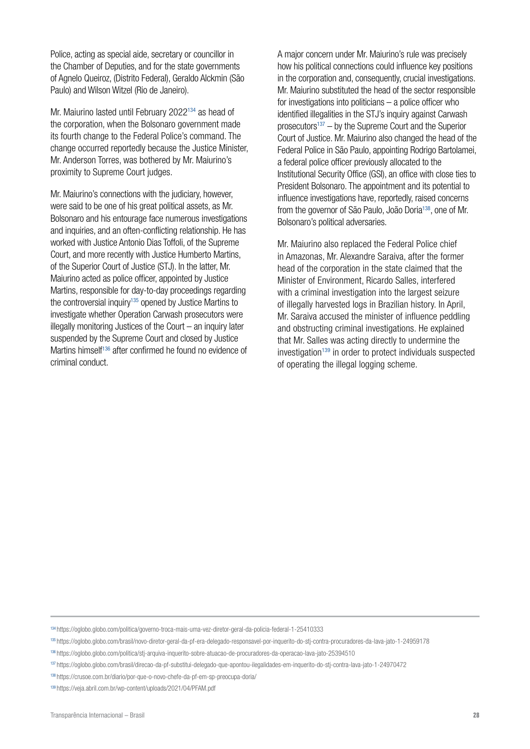Police, acting as special aide, secretary or councillor in the Chamber of Deputies, and for the state governments of Agnelo Queiroz, (Distrito Federal), Geraldo Alckmin (São Paulo) and Wilson Witzel (Rio de Janeiro).

Mr. Maiurino lasted until February 2022[134] as head of the corporation, when the Bolsonaro government made its fourth change to the Federal Police's command. The change occurred reportedly because the Justice Minister, Mr. Anderson Torres, was bothered by Mr. Maiurino's proximity to Supreme Court judges.

Mr. Maiurino's connections with the judiciary, however, were said to be one of his great political assets, as Mr. Bolsonaro and his entourage face numerous investigations and inquiries, and an often-conflicting relationship. He has worked with Justice Antonio Dias Toffoli, of the Supreme Court, and more recently with Justice Humberto Martins, of the Superior Court of Justice (STJ). In the latter, Mr. Maiurino acted as police officer, appointed by Justice Martins, responsible for day-to-day proceedings regarding the controversial inquiry[135] opened by Justice Martins to investigate whether Operation Carwash prosecutors were illegally monitoring Justices of the Court – an inquiry later suspended by the Supreme Court and closed by Justice Martins himself[136] after confirmed he found no evidence of criminal conduct.

A major concern under Mr. Maiurino's rule was precisely how his political connections could influence key positions in the corporation and, consequently, crucial investigations. Mr. Maiurino substituted the head of the sector responsible for investigations into politicians – a police officer who identified illegalities in the STJ's inquiry against Carwash prosecutors[137] – by the Supreme Court and the Superior Court of Justice. Mr. Maiurino also changed the head of the Federal Police in São Paulo, appointing Rodrigo Bartolamei, a federal police officer previously allocated to the Institutional Security Office (GSI), an office with close ties to President Bolsonaro. The appointment and its potential to influence investigations have, reportedly, raised concerns from the governor of São Paulo, João Doria[138], one of Mr. Bolsonaro's political adversaries.

Mr. Maiurino also replaced the Federal Police chief in Amazonas, Mr. Alexandre Saraiva, after the former head of the corporation in the state claimed that the Minister of Environment, Ricardo Salles, interfered with a criminal investigation into the largest seizure of illegally harvested logs in Brazilian history. In April, Mr. Saraiva accused the minister of influence peddling and obstructing criminal investigations. He explained that Mr. Salles was acting directly to undermine the investigation[139] in order to protect individuals suspected of operating the illegal logging scheme.

---

[134] https://oglobo.globo.com/politica/governo-troca-mais-uma-vez-diretor-geral-da-policia-federal-1-25410333

[135] https://oglobo.globo.com/brasil/novo-diretor-geral-da-pf-era-delegado-responsavel-por-inquerito-do-stj-contra-procuradores-da-lava-jato-1-24959178

[136] https://oglobo.globo.com/politica/stj-arquiva-inquerito-sobre-atuacao-de-procuradores-da-operacao-lava-jato-25394510

[137] https://oglobo.globo.com/brasil/direcao-da-pf-substitui-delegado-que-apontou-ilegalidades-em-inquerito-do-stj-contra-lava-jato-1-24970472

[138] https://crusoe.com.br/diario/por-que-o-novo-chefe-da-pf-em-sp-preocupa-doria/

[139] https://veja.abril.com.br/wp-content/uploads/2021/04/PFAM.pdf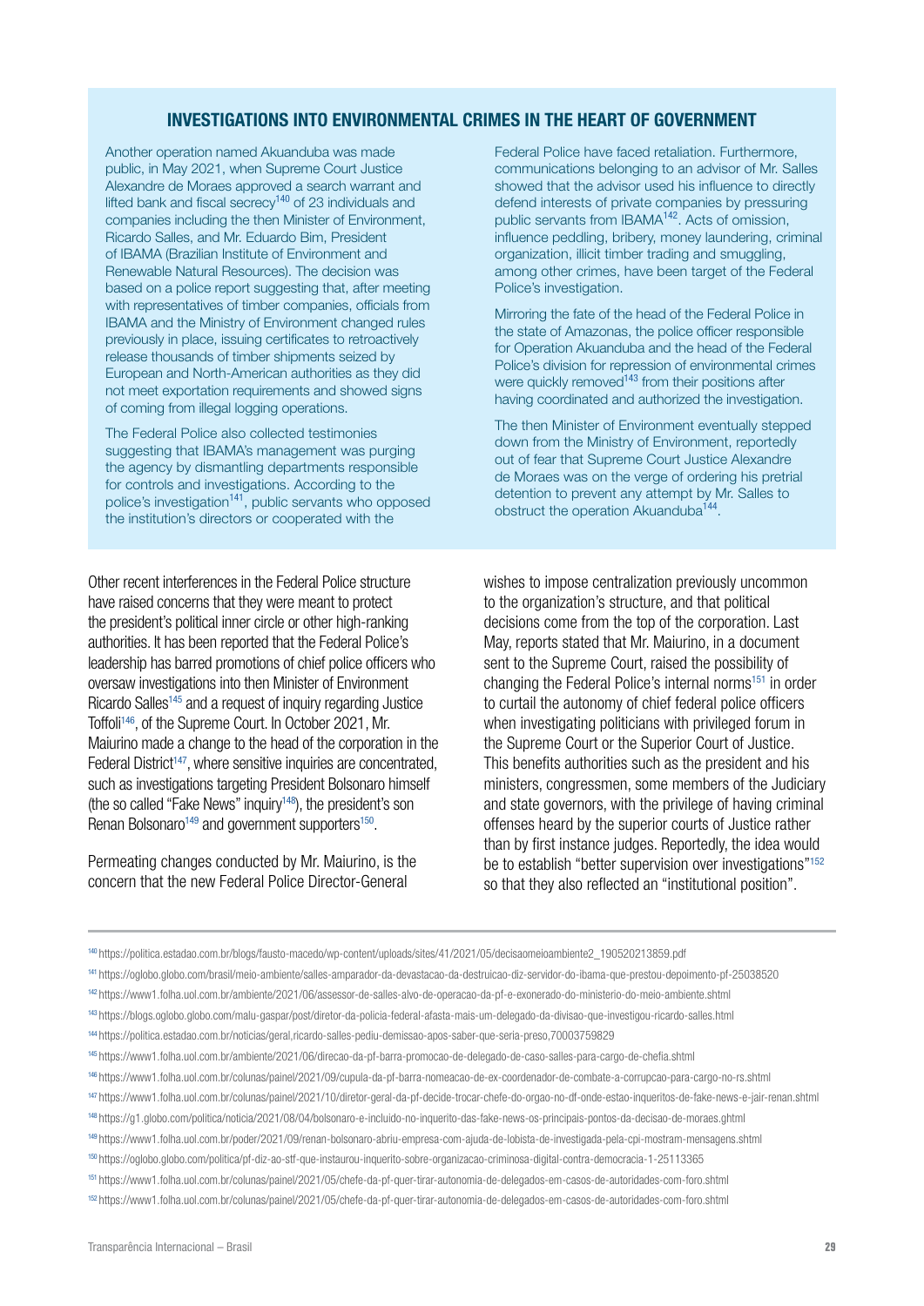## INVESTIGATIONS INTO ENVIRONMENTAL CRIMES IN THE HEART OF GOVERNMENT

Another operation named Akuanduba was made public, in May 2021, when Supreme Court Justice Alexandre de Moraes approved a search warrant and lifted bank and fiscal secrecy[140] of 23 individuals and companies including the then Minister of Environment, Ricardo Salles, and Mr. Eduardo Bim, President of IBAMA (Brazilian Institute of Environment and Renewable Natural Resources). The decision was based on a police report suggesting that, after meeting with representatives of timber companies, officials from IBAMA and the Ministry of Environment changed rules previously in place, issuing certificates to retroactively release thousands of timber shipments seized by European and North-American authorities as they did not meet exportation requirements and showed signs of coming from illegal logging operations.

The Federal Police also collected testimonies suggesting that IBAMA's management was purging the agency by dismantling departments responsible for controls and investigations. According to the police's investigation[141], public servants who opposed the institution's directors or cooperated with the Federal Police have faced retaliation. Furthermore, communications belonging to an advisor of Mr. Salles showed that the advisor used his influence to directly defend interests of private companies by pressuring public servants from IBAMA[142]. Acts of omission, influence peddling, bribery, money laundering, criminal organization, illicit timber trading and smuggling, among other crimes, have been target of the Federal Police's investigation.

Mirroring the fate of the head of the Federal Police in the state of Amazonas, the police officer responsible for Operation Akuanduba and the head of the Federal Police's division for repression of environmental crimes were quickly removed[143] from their positions after having coordinated and authorized the investigation.

The then Minister of Environment eventually stepped down from the Ministry of Environment, reportedly out of fear that Supreme Court Justice Alexandre de Moraes was on the verge of ordering his pretrial detention to prevent any attempt by Mr. Salles to obstruct the operation Akuanduba[144].

Other recent interferences in the Federal Police structure have raised concerns that they were meant to protect the president's political inner circle or other high-ranking authorities. It has been reported that the Federal Police's leadership has barred promotions of chief police officers who oversaw investigations into then Minister of Environment Ricardo Salles[145] and a request of inquiry regarding Justice Toffoli[146], of the Supreme Court. In October 2021, Mr. Maiurino made a change to the head of the corporation in the Federal District[147], where sensitive inquiries are concentrated, such as investigations targeting President Bolsonaro himself (the so called "Fake News" inquiry[148]), the president's son Renan Bolsonaro[149] and government supporters[150].

Permeating changes conducted by Mr. Maiurino, is the concern that the new Federal Police Director-General wishes to impose centralization previously uncommon to the organization's structure, and that political decisions come from the top of the corporation. Last May, reports stated that Mr. Maiurino, in a document sent to the Supreme Court, raised the possibility of changing the Federal Police's internal norms[151] in order to curtail the autonomy of chief federal police officers when investigating politicians with privileged forum in the Supreme Court or the Superior Court of Justice. This benefits authorities such as the president and his ministers, congressmen, some members of the Judiciary and state governors, with the privilege of having criminal offenses heard by the superior courts of Justice rather than by first instance judges. Reportedly, the idea would be to establish "better supervision over investigations"[152] so that they also reflected an "institutional position".

---

[140] https://politica.estadao.com.br/blogs/fausto-macedo/wp-content/uploads/sites/41/2021/05/decisaomeioambiente2_190520213859.pdf

[141] https://oglobo.globo.com/brasil/meio-ambiente/salles-amparador-da-devastacao-da-destruicao-diz-servidor-do-ibama-que-prestou-depoimento-pf-25038520

[142] https://www1.folha.uol.com.br/ambiente/2021/06/assessor-de-salles-alvo-de-operacao-da-pf-e-exonerado-do-ministerio-do-meio-ambiente.shtml

[143] https://blogs.oglobo.globo.com/malu-gaspar/post/diretor-da-policia-federal-afasta-mais-um-delegado-da-divisao-que-investigou-ricardo-salles.html

[144] https://politica.estadao.com.br/noticias/geral,ricardo-salles-pediu-demissao-apos-saber-que-seria-preso,70003759829

[145] https://www1.folha.uol.com.br/ambiente/2021/06/direcao-da-pf-barra-promocao-de-delegado-de-caso-salles-para-cargo-de-chefia.shtml

[146] https://www1.folha.uol.com.br/colunas/painel/2021/09/cupula-da-pf-barra-nomeacao-de-ex-coordenador-de-combate-a-corrupcao-para-cargo-no-rs.shtml

[147] https://www1.folha.uol.com.br/colunas/painel/2021/10/diretor-geral-da-pf-decide-trocar-chefe-do-orgao-no-df-onde-estao-inqueritos-de-fake-news-e-jair-renan.shtml

[148] https://g1.globo.com/politica/noticia/2021/08/04/bolsonaro-e-incluido-no-inquerito-das-fake-news-os-principais-pontos-da-decisao-de-moraes.ghtml

[149] https://www1.folha.uol.com.br/poder/2021/09/renan-bolsonaro-abriu-empresa-com-ajuda-de-lobista-de-investigada-pela-cpi-mostram-mensagens.shtml

[150] https://oglobo.globo.com/politica/pf-diz-ao-stf-que-instaurou-inquerito-sobre-organizacao-criminosa-digital-contra-democracia-1-25113365

[151] https://www1.folha.uol.com.br/colunas/painel/2021/05/chefe-da-pf-quer-tirar-autonomia-de-delegados-em-casos-de-autoridades-com-foro.shtml

[152] https://www1.folha.uol.com.br/colunas/painel/2021/05/chefe-da-pf-quer-tirar-autonomia-de-delegados-em-casos-de-autoridades-com-foro.shtml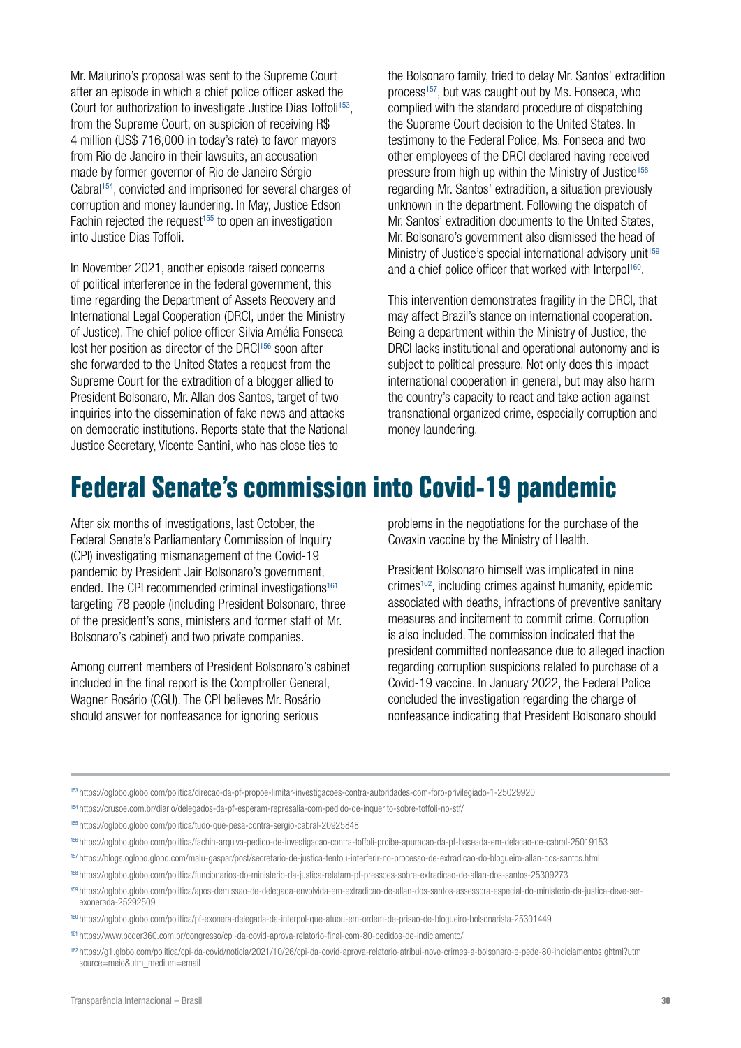Mr. Maiurino's proposal was sent to the Supreme Court after an episode in which a chief police officer asked the Court for authorization to investigate Justice Dias Toffoli[153], from the Supreme Court, on suspicion of receiving R$ 4 million (US$ 716,000 in today's rate) to favor mayors from Rio de Janeiro in their lawsuits, an accusation made by former governor of Rio de Janeiro Sérgio Cabral[154], convicted and imprisoned for several charges of corruption and money laundering. In May, Justice Edson Fachin rejected the request[155] to open an investigation into Justice Dias Toffoli.

In November 2021, another episode raised concerns of political interference in the federal government, this time regarding the Department of Assets Recovery and International Legal Cooperation (DRCI, under the Ministry of Justice). The chief police officer Silvia Amélia Fonseca lost her position as director of the DRCI[156] soon after she forwarded to the United States a request from the Supreme Court for the extradition of a blogger allied to President Bolsonaro, Mr. Allan dos Santos, target of two inquiries into the dissemination of fake news and attacks on democratic institutions. Reports state that the National Justice Secretary, Vicente Santini, who has close ties to the Bolsonaro family, tried to delay Mr. Santos' extradition process[157], but was caught out by Ms. Fonseca, who complied with the standard procedure of dispatching the Supreme Court decision to the United States. In testimony to the Federal Police, Ms. Fonseca and two other employees of the DRCI declared having received pressure from high up within the Ministry of Justice[158] regarding Mr. Santos' extradition, a situation previously unknown in the department. Following the dispatch of Mr. Santos' extradition documents to the United States, Mr. Bolsonaro's government also dismissed the head of Ministry of Justice's special international advisory unit[159] and a chief police officer that worked with Interpol[160].

This intervention demonstrates fragility in the DRCI, that may affect Brazil's stance on international cooperation. Being a department within the Ministry of Justice, the DRCI lacks institutional and operational autonomy and is subject to political pressure. Not only does this impact international cooperation in general, but may also harm the country's capacity to react and take action against transnational organized crime, especially corruption and money laundering.

# Federal Senate's commission into Covid-19 pandemic

After six months of investigations, last October, the Federal Senate's Parliamentary Commission of Inquiry (CPI) investigating mismanagement of the Covid-19 pandemic by President Jair Bolsonaro's government, ended. The CPI recommended criminal investigations[161] targeting 78 people (including President Bolsonaro, three of the president's sons, ministers and former staff of Mr. Bolsonaro's cabinet) and two private companies.

Among current members of President Bolsonaro's cabinet included in the final report is the Comptroller General, Wagner Rosário (CGU). The CPI believes Mr. Rosário should answer for nonfeasance for ignoring serious problems in the negotiations for the purchase of the Covaxin vaccine by the Ministry of Health.

President Bolsonaro himself was implicated in nine crimes[162], including crimes against humanity, epidemic associated with deaths, infractions of preventive sanitary measures and incitement to commit crime. Corruption is also included. The commission indicated that the president committed nonfeasance due to alleged inaction regarding corruption suspicions related to purchase of a Covid-19 vaccine. In January 2022, the Federal Police concluded the investigation regarding the charge of nonfeasance indicating that President Bolsonaro should

---

[153] https://oglobo.globo.com/politica/direcao-da-pf-propoe-limitar-investigacoes-contra-autoridades-com-foro-privilegiado-1-25029920

[154] https://crusoe.com.br/diario/delegados-da-pf-esperam-represalia-com-pedido-de-inquerito-sobre-toffoli-no-stf/

[155] https://oglobo.globo.com/politica/tudo-que-pesa-contra-sergio-cabral-20925848

[156] https://oglobo.globo.com/politica/fachin-arquiva-pedido-de-investigacao-contra-toffoli-proibe-apuracao-da-pf-baseada-em-delacao-de-cabral-25019153

[157] https://blogs.oglobo.globo.com/malu-gaspar/post/secretario-de-justica-tentou-interferir-no-processo-de-extradicao-do-blogueiro-allan-dos-santos.html

[158] https://oglobo.globo.com/politica/funcionarios-do-ministerio-da-justica-relatam-pf-pressoes-sobre-extradicao-de-allan-dos-santos-25309273

[159] https://oglobo.globo.com/politica/apos-demissao-de-delegada-envolvida-em-extradicao-de-allan-dos-santos-assessora-especial-do-ministerio-da-justica-deve-ser-exonerada-25292509

[160] https://oglobo.globo.com/politica/pf-exonera-delegada-da-interpol-que-atuou-em-ordem-de-prisao-de-blogueiro-bolsonarista-25301449

[161] https://www.poder360.com.br/congresso/cpi-da-covid-aprova-relatorio-final-com-80-pedidos-de-indiciamento/

[162] https://g1.globo.com/politica/cpi-da-covid/noticia/2021/10/26/cpi-da-covid-aprova-relatorio-atribui-nove-crimes-a-bolsonaro-e-pede-80-indiciamentos.ghtml?utm_source=meio&utm_medium=email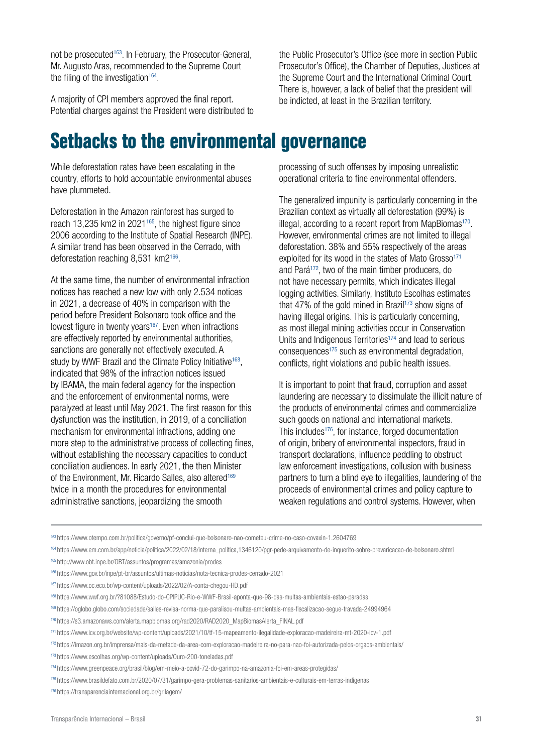not be prosecuted[163]. In February, the Prosecutor-General, Mr. Augusto Aras, recommended to the Supreme Court the filing of the investigation[164].

A majority of CPI members approved the final report. Potential charges against the President were distributed to the Public Prosecutor's Office (see more in section Public Prosecutor's Office), the Chamber of Deputies, Justices at the Supreme Court and the International Criminal Court. There is, however, a lack of belief that the president will be indicted, at least in the Brazilian territory.

# Setbacks to the environmental governance

While deforestation rates have been escalating in the country, efforts to hold accountable environmental abuses have plummeted.

Deforestation in the Amazon rainforest has surged to reach 13,235 km2 in 2021[165], the highest figure since 2006 according to the Institute of Spatial Research (INPE). A similar trend has been observed in the Cerrado, with deforestation reaching 8,531 km2[166].

At the same time, the number of environmental infraction notices has reached a new low with only 2.534 notices in 2021, a decrease of 40% in comparison with the period before President Bolsonaro took office and the lowest figure in twenty years[167]. Even when infractions are effectively reported by environmental authorities, sanctions are generally not effectively executed. A study by WWF Brazil and the Climate Policy Initiative[168], indicated that 98% of the infraction notices issued by IBAMA, the main federal agency for the inspection and the enforcement of environmental norms, were paralyzed at least until May 2021. The first reason for this dysfunction was the institution, in 2019, of a conciliation mechanism for environmental infractions, adding one more step to the administrative process of collecting fines, without establishing the necessary capacities to conduct conciliation audiences. In early 2021, the then Minister of the Environment, Mr. Ricardo Salles, also altered[169] twice in a month the procedures for environmental administrative sanctions, jeopardizing the smooth processing of such offenses by imposing unrealistic operational criteria to fine environmental offenders.

The generalized impunity is particularly concerning in the Brazilian context as virtually all deforestation (99%) is illegal, according to a recent report from MapBiomas[170]. However, environmental crimes are not limited to illegal deforestation. 38% and 55% respectively of the areas exploited for its wood in the states of Mato Grosso[171] and Pará[172], two of the main timber producers, do not have necessary permits, which indicates illegal logging activities. Similarly, Instituto Escolhas estimates that 47% of the gold mined in Brazil[173] show signs of having illegal origins. This is particularly concerning, as most illegal mining activities occur in Conservation Units and Indigenous Territories[174] and lead to serious consequences[175] such as environmental degradation, conflicts, right violations and public health issues.

It is important to point that fraud, corruption and asset laundering are necessary to dissimulate the illicit nature of the products of environmental crimes and commercialize such goods on national and international markets. This includes[176], for instance, forged documentation of origin, bribery of environmental inspectors, fraud in transport declarations, influence peddling to obstruct law enforcement investigations, collusion with business partners to turn a blind eye to illegalities, laundering of the proceeds of environmental crimes and policy capture to weaken regulations and control systems. However, when

---

[163] https://www.otempo.com.br/politica/governo/pf-conclui-que-bolsonaro-nao-cometeu-crime-no-caso-covaxin-1.2604769

[164] https://www.em.com.br/app/noticia/politica/2022/02/18/interna_politica,1346120/pgr-pede-arquivamento-de-inquerito-sobre-prevaricacao-de-bolsonaro.shtml

[165] http://www.obt.inpe.br/OBT/assuntos/programas/amazonia/prodes

[166] https://www.gov.br/inpe/pt-br/assuntos/ultimas-noticias/nota-tecnica-prodes-cerrado-2021

[167] https://www.oc.eco.br/wp-content/uploads/2022/02/A-conta-chegou-HD.pdf

[168] https://www.wwf.org.br/?81088/Estudo-do-CPIPUC-Rio-e-WWF-Brasil-aponta-que-98-das-multas-ambientais-estao-paradas

[169] https://oglobo.globo.com/sociedade/salles-revisa-norma-que-paralisou-multas-ambientais-mas-fiscalizacao-segue-travada-24994964

[170] https://s3.amazonaws.com/alerta.mapbiomas.org/rad2020/RAD2020_MapBiomasAlerta_FINAL.pdf

[171] https://www.icv.org.br/website/wp-content/uploads/2021/10/tf-15-mapeamento-ilegalidade-exploracao-madeireira-mt-2020-icv-1.pdf

[172] https://imazon.org.br/imprensa/mais-da-metade-da-area-com-exploracao-madeireira-no-para-nao-foi-autorizada-pelos-orgaos-ambientais/

[173] https://www.escolhas.org/wp-content/uploads/Ouro-200-toneladas.pdf

[174] https://www.greenpeace.org/brasil/blog/em-meio-a-covid-72-do-garimpo-na-amazonia-foi-em-areas-protegidas/

[175] https://www.brasildefato.com.br/2020/07/31/garimpo-gera-problemas-sanitarios-ambientais-e-culturais-em-terras-indigenas

[176] https://transparenciainternacional.org.br/grilagem/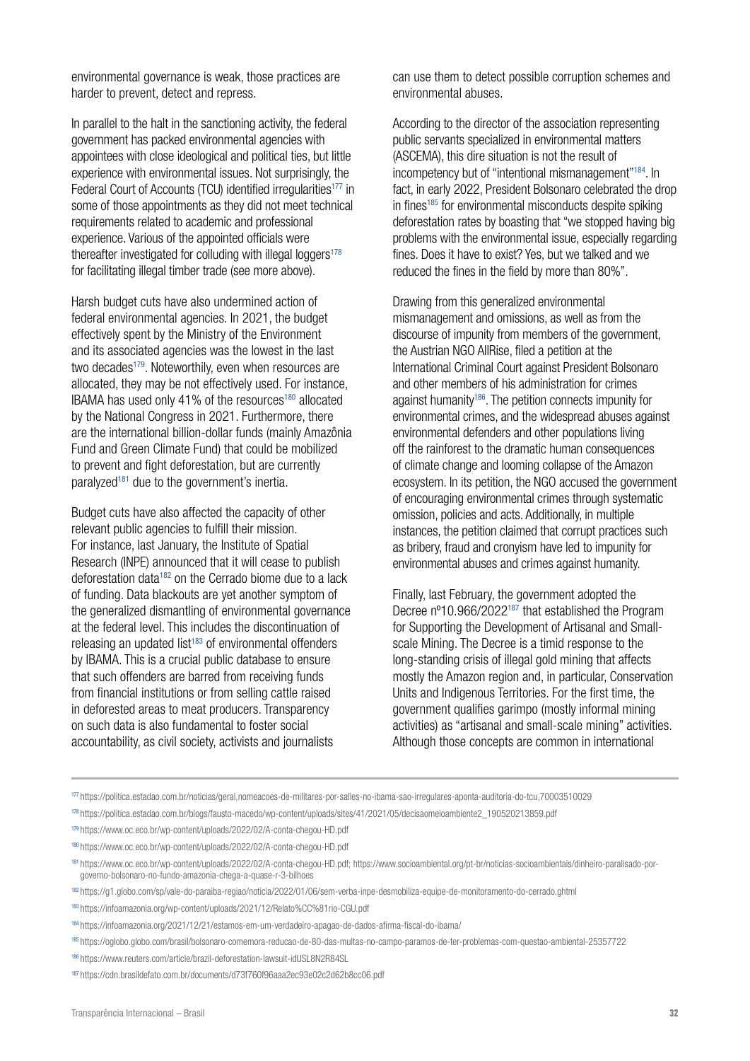environmental governance is weak, those practices are harder to prevent, detect and repress.

In parallel to the halt in the sanctioning activity, the federal government has packed environmental agencies with appointees with close ideological and political ties, but little experience with environmental issues. Not surprisingly, the Federal Court of Accounts (TCU) identified irregularities[177] in some of those appointments as they did not meet technical requirements related to academic and professional experience. Various of the appointed officials were thereafter investigated for colluding with illegal loggers[178] for facilitating illegal timber trade (see more above).

Harsh budget cuts have also undermined action of federal environmental agencies. In 2021, the budget effectively spent by the Ministry of the Environment and its associated agencies was the lowest in the last two decades[179]. Noteworthily, even when resources are allocated, they may be not effectively used. For instance, IBAMA has used only 41% of the resources[180] allocated by the National Congress in 2021. Furthermore, there are the international billion-dollar funds (mainly Amazônia Fund and Green Climate Fund) that could be mobilized to prevent and fight deforestation, but are currently paralyzed[181] due to the government's inertia.

Budget cuts have also affected the capacity of other relevant public agencies to fulfill their mission. For instance, last January, the Institute of Spatial Research (INPE) announced that it will cease to publish deforestation data[182] on the Cerrado biome due to a lack of funding. Data blackouts are yet another symptom of the generalized dismantling of environmental governance at the federal level. This includes the discontinuation of releasing an updated list[183] of environmental offenders by IBAMA. This is a crucial public database to ensure that such offenders are barred from receiving funds from financial institutions or from selling cattle raised in deforested areas to meat producers. Transparency on such data is also fundamental to foster social accountability, as civil society, activists and journalists can use them to detect possible corruption schemes and environmental abuses.

According to the director of the association representing public servants specialized in environmental matters (ASCEMA), this dire situation is not the result of incompetency but of "intentional mismanagement"[184]. In fact, in early 2022, President Bolsonaro celebrated the drop in fines[185] for environmental misconducts despite spiking deforestation rates by boasting that "we stopped having big problems with the environmental issue, especially regarding fines. Does it have to exist? Yes, but we talked and we reduced the fines in the field by more than 80%".

Drawing from this generalized environmental mismanagement and omissions, as well as from the discourse of impunity from members of the government, the Austrian NGO AllRise, filed a petition at the International Criminal Court against President Bolsonaro and other members of his administration for crimes against humanity[186]. The petition connects impunity for environmental crimes, and the widespread abuses against environmental defenders and other populations living off the rainforest to the dramatic human consequences of climate change and looming collapse of the Amazon ecosystem. In its petition, the NGO accused the government of encouraging environmental crimes through systematic omission, policies and acts. Additionally, in multiple instances, the petition claimed that corrupt practices such as bribery, fraud and cronyism have led to impunity for environmental abuses and crimes against humanity.

Finally, last February, the government adopted the Decree nº10.966/2022[187] that established the Program for Supporting the Development of Artisanal and Small-scale Mining. The Decree is a timid response to the long-standing crisis of illegal gold mining that affects mostly the Amazon region and, in particular, Conservation Units and Indigenous Territories. For the first time, the government qualifies garimpo (mostly informal mining activities) as "artisanal and small-scale mining" activities. Although those concepts are common in international

---

[177] https://politica.estadao.com.br/noticias/geral,nomeacoes-de-militares-por-salles-no-ibama-sao-irregulares-aponta-auditoria-do-tcu,70003510029

[178] https://politica.estadao.com.br/blogs/fausto-macedo/wp-content/uploads/sites/41/2021/05/decisaomeioambiente2_190520213859.pdf

[179] https://www.oc.eco.br/wp-content/uploads/2022/02/A-conta-chegou-HD.pdf

[180] https://www.oc.eco.br/wp-content/uploads/2022/02/A-conta-chegou-HD.pdf

[181] https://www.oc.eco.br/wp-content/uploads/2022/02/A-conta-chegou-HD.pdf; https://www.socioambiental.org/pt-br/noticias-socioambientais/dinheiro-paralisado-por-governo-bolsonaro-no-fundo-amazonia-chega-a-quase-r-3-bilhoes

[182] https://g1.globo.com/sp/vale-do-paraiba-regiao/noticia/2022/01/06/sem-verba-inpe-desmobiliza-equipe-de-monitoramento-do-cerrado.ghtml

[183] https://infoamazonia.org/wp-content/uploads/2021/12/Relato%CC%81rio-CGU.pdf

[184] https://infoamazonia.org/2021/12/21/estamos-em-um-verdadeiro-apagao-de-dados-afirma-fiscal-do-ibama/

[185] https://oglobo.globo.com/brasil/bolsonaro-comemora-reducao-de-80-das-multas-no-campo-paramos-de-ter-problemas-com-questao-ambiental-25357722

[186] https://www.reuters.com/article/brazil-deforestation-lawsuit-idUSL8N2R84SL

[187] https://cdn.brasildefato.com.br/documents/d73f760f96aaa2ec93e02c2d62b8cc06.pdf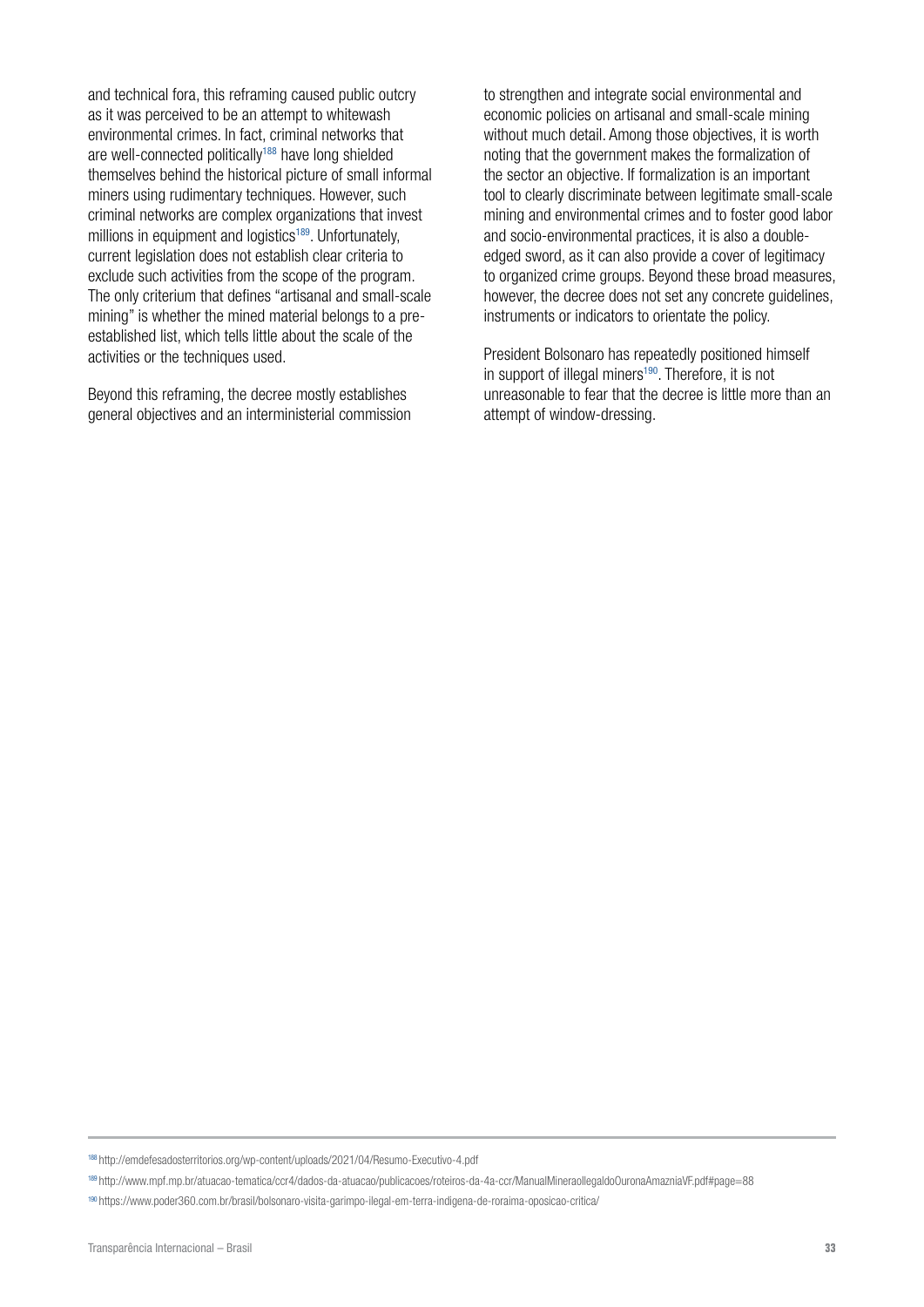and technical fora, this reframing caused public outcry as it was perceived to be an attempt to whitewash environmental crimes. In fact, criminal networks that are well-connected politically[188] have long shielded themselves behind the historical picture of small informal miners using rudimentary techniques. However, such criminal networks are complex organizations that invest millions in equipment and logistics[189]. Unfortunately, current legislation does not establish clear criteria to exclude such activities from the scope of the program. The only criterium that defines "artisanal and small-scale mining" is whether the mined material belongs to a pre-established list, which tells little about the scale of the activities or the techniques used.

Beyond this reframing, the decree mostly establishes general objectives and an interministerial commission to strengthen and integrate social environmental and economic policies on artisanal and small-scale mining without much detail. Among those objectives, it is worth noting that the government makes the formalization of the sector an objective. If formalization is an important tool to clearly discriminate between legitimate small-scale mining and environmental crimes and to foster good labor and socio-environmental practices, it is also a double-edged sword, as it can also provide a cover of legitimacy to organized crime groups. Beyond these broad measures, however, the decree does not set any concrete guidelines, instruments or indicators to orientate the policy.

President Bolsonaro has repeatedly positioned himself in support of illegal miners[190]. Therefore, it is not unreasonable to fear that the decree is little more than an attempt of window-dressing.

---

[188] http://emdefesadosterritorios.org/wp-content/uploads/2021/04/Resumo-Executivo-4.pdf

[189] http://www.mpf.mp.br/atuacao-tematica/ccr4/dados-da-atuacao/publicacoes/roteiros-da-4a-ccr/ManualMineraoIlegaldoOuronaAmazniaVF.pdf#page=88

[190] https://www.poder360.com.br/brasil/bolsonaro-visita-garimpo-ilegal-em-terra-indigena-de-roraima-oposicao-critica/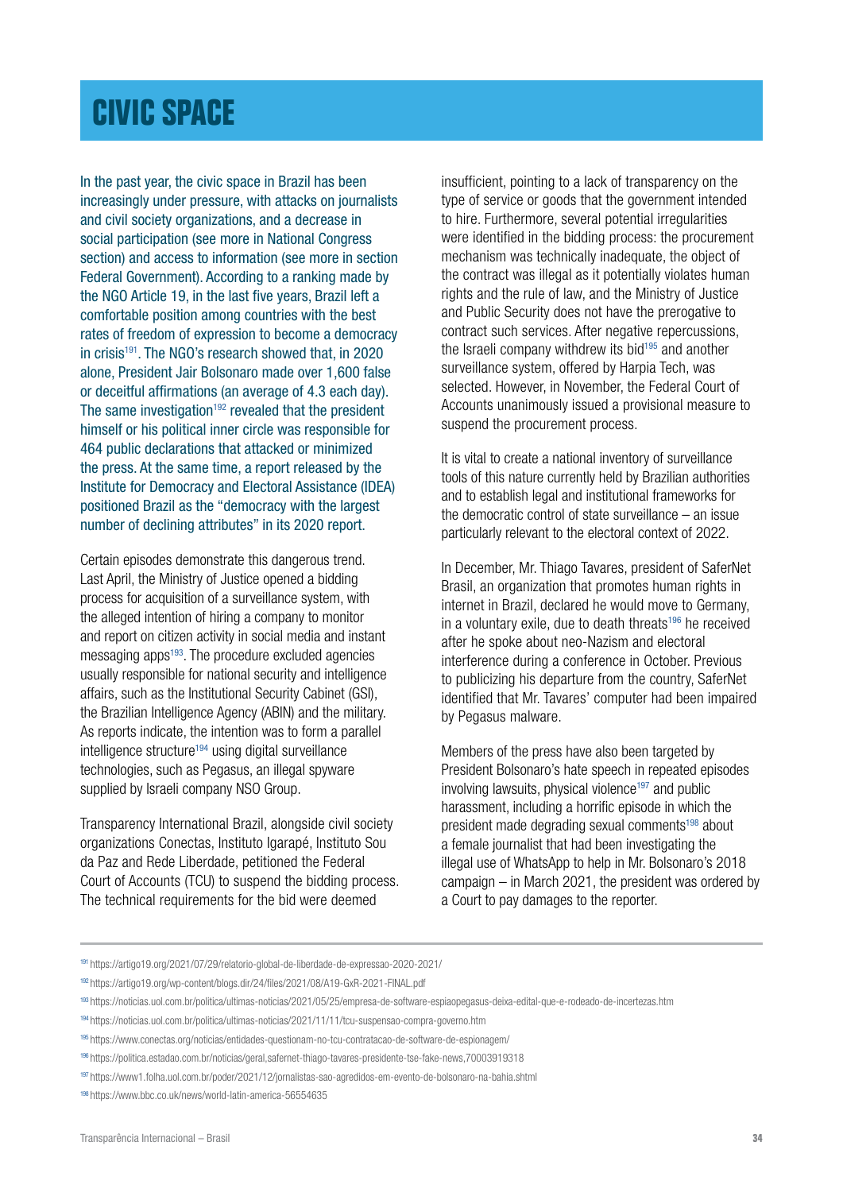# CIVIC SPACE

In the past year, the civic space in Brazil has been increasingly under pressure, with attacks on journalists and civil society organizations, and a decrease in social participation (see more in National Congress section) and access to information (see more in section Federal Government). According to a ranking made by the NGO Article 19, in the last five years, Brazil left a comfortable position among countries with the best rates of freedom of expression to become a democracy in crisis[191]. The NGO's research showed that, in 2020 alone, President Jair Bolsonaro made over 1,600 false or deceitful affirmations (an average of 4.3 each day). The same investigation[192] revealed that the president himself or his political inner circle was responsible for 464 public declarations that attacked or minimized the press. At the same time, a report released by the Institute for Democracy and Electoral Assistance (IDEA) positioned Brazil as the "democracy with the largest number of declining attributes" in its 2020 report.

Certain episodes demonstrate this dangerous trend. Last April, the Ministry of Justice opened a bidding process for acquisition of a surveillance system, with the alleged intention of hiring a company to monitor and report on citizen activity in social media and instant messaging apps[193]. The procedure excluded agencies usually responsible for national security and intelligence affairs, such as the Institutional Security Cabinet (GSI), the Brazilian Intelligence Agency (ABIN) and the military. As reports indicate, the intention was to form a parallel intelligence structure[194] using digital surveillance technologies, such as Pegasus, an illegal spyware supplied by Israeli company NSO Group.

Transparency International Brazil, alongside civil society organizations Conectas, Instituto Igarapé, Instituto Sou da Paz and Rede Liberdade, petitioned the Federal Court of Accounts (TCU) to suspend the bidding process. The technical requirements for the bid were deemed insufficient, pointing to a lack of transparency on the type of service or goods that the government intended to hire. Furthermore, several potential irregularities were identified in the bidding process: the procurement mechanism was technically inadequate, the object of the contract was illegal as it potentially violates human rights and the rule of law, and the Ministry of Justice and Public Security does not have the prerogative to contract such services. After negative repercussions, the Israeli company withdrew its bid[195] and another surveillance system, offered by Harpia Tech, was selected. However, in November, the Federal Court of Accounts unanimously issued a provisional measure to suspend the procurement process.

It is vital to create a national inventory of surveillance tools of this nature currently held by Brazilian authorities and to establish legal and institutional frameworks for the democratic control of state surveillance – an issue particularly relevant to the electoral context of 2022.

In December, Mr. Thiago Tavares, president of SaferNet Brasil, an organization that promotes human rights in internet in Brazil, declared he would move to Germany, in a voluntary exile, due to death threats[196] he received after he spoke about neo-Nazism and electoral interference during a conference in October. Previous to publicizing his departure from the country, SaferNet identified that Mr. Tavares' computer had been impaired by Pegasus malware.

Members of the press have also been targeted by President Bolsonaro's hate speech in repeated episodes involving lawsuits, physical violence[197] and public harassment, including a horrific episode in which the president made degrading sexual comments[198] about a female journalist that had been investigating the illegal use of WhatsApp to help in Mr. Bolsonaro's 2018 campaign – in March 2021, the president was ordered by a Court to pay damages to the reporter.

---

[191] https://artigo19.org/2021/07/29/relatorio-global-de-liberdade-de-expressao-2020-2021/

[192] https://artigo19.org/wp-content/blogs.dir/24/files/2021/08/A19-GxR-2021-FINAL.pdf

[193] https://noticias.uol.com.br/politica/ultimas-noticias/2021/05/25/empresa-de-software-espiaopegasus-deixa-edital-que-e-rodeado-de-incertezas.htm

[194] https://noticias.uol.com.br/politica/ultimas-noticias/2021/11/11/tcu-suspensao-compra-governo.htm

[195] https://www.conectas.org/noticias/entidades-questionam-no-tcu-contratacao-de-software-de-espionagem/

[196] https://politica.estadao.com.br/noticias/geral,safernet-thiago-tavares-presidente-tse-fake-news,70003919318

[197] https://www1.folha.uol.com.br/poder/2021/12/jornalistas-sao-agredidos-em-evento-de-bolsonaro-na-bahia.shtml

[198] https://www.bbc.co.uk/news/world-latin-america-56554635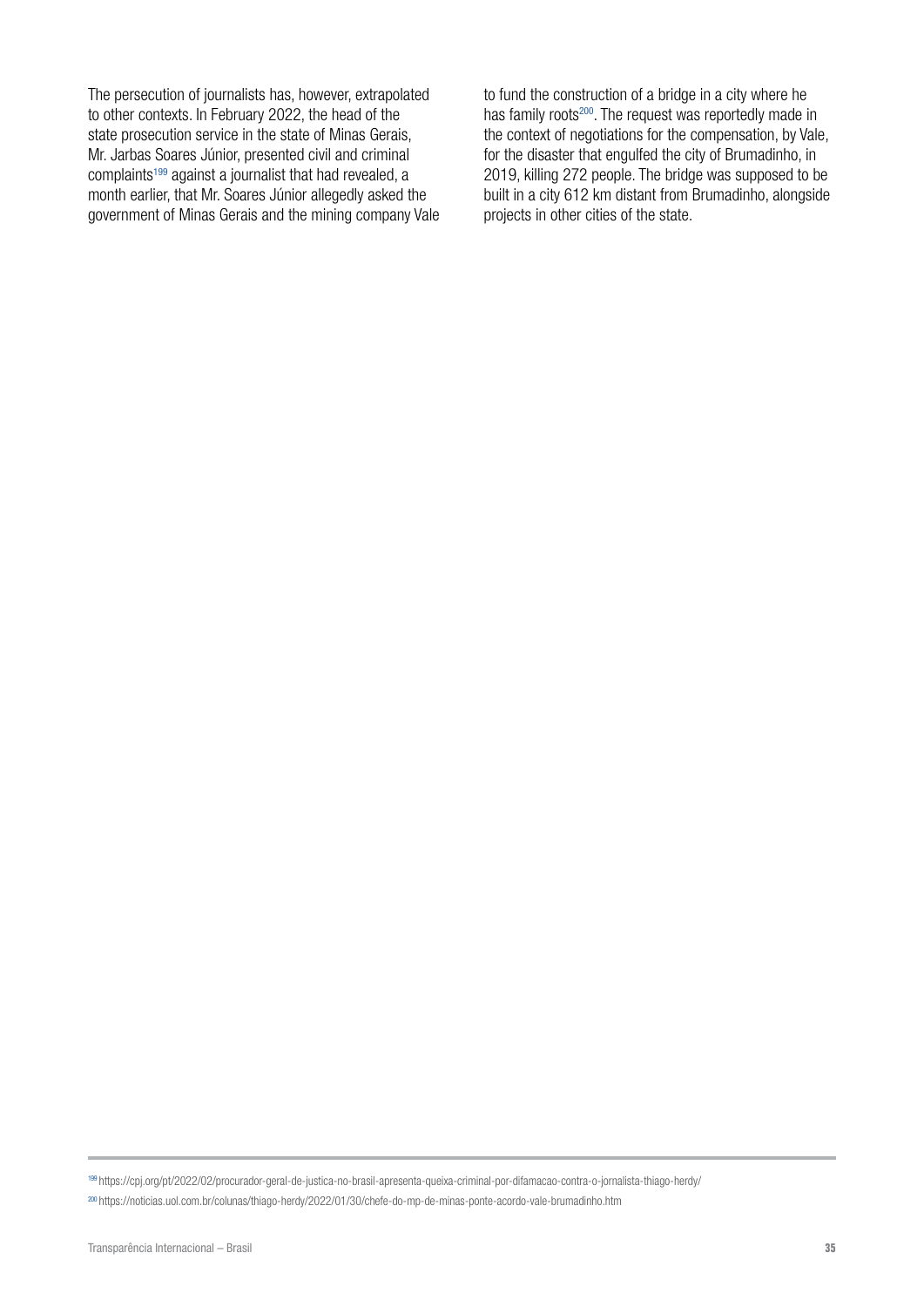The persecution of journalists has, however, extrapolated to other contexts. In February 2022, the head of the state prosecution service in the state of Minas Gerais, Mr. Jarbas Soares Júnior, presented civil and criminal complaints[199] against a journalist that had revealed, a month earlier, that Mr. Soares Júnior allegedly asked the government of Minas Gerais and the mining company Vale to fund the construction of a bridge in a city where he has family roots[200]. The request was reportedly made in the context of negotiations for the compensation, by Vale, for the disaster that engulfed the city of Brumadinho, in 2019, killing 272 people. The bridge was supposed to be built in a city 612 km distant from Brumadinho, alongside projects in other cities of the state.

---

[199] https://cpj.org/pt/2022/02/procurador-geral-de-justica-no-brasil-apresenta-queixa-criminal-por-difamacao-contra-o-jornalista-thiago-herdy/

[200] https://noticias.uol.com.br/colunas/thiago-herdy/2022/01/30/chefe-do-mp-de-minas-ponte-acordo-vale-brumadinho.htm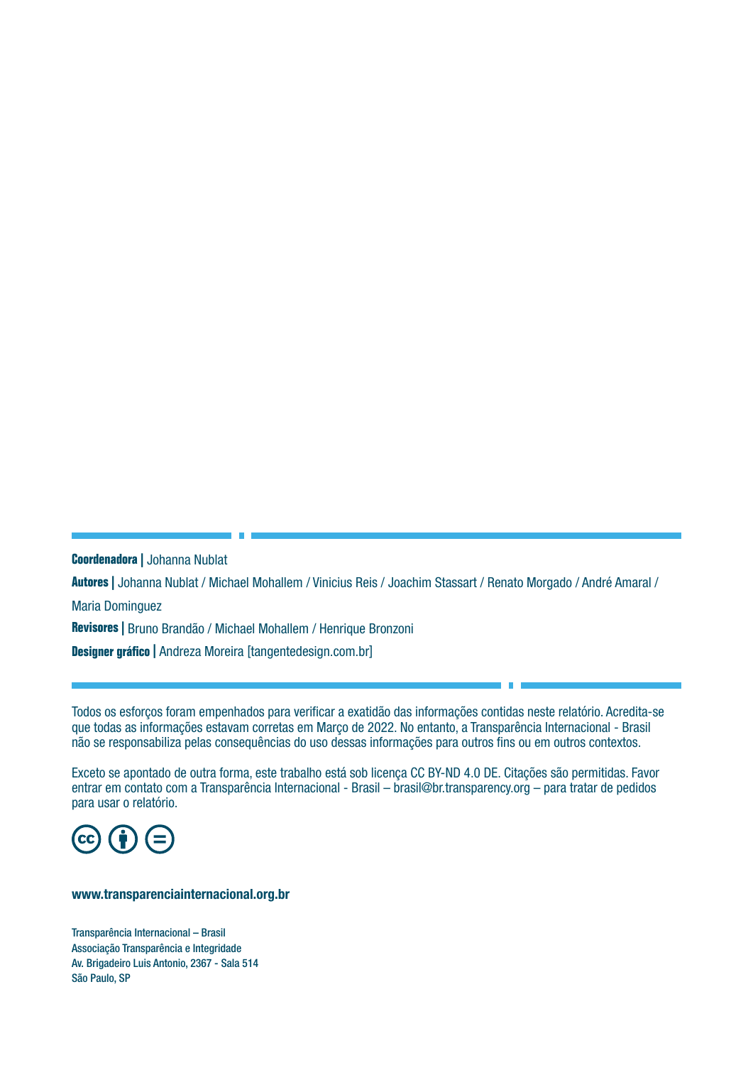**Coordenadora |** Johanna Nublat

**Autores |** Johanna Nublat / Michael Mohallem / Vinicius Reis / Joachim Stassart / Renato Morgado / André Amaral / Maria Dominguez

**Revisores |** Bruno Brandão / Michael Mohallem / Henrique Bronzoni

**Designer gráfico |** Andreza Moreira [tangentedesign.com.br]

Todos os esforços foram empenhados para verificar a exatidão das informações contidas neste relatório. Acredita-se que todas as informações estavam corretas em Março de 2022. No entanto, a Transparência Internacional - Brasil não se responsabiliza pelas consequências do uso dessas informações para outros fins ou em outros contextos.

Exceto se apontado de outra forma, este trabalho está sob licença CC BY-ND 4.0 DE. Citações são permitidas. Favor entrar em contato com a Transparência Internacional - Brasil – brasil@br.transparency.org – para tratar de pedidos para usar o relatório.

**www.transparenciainternacional.org.br**

Transparência Internacional – Brasil
Associação Transparência e Integridade
Av. Brigadeiro Luis Antonio, 2367 - Sala 514
São Paulo, SP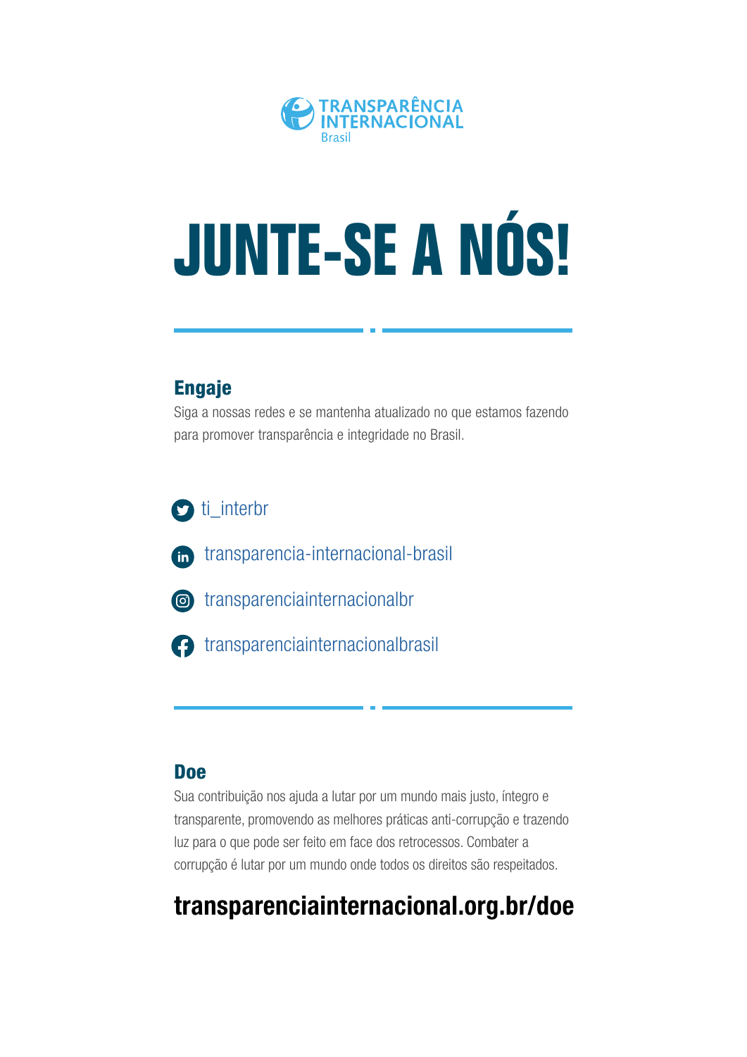TRANSPARÊNCIA INTERNACIONAL
Brasil

# JUNTE-SE A NÓS!

## Engaje

Siga a nossas redes e se mantenha atualizado no que estamos fazendo para promover transparência e integridade no Brasil.

ti_interbr

transparencia-internacional-brasil

transparenciainternacionalbr

transparenciainternacionalbrasil

## Doe

Sua contribuição nos ajuda a lutar por um mundo mais justo, íntegro e transparente, promovendo as melhores práticas anti-corrupção e trazendo luz para o que pode ser feito em face dos retrocessos. Combater a corrupção é lutar por um mundo onde todos os direitos são respeitados.

**transparenciainternacional.org.br/doe**